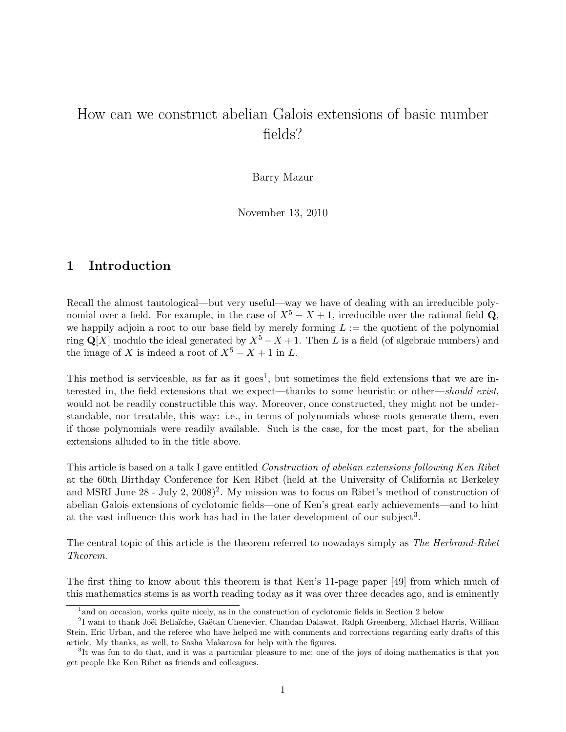# How can we construct abelian Galois extensions of basic number fields?

Barry Mazur

November 13, 2010

## 1 Introduction

Recall the almost tautological—but very useful—way we have of dealing with an irreducible polynomial over a field. For example, in the case of $X^5 - X + 1$, irreducible over the rational field $\mathbf{Q}$, we happily adjoin a root to our base field by merely forming $L :=$ the quotient of the polynomial ring $\mathbf{Q}[X]$ modulo the ideal generated by $X^5 - X + 1$. Then $L$ is a field (of algebraic numbers) and the image of $X$ is indeed a root of $X^5 - X + 1$ in $L$.

This method is serviceable, as far as it goes[1], but sometimes the field extensions that we are interested in, the field extensions that we expect—thanks to some heuristic or other—*should exist*, would not be readily constructible this way. Moreover, once constructed, they might not be understandable, nor treatable, this way: i.e., in terms of polynomials whose roots generate them, even if those polynomials were readily available. Such is the case, for the most part, for the abelian extensions alluded to in the title above.

This article is based on a talk I gave entitled *Construction of abelian extensions following Ken Ribet* at the 60th Birthday Conference for Ken Ribet (held at the University of California at Berkeley and MSRI June 28 - July 2, 2008)[2]. My mission was to focus on Ribet's method of construction of abelian Galois extensions of cyclotomic fields—one of Ken's great early achievements—and to hint at the vast influence this work has had in the later development of our subject[3].

The central topic of this article is the theorem referred to nowadays simply as *The Herbrand-Ribet Theorem.*

The first thing to know about this theorem is that Ken's 11-page paper [49] from which much of this mathematics stems is as worth reading today as it was over three decades ago, and is eminently

---

[1] and on occasion, works quite nicely, as in the construction of cyclotomic fields in Section 2 below

[2] I want to thank Joël Bellaïche, Gaëtan Chenevier, Chandan Dalawat, Ralph Greenberg, Michael Harris, William Stein, Eric Urban, and the referee who have helped me with comments and corrections regarding early drafts of this article. My thanks, as well, to Sasha Makarova for help with the figures.

[3] It was fun to do that, and it was a particular pleasure to me; one of the joys of doing mathematics is that you get people like Ken Ribet as friends and colleagues.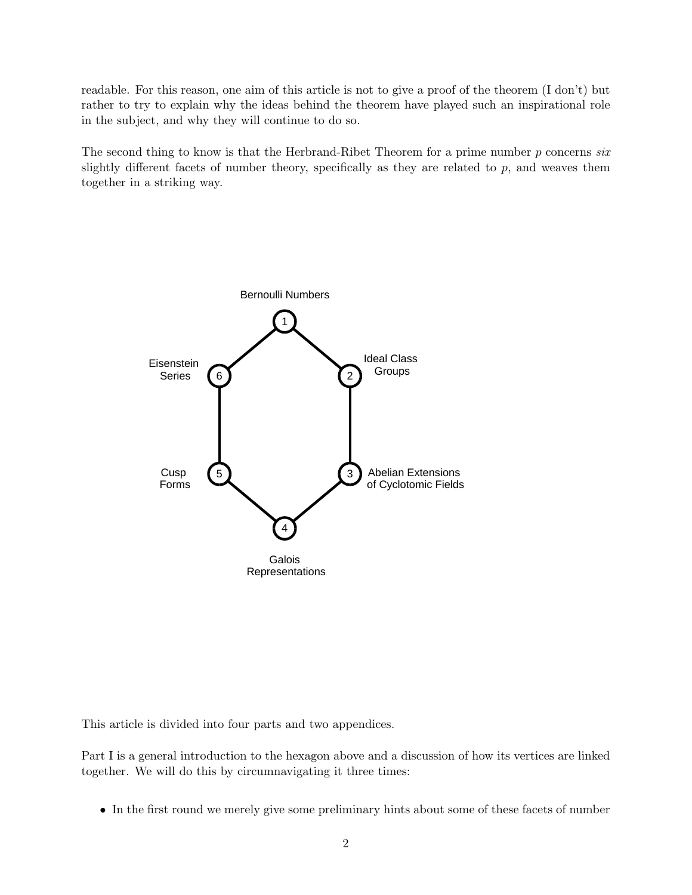readable. For this reason, one aim of this article is not to give a proof of the theorem (I don't) but rather to try to explain why the ideas behind the theorem have played such an inspirational role in the subject, and why they will continue to do so.

The second thing to know is that the Herbrand-Ribet Theorem for a prime number $p$ concerns *six* slightly different facets of number theory, specifically as they are related to $p$, and weaves them together in a striking way.

Bernoulli Numbers

Ideal Class Groups

Abelian Extensions of Cyclotomic Fields

Galois Representations

Cusp Forms

Eisenstein Series

This article is divided into four parts and two appendices.

Part I is a general introduction to the hexagon above and a discussion of how its vertices are linked together. We will do this by circumnavigating it three times:

- In the first round we merely give some preliminary hints about some of these facets of number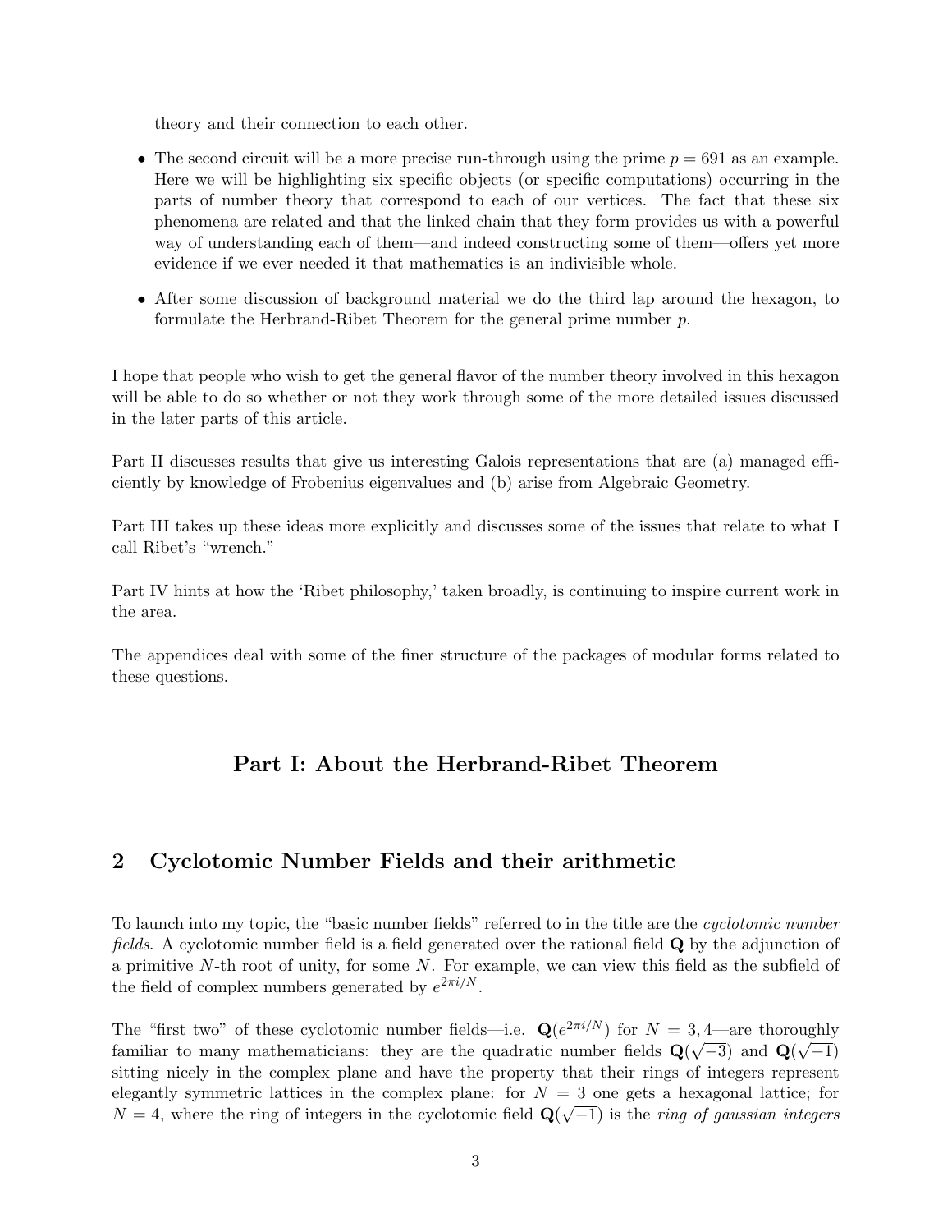theory and their connection to each other.

- The second circuit will be a more precise run-through using the prime $p = 691$ as an example. Here we will be highlighting six specific objects (or specific computations) occurring in the parts of number theory that correspond to each of our vertices. The fact that these six phenomena are related and that the linked chain that they form provides us with a powerful way of understanding each of them—and indeed constructing some of them—offers yet more evidence if we ever needed it that mathematics is an indivisible whole.
- After some discussion of background material we do the third lap around the hexagon, to formulate the Herbrand-Ribet Theorem for the general prime number $p$.

I hope that people who wish to get the general flavor of the number theory involved in this hexagon will be able to do so whether or not they work through some of the more detailed issues discussed in the later parts of this article.

Part II discusses results that give us interesting Galois representations that are (a) managed efficiently by knowledge of Frobenius eigenvalues and (b) arise from Algebraic Geometry.

Part III takes up these ideas more explicitly and discusses some of the issues that relate to what I call Ribet's "wrench."

Part IV hints at how the 'Ribet philosophy,' taken broadly, is continuing to inspire current work in the area.

The appendices deal with some of the finer structure of the packages of modular forms related to these questions.

# Part I: About the Herbrand-Ribet Theorem

## 2 Cyclotomic Number Fields and their arithmetic

To launch into my topic, the "basic number fields" referred to in the title are the *cyclotomic number fields*. A cyclotomic number field is a field generated over the rational field $\mathbf{Q}$ by the adjunction of a primitive $N$-th root of unity, for some $N$. For example, we can view this field as the subfield of the field of complex numbers generated by $e^{2\pi i/N}$.

The "first two" of these cyclotomic number fields—i.e. $\mathbf{Q}(e^{2\pi i/N})$ for $N = 3, 4$—are thoroughly familiar to many mathematicians: they are the quadratic number fields $\mathbf{Q}(\sqrt{-3})$ and $\mathbf{Q}(\sqrt{-1})$ sitting nicely in the complex plane and have the property that their rings of integers represent elegantly symmetric lattices in the complex plane: for $N = 3$ one gets a hexagonal lattice; for $N = 4$, where the ring of integers in the cyclotomic field $\mathbf{Q}(\sqrt{-1})$ is the *ring of gaussian integers*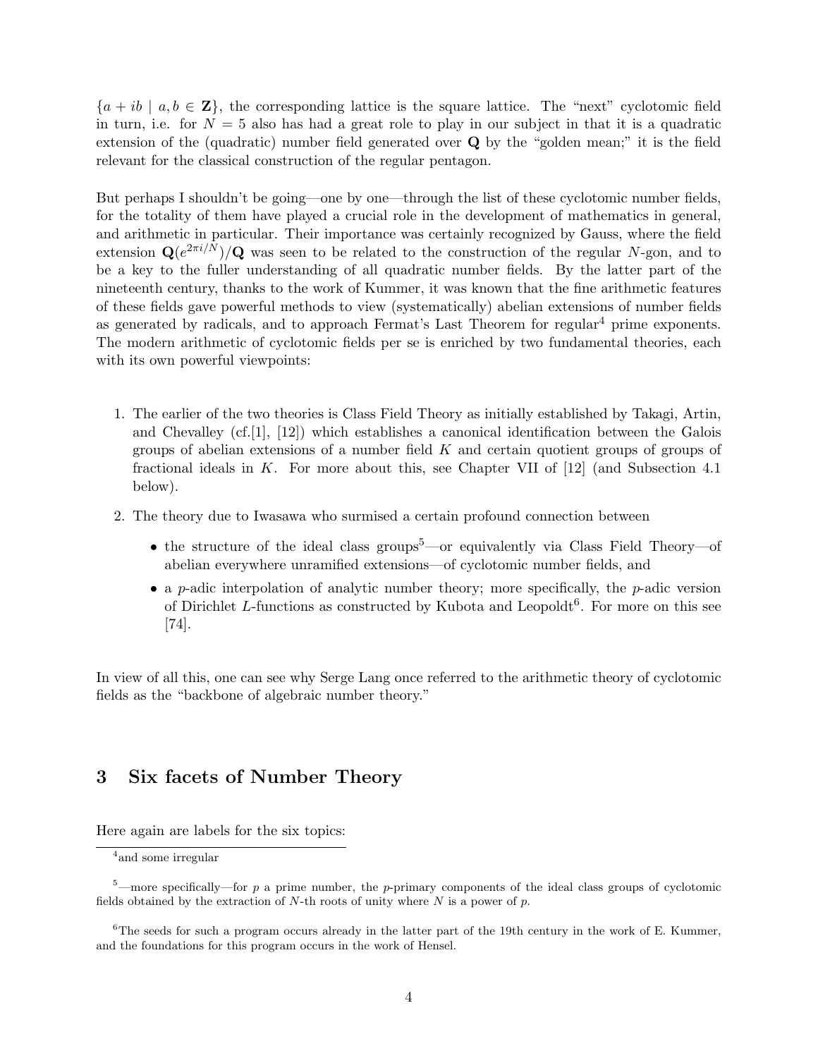$\{a + ib \mid a, b \in \mathbf{Z}\}$, the corresponding lattice is the square lattice. The "next" cyclotomic field in turn, i.e. for $N = 5$ also has had a great role to play in our subject in that it is a quadratic extension of the (quadratic) number field generated over $\mathbf{Q}$ by the "golden mean;" it is the field relevant for the classical construction of the regular pentagon.

But perhaps I shouldn't be going—one by one—through the list of these cyclotomic number fields, for the totality of them have played a crucial role in the development of mathematics in general, and arithmetic in particular. Their importance was certainly recognized by Gauss, where the field extension $\mathbf{Q}(e^{2\pi i/N})/\mathbf{Q}$ was seen to be related to the construction of the regular $N$-gon, and to be a key to the fuller understanding of all quadratic number fields. By the latter part of the nineteenth century, thanks to the work of Kummer, it was known that the fine arithmetic features of these fields gave powerful methods to view (systematically) abelian extensions of number fields as generated by radicals, and to approach Fermat's Last Theorem for regular[4] prime exponents. The modern arithmetic of cyclotomic fields per se is enriched by two fundamental theories, each with its own powerful viewpoints:

1. The earlier of the two theories is Class Field Theory as initially established by Takagi, Artin, and Chevalley (cf.[1], [12]) which establishes a canonical identification between the Galois groups of abelian extensions of a number field $K$ and certain quotient groups of groups of fractional ideals in $K$. For more about this, see Chapter VII of [12] (and Subsection 4.1 below).

2. The theory due to Iwasawa who surmised a certain profound connection between

   - the structure of the ideal class groups[5]—or equivalently via Class Field Theory—of abelian everywhere unramified extensions—of cyclotomic number fields, and
   - a $p$-adic interpolation of analytic number theory; more specifically, the $p$-adic version of Dirichlet $L$-functions as constructed by Kubota and Leopoldt[6]. For more on this see [74].

In view of all this, one can see why Serge Lang once referred to the arithmetic theory of cyclotomic fields as the "backbone of algebraic number theory."

## 3 Six facets of Number Theory

Here again are labels for the six topics:

---

[4] and some irregular

[5] —more specifically—for $p$ a prime number, the $p$-primary components of the ideal class groups of cyclotomic fields obtained by the extraction of $N$-th roots of unity where $N$ is a power of $p$.

[6] The seeds for such a program occurs already in the latter part of the 19th century in the work of E. Kummer, and the foundations for this program occurs in the work of Hensel.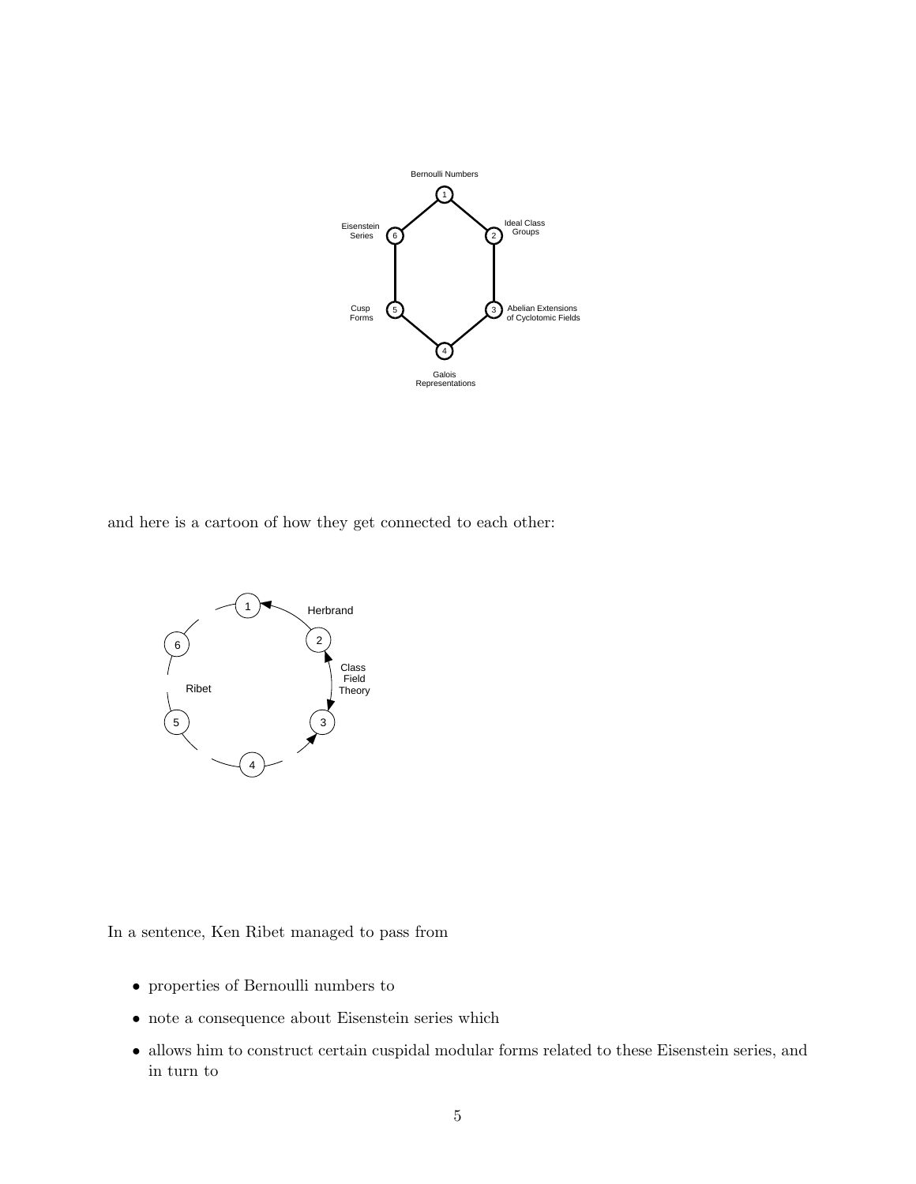Bernoulli Numbers

1

Eisenstein Series 6 — 2 Ideal Class Groups

Cusp Forms 5 — 3 Abelian Extensions of Cyclotomic Fields

4

Galois Representations

and here is a cartoon of how they get connected to each other:

1 — Herbrand — 2 — Class Field Theory — 3 — 4 — 5 — Ribet — 6

In a sentence, Ken Ribet managed to pass from

- properties of Bernoulli numbers to
- note a consequence about Eisenstein series which
- allows him to construct certain cuspidal modular forms related to these Eisenstein series, and in turn to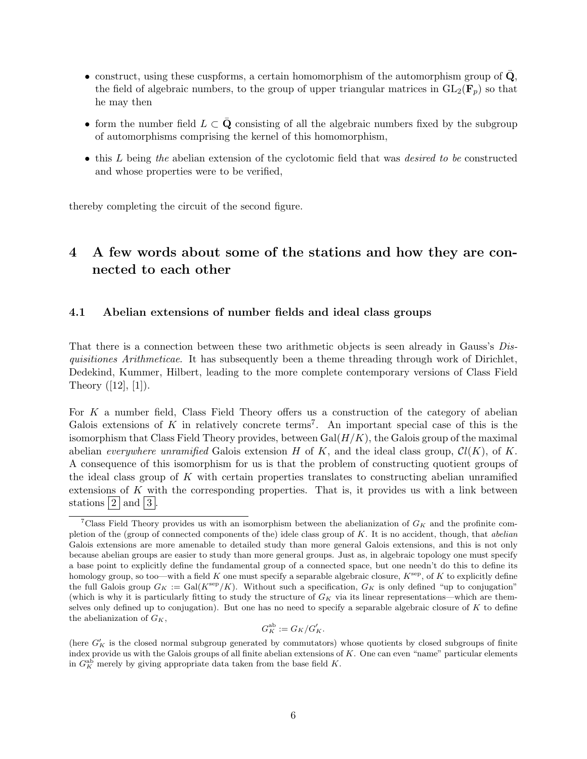- construct, using these cuspforms, a certain homomorphism of the automorphism group of $\bar{\mathbf{Q}}$, the field of algebraic numbers, to the group of upper triangular matrices in $\mathrm{GL}_2(\mathbf{F}_p)$ so that he may then
- form the number field $L \subset \bar{\mathbf{Q}}$ consisting of all the algebraic numbers fixed by the subgroup of automorphisms comprising the kernel of this homomorphism,
- this $L$ being *the* abelian extension of the cyclotomic field that was *desired to be* constructed and whose properties were to be verified,

thereby completing the circuit of the second figure.

## 4 A few words about some of the stations and how they are connected to each other

### 4.1 Abelian extensions of number fields and ideal class groups

That there is a connection between these two arithmetic objects is seen already in Gauss's *Disquisitiones Arithmeticae*. It has subsequently been a theme threading through work of Dirichlet, Dedekind, Kummer, Hilbert, leading to the more complete contemporary versions of Class Field Theory ([12], [1]).

For $K$ a number field, Class Field Theory offers us a construction of the category of abelian Galois extensions of $K$ in relatively concrete terms[7]. An important special case of this is the isomorphism that Class Field Theory provides, between $\mathrm{Gal}(H/K)$, the Galois group of the maximal abelian *everywhere unramified* Galois extension $H$ of $K$, and the ideal class group, $\mathcal{C}l(K)$, of $K$. A consequence of this isomorphism for us is that the problem of constructing quotient groups of the ideal class group of $K$ with certain properties translates to constructing abelian unramified extensions of $K$ with the corresponding properties. That is, it provides us with a link between stations $\boxed{2}$ and $\boxed{3}$.

[7] Class Field Theory provides us with an isomorphism between the abelianization of $G_K$ and the profinite completion of the (group of connected components of the) idele class group of $K$. It is no accident, though, that *abelian* Galois extensions are more amenable to detailed study than more general Galois extensions, and this is not only because abelian groups are easier to study than more general groups. Just as, in algebraic topology one must specify a base point to explicitly define the fundamental group of a connected space, but one needn't do this to define its homology group, so too—with a field $K$ one must specify a separable algebraic closure, $K^{\mathrm{sep}}$, of $K$ to explicitly define the full Galois group $G_K := \mathrm{Gal}(K^{\mathrm{sep}}/K)$. Without such a specification, $G_K$ is only defined "up to conjugation" (which is why it is particularly fitting to study the structure of $G_K$ via its linear representations—which are themselves only defined up to conjugation). But one has no need to specify a separable algebraic closure of $K$ to define the abelianization of $G_K$,

$$G_K^{\mathrm{ab}} := G_K/G_K'.$$

(here $G_K'$ is the closed normal subgroup generated by commutators) whose quotients by closed subgroups of finite index provide us with the Galois groups of all finite abelian extensions of $K$. One can even "name" particular elements in $G_K^{\mathrm{ab}}$ merely by giving appropriate data taken from the base field $K$.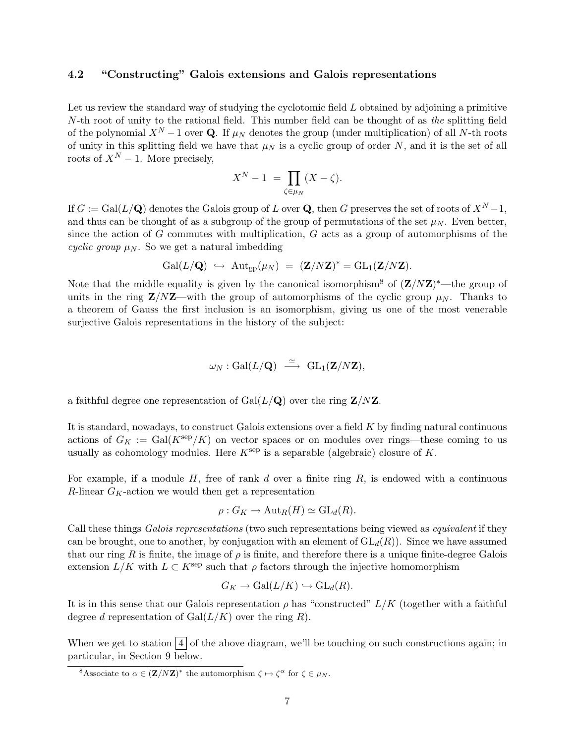### 4.2 "Constructing" Galois extensions and Galois representations

Let us review the standard way of studying the cyclotomic field $L$ obtained by adjoining a primitive $N$-th root of unity to the rational field. This number field can be thought of as *the* splitting field of the polynomial $X^N - 1$ over $\mathbf{Q}$. If $\mu_N$ denotes the group (under multiplication) of all $N$-th roots of unity in this splitting field we have that $\mu_N$ is a cyclic group of order $N$, and it is the set of all roots of $X^N - 1$. More precisely,

$$X^N - 1 \;=\; \prod_{\zeta \in \mu_N} (X - \zeta).$$

If $G := \mathrm{Gal}(L/\mathbf{Q})$ denotes the Galois group of $L$ over $\mathbf{Q}$, then $G$ preserves the set of roots of $X^N - 1$, and thus can be thought of as a subgroup of the group of permutations of the set $\mu_N$. Even better, since the action of $G$ commutes with multiplication, $G$ acts as a group of automorphisms of the *cyclic group* $\mu_N$. So we get a natural imbedding

$$\mathrm{Gal}(L/\mathbf{Q}) \;\hookrightarrow\; \mathrm{Aut}_{\mathrm{gp}}(\mu_N) \;=\; (\mathbf{Z}/N\mathbf{Z})^* = \mathrm{GL}_1(\mathbf{Z}/N\mathbf{Z}).$$

Note that the middle equality is given by the canonical isomorphism[8] of $(\mathbf{Z}/N\mathbf{Z})^*$—the group of units in the ring $\mathbf{Z}/N\mathbf{Z}$—with the group of automorphisms of the cyclic group $\mu_N$. Thanks to a theorem of Gauss the first inclusion is an isomorphism, giving us one of the most venerable surjective Galois representations in the history of the subject:

$$\omega_N : \mathrm{Gal}(L/\mathbf{Q}) \;\xrightarrow{\;\simeq\;}\; \mathrm{GL}_1(\mathbf{Z}/N\mathbf{Z}),$$

a faithful degree one representation of $\mathrm{Gal}(L/\mathbf{Q})$ over the ring $\mathbf{Z}/N\mathbf{Z}$.

It is standard, nowadays, to construct Galois extensions over a field $K$ by finding natural continuous actions of $G_K := \mathrm{Gal}(K^{\mathrm{sep}}/K)$ on vector spaces or on modules over rings—these coming to us usually as cohomology modules. Here $K^{\mathrm{sep}}$ is a separable (algebraic) closure of $K$.

For example, if a module $H$, free of rank $d$ over a finite ring $R$, is endowed with a continuous $R$-linear $G_K$-action we would then get a representation

$$\rho : G_K \to \mathrm{Aut}_R(H) \simeq \mathrm{GL}_d(R).$$

Call these things *Galois representations* (two such representations being viewed as *equivalent* if they can be brought, one to another, by conjugation with an element of $\mathrm{GL}_d(R)$). Since we have assumed that our ring $R$ is finite, the image of $\rho$ is finite, and therefore there is a unique finite-degree Galois extension $L/K$ with $L \subset K^{\mathrm{sep}}$ such that $\rho$ factors through the injective homomorphism

$$G_K \to \mathrm{Gal}(L/K) \hookrightarrow \mathrm{GL}_d(R).$$

It is in this sense that our Galois representation $\rho$ has "constructed" $L/K$ (together with a faithful degree $d$ representation of $\mathrm{Gal}(L/K)$ over the ring $R$).

When we get to station $\boxed{4}$ of the above diagram, we'll be touching on such constructions again; in particular, in Section 9 below.

[8] Associate to $\alpha \in (\mathbf{Z}/N\mathbf{Z})^*$ the automorphism $\zeta \mapsto \zeta^\alpha$ for $\zeta \in \mu_N$.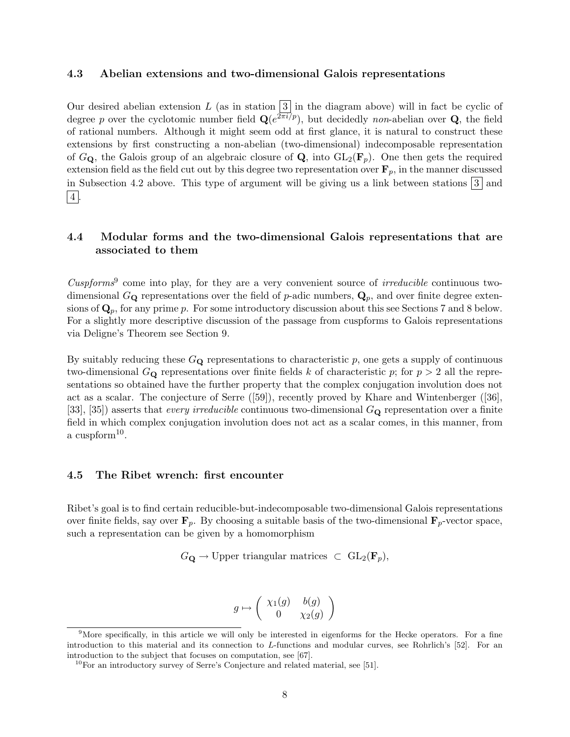### 4.3 Abelian extensions and two-dimensional Galois representations

Our desired abelian extension $L$ (as in station $\boxed{3}$ in the diagram above) will in fact be cyclic of degree $p$ over the cyclotomic number field $\mathbf{Q}(e^{2\pi i/p})$, but decidedly *non*-abelian over $\mathbf{Q}$, the field of rational numbers. Although it might seem odd at first glance, it is natural to construct these extensions by first constructing a non-abelian (two-dimensional) indecomposable representation of $G_{\mathbf{Q}}$, the Galois group of an algebraic closure of $\mathbf{Q}$, into $\mathrm{GL}_2(\mathbf{F}_p)$. One then gets the required extension field as the field cut out by this degree two representation over $\mathbf{F}_p$, in the manner discussed in Subsection 4.2 above. This type of argument will be giving us a link between stations $\boxed{3}$ and $\boxed{4}$.

### 4.4 Modular forms and the two-dimensional Galois representations that are associated to them

*Cuspforms*[9] come into play, for they are a very convenient source of *irreducible* continuous two-dimensional $G_{\mathbf{Q}}$ representations over the field of $p$-adic numbers, $\mathbf{Q}_p$, and over finite degree extensions of $\mathbf{Q}_p$, for any prime $p$. For some introductory discussion about this see Sections 7 and 8 below. For a slightly more descriptive discussion of the passage from cuspforms to Galois representations via Deligne's Theorem see Section 9.

By suitably reducing these $G_{\mathbf{Q}}$ representations to characteristic $p$, one gets a supply of continuous two-dimensional $G_{\mathbf{Q}}$ representations over finite fields $k$ of characteristic $p$; for $p > 2$ all the representations so obtained have the further property that the complex conjugation involution does not act as a scalar. The conjecture of Serre ([59]), recently proved by Khare and Wintenberger ([36], [33], [35]) asserts that *every irreducible* continuous two-dimensional $G_{\mathbf{Q}}$ representation over a finite field in which complex conjugation involution does not act as a scalar comes, in this manner, from a cuspform[10].

### 4.5 The Ribet wrench: first encounter

Ribet's goal is to find certain reducible-but-indecomposable two-dimensional Galois representations over finite fields, say over $\mathbf{F}_p$. By choosing a suitable basis of the two-dimensional $\mathbf{F}_p$-vector space, such a representation can be given by a homomorphism

$$G_{\mathbf{Q}} \to \text{Upper triangular matrices} \ \subset \ \mathrm{GL}_2(\mathbf{F}_p),$$

$$g \mapsto \begin{pmatrix} \chi_1(g) & b(g) \\ 0 & \chi_2(g) \end{pmatrix}$$

[9] More specifically, in this article we will only be interested in eigenforms for the Hecke operators. For a fine introduction to this material and its connection to $L$-functions and modular curves, see Rohrlich's [52]. For an introduction to the subject that focuses on computation, see [67].

[10] For an introductory survey of Serre's Conjecture and related material, see [51].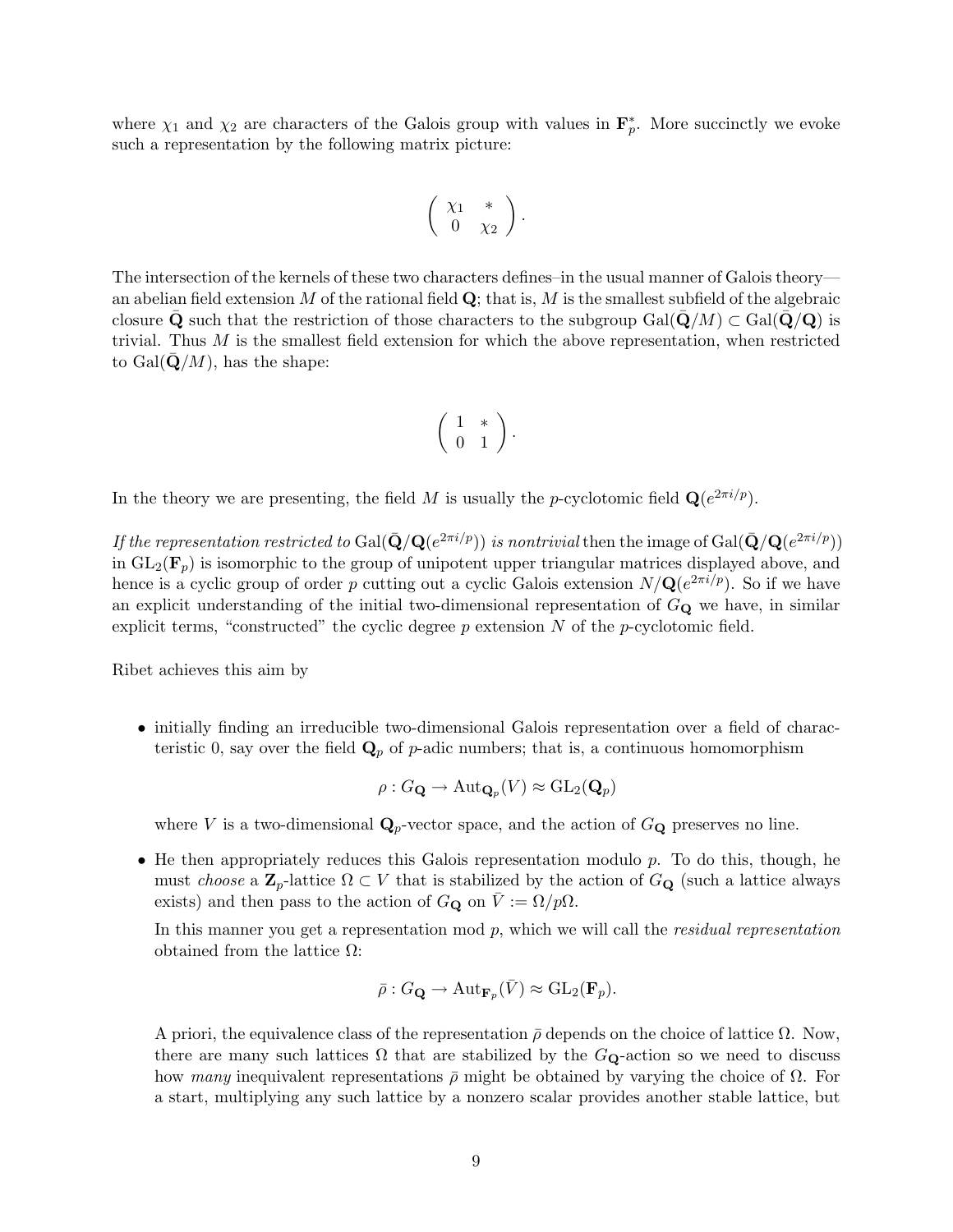where $\chi_1$ and $\chi_2$ are characters of the Galois group with values in $\mathbf{F}_p^*$. More succinctly we evoke such a representation by the following matrix picture:

$$\begin{pmatrix} \chi_1 & * \\ 0 & \chi_2 \end{pmatrix}.$$

The intersection of the kernels of these two characters defines–in the usual manner of Galois theory—an abelian field extension $M$ of the rational field $\mathbf{Q}$; that is, $M$ is the smallest subfield of the algebraic closure $\bar{\mathbf{Q}}$ such that the restriction of those characters to the subgroup $\mathrm{Gal}(\bar{\mathbf{Q}}/M) \subset \mathrm{Gal}(\bar{\mathbf{Q}}/\mathbf{Q})$ is trivial. Thus $M$ is the smallest field extension for which the above representation, when restricted to $\mathrm{Gal}(\bar{\mathbf{Q}}/M)$, has the shape:

$$\begin{pmatrix} 1 & * \\ 0 & 1 \end{pmatrix}.$$

In the theory we are presenting, the field $M$ is usually the $p$-cyclotomic field $\mathbf{Q}(e^{2\pi i/p})$.

*If the representation restricted to* $\mathrm{Gal}(\bar{\mathbf{Q}}/\mathbf{Q}(e^{2\pi i/p}))$ *is nontrivial* then the image of $\mathrm{Gal}(\bar{\mathbf{Q}}/\mathbf{Q}(e^{2\pi i/p}))$ in $\mathrm{GL}_2(\mathbf{F}_p)$ is isomorphic to the group of unipotent upper triangular matrices displayed above, and hence is a cyclic group of order $p$ cutting out a cyclic Galois extension $N/\mathbf{Q}(e^{2\pi i/p})$. So if we have an explicit understanding of the initial two-dimensional representation of $G_{\mathbf{Q}}$ we have, in similar explicit terms, "constructed" the cyclic degree $p$ extension $N$ of the $p$-cyclotomic field.

Ribet achieves this aim by

- initially finding an irreducible two-dimensional Galois representation over a field of characteristic 0, say over the field $\mathbf{Q}_p$ of $p$-adic numbers; that is, a continuous homomorphism

  $$\rho : G_{\mathbf{Q}} \to \mathrm{Aut}_{\mathbf{Q}_p}(V) \approx \mathrm{GL}_2(\mathbf{Q}_p)$$

  where $V$ is a two-dimensional $\mathbf{Q}_p$-vector space, and the action of $G_{\mathbf{Q}}$ preserves no line.

- He then appropriately reduces this Galois representation modulo $p$. To do this, though, he must *choose* a $\mathbf{Z}_p$-lattice $\Omega \subset V$ that is stabilized by the action of $G_{\mathbf{Q}}$ (such a lattice always exists) and then pass to the action of $G_{\mathbf{Q}}$ on $\bar{V} := \Omega/p\Omega$.

  In this manner you get a representation mod $p$, which we will call the *residual representation* obtained from the lattice $\Omega$:

  $$\bar{\rho} : G_{\mathbf{Q}} \to \mathrm{Aut}_{\mathbf{F}_p}(\bar{V}) \approx \mathrm{GL}_2(\mathbf{F}_p).$$

  A priori, the equivalence class of the representation $\bar{\rho}$ depends on the choice of lattice $\Omega$. Now, there are many such lattices $\Omega$ that are stabilized by the $G_{\mathbf{Q}}$-action so we need to discuss how *many* inequivalent representations $\bar{\rho}$ might be obtained by varying the choice of $\Omega$. For a start, multiplying any such lattice by a nonzero scalar provides another stable lattice, but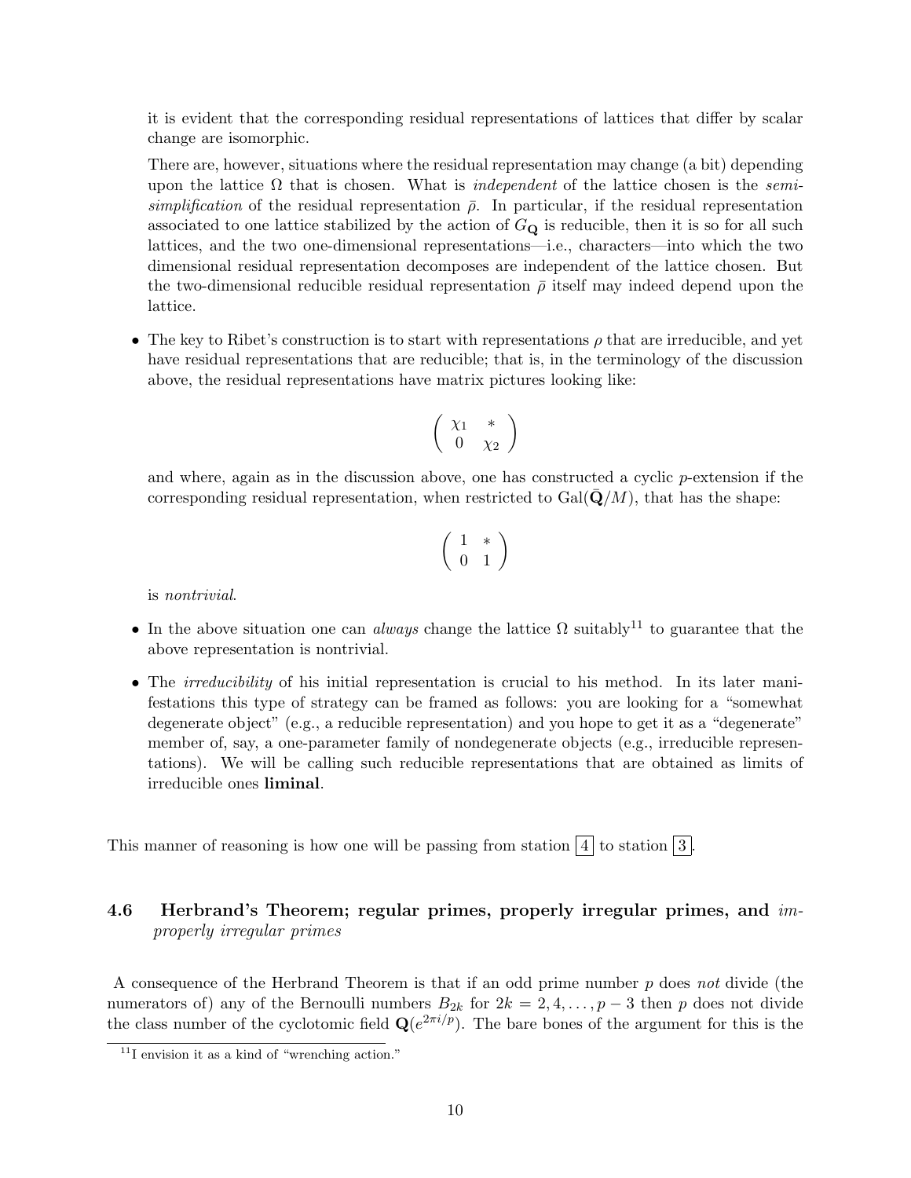it is evident that the corresponding residual representations of lattices that differ by scalar change are isomorphic.

There are, however, situations where the residual representation may change (a bit) depending upon the lattice $\Omega$ that is chosen. What is *independent* of the lattice chosen is the *semi-simplification* of the residual representation $\bar{\rho}$. In particular, if the residual representation associated to one lattice stabilized by the action of $G_{\mathbf{Q}}$ is reducible, then it is so for all such lattices, and the two one-dimensional representations—i.e., characters—into which the two dimensional residual representation decomposes are independent of the lattice chosen. But the two-dimensional reducible residual representation $\bar{\rho}$ itself may indeed depend upon the lattice.

- The key to Ribet's construction is to start with representations $\rho$ that are irreducible, and yet have residual representations that are reducible; that is, in the terminology of the discussion above, the residual representations have matrix pictures looking like:

$$\begin{pmatrix} \chi_1 & * \\ 0 & \chi_2 \end{pmatrix}$$

and where, again as in the discussion above, one has constructed a cyclic $p$-extension if the corresponding residual representation, when restricted to $\mathrm{Gal}(\bar{\mathbf{Q}}/M)$, that has the shape:

$$\begin{pmatrix} 1 & * \\ 0 & 1 \end{pmatrix}$$

is *nontrivial*.

- In the above situation one can *always* change the lattice $\Omega$ suitably[11] to guarantee that the above representation is nontrivial.

- The *irreducibility* of his initial representation is crucial to his method. In its later manifestations this type of strategy can be framed as follows: you are looking for a "somewhat degenerate object" (e.g., a reducible representation) and you hope to get it as a "degenerate" member of, say, a one-parameter family of nondegenerate objects (e.g., irreducible representations). We will be calling such reducible representations that are obtained as limits of irreducible ones **liminal**.

This manner of reasoning is how one will be passing from station 4 to station 3.

### 4.6 Herbrand's Theorem; regular primes, properly irregular primes, and *improperly irregular primes*

A consequence of the Herbrand Theorem is that if an odd prime number $p$ does *not* divide (the numerators of) any of the Bernoulli numbers $B_{2k}$ for $2k = 2, 4, \ldots, p-3$ then $p$ does not divide the class number of the cyclotomic field $\mathbf{Q}(e^{2\pi i/p})$. The bare bones of the argument for this is the

[11] I envision it as a kind of "wrenching action."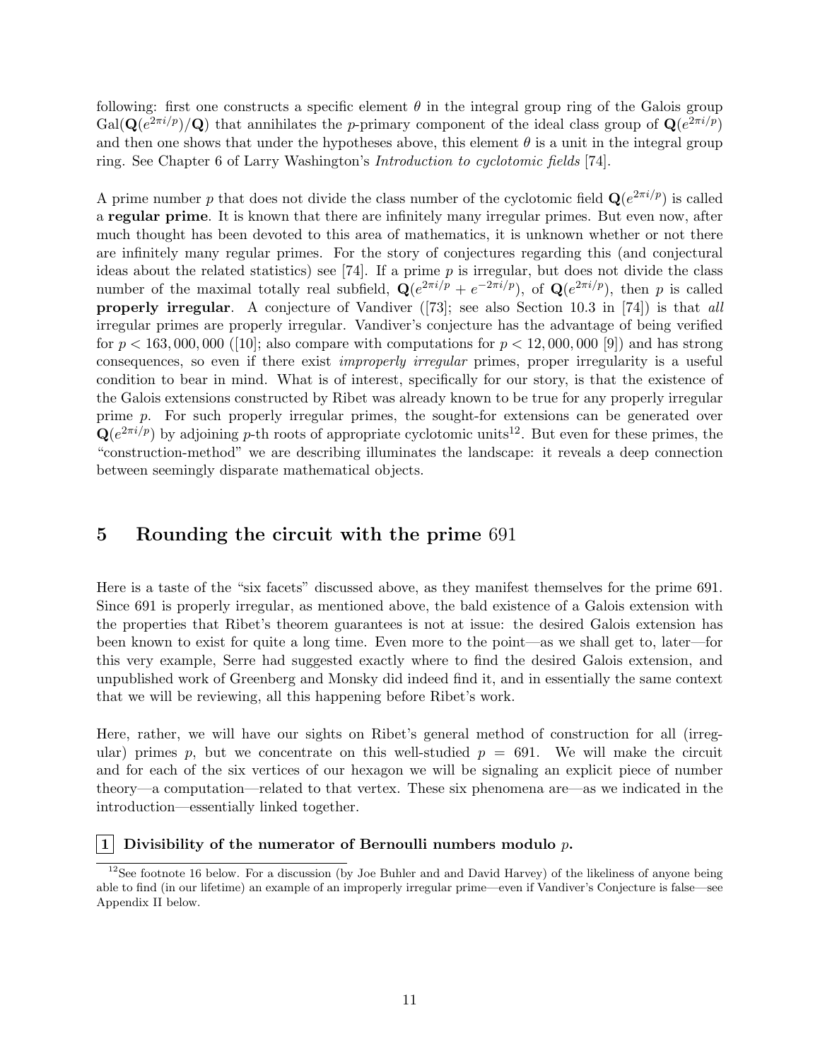following: first one constructs a specific element $\theta$ in the integral group ring of the Galois group $\mathrm{Gal}(\mathbf{Q}(e^{2\pi i/p})/\mathbf{Q})$ that annihilates the $p$-primary component of the ideal class group of $\mathbf{Q}(e^{2\pi i/p})$ and then one shows that under the hypotheses above, this element $\theta$ is a unit in the integral group ring. See Chapter 6 of Larry Washington's *Introduction to cyclotomic fields* [74].

A prime number $p$ that does not divide the class number of the cyclotomic field $\mathbf{Q}(e^{2\pi i/p})$ is called a **regular prime**. It is known that there are infinitely many irregular primes. But even now, after much thought has been devoted to this area of mathematics, it is unknown whether or not there are infinitely many regular primes. For the story of conjectures regarding this (and conjectural ideas about the related statistics) see [74]. If a prime $p$ is irregular, but does not divide the class number of the maximal totally real subfield, $\mathbf{Q}(e^{2\pi i/p} + e^{-2\pi i/p})$, of $\mathbf{Q}(e^{2\pi i/p})$, then $p$ is called **properly irregular**. A conjecture of Vandiver ([73]; see also Section 10.3 in [74]) is that *all* irregular primes are properly irregular. Vandiver's conjecture has the advantage of being verified for $p < 163,000,000$ ([10]; also compare with computations for $p < 12,000,000$ [9]) and has strong consequences, so even if there exist *improperly irregular* primes, proper irregularity is a useful condition to bear in mind. What is of interest, specifically for our story, is that the existence of the Galois extensions constructed by Ribet was already known to be true for any properly irregular prime $p$. For such properly irregular primes, the sought-for extensions can be generated over $\mathbf{Q}(e^{2\pi i/p})$ by adjoining $p$-th roots of appropriate cyclotomic units[12]. But even for these primes, the "construction-method" we are describing illuminates the landscape: it reveals a deep connection between seemingly disparate mathematical objects.

## 5 Rounding the circuit with the prime 691

Here is a taste of the "six facets" discussed above, as they manifest themselves for the prime 691. Since 691 is properly irregular, as mentioned above, the bald existence of a Galois extension with the properties that Ribet's theorem guarantees is not at issue: the desired Galois extension has been known to exist for quite a long time. Even more to the point—as we shall get to, later—for this very example, Serre had suggested exactly where to find the desired Galois extension, and unpublished work of Greenberg and Monsky did indeed find it, and in essentially the same context that we will be reviewing, all this happening before Ribet's work.

Here, rather, we will have our sights on Ribet's general method of construction for all (irregular) primes $p$, but we concentrate on this well-studied $p = 691$. We will make the circuit and for each of the six vertices of our hexagon we will be signaling an explicit piece of number theory—a computation—related to that vertex. These six phenomena are—as we indicated in the introduction—essentially linked together.

**1 Divisibility of the numerator of Bernoulli numbers modulo $p$.**

[12] See footnote 16 below. For a discussion (by Joe Buhler and and David Harvey) of the likeliness of anyone being able to find (in our lifetime) an example of an improperly irregular prime—even if Vandiver's Conjecture is false—see Appendix II below.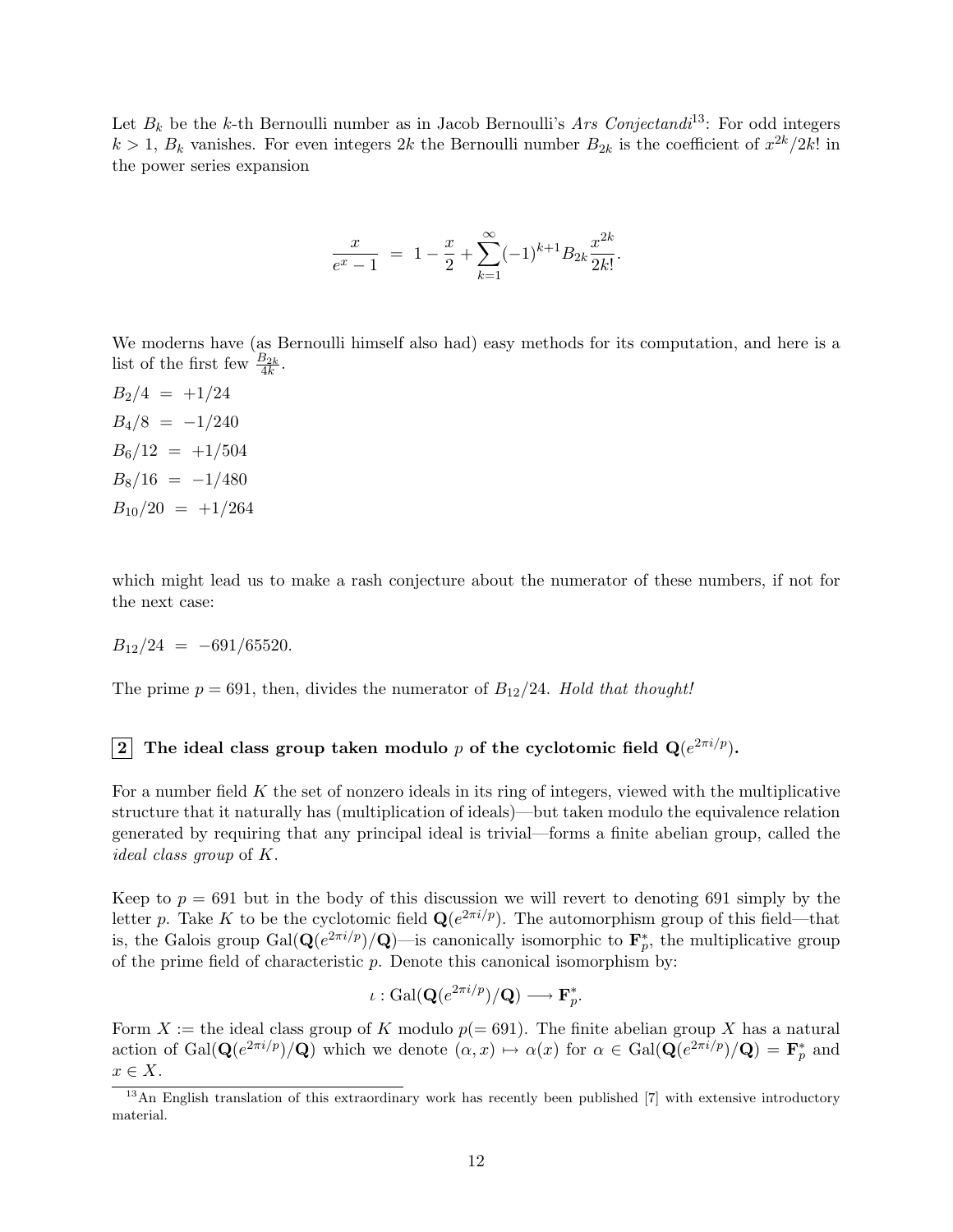Let $B_k$ be the $k$-th Bernoulli number as in Jacob Bernoulli's *Ars Conjectandi*[13]: For odd integers $k > 1$, $B_k$ vanishes. For even integers $2k$ the Bernoulli number $B_{2k}$ is the coefficient of $x^{2k}/2k!$ in the power series expansion

$$\frac{x}{e^x - 1} \ = \ 1 - \frac{x}{2} + \sum_{k=1}^{\infty} (-1)^{k+1} B_{2k} \frac{x^{2k}}{2k!}.$$

We moderns have (as Bernoulli himself also had) easy methods for its computation, and here is a list of the first few $\frac{B_{2k}}{4k}$.

$B_2/4 \ = \ +1/24$

$B_4/8 \ = \ -1/240$

$B_6/12 \ = \ +1/504$

$B_8/16 \ = \ -1/480$

$B_{10}/20 \ = \ +1/264$

which might lead us to make a rash conjecture about the numerator of these numbers, if not for the next case:

$B_{12}/24 \ = \ -691/65520.$

The prime $p = 691$, then, divides the numerator of $B_{12}/24$. *Hold that thought!*

## 2 The ideal class group taken modulo $p$ of the cyclotomic field $\mathbf{Q}(e^{2\pi i/p})$.

For a number field $K$ the set of nonzero ideals in its ring of integers, viewed with the multiplicative structure that it naturally has (multiplication of ideals)—but taken modulo the equivalence relation generated by requiring that any principal ideal is trivial—forms a finite abelian group, called the *ideal class group* of $K$.

Keep to $p = 691$ but in the body of this discussion we will revert to denoting 691 simply by the letter $p$. Take $K$ to be the cyclotomic field $\mathbf{Q}(e^{2\pi i/p})$. The automorphism group of this field—that is, the Galois group $\mathrm{Gal}(\mathbf{Q}(e^{2\pi i/p})/\mathbf{Q})$—is canonically isomorphic to $\mathbf{F}_p^*$, the multiplicative group of the prime field of characteristic $p$. Denote this canonical isomorphism by:

$$\iota : \mathrm{Gal}(\mathbf{Q}(e^{2\pi i/p})/\mathbf{Q}) \longrightarrow \mathbf{F}_p^*.$$

Form $X :=$ the ideal class group of $K$ modulo $p (= 691)$. The finite abelian group $X$ has a natural action of $\mathrm{Gal}(\mathbf{Q}(e^{2\pi i/p})/\mathbf{Q})$ which we denote $(\alpha, x) \mapsto \alpha(x)$ for $\alpha \in \mathrm{Gal}(\mathbf{Q}(e^{2\pi i/p})/\mathbf{Q}) = \mathbf{F}_p^*$ and $x \in X$.

[13] An English translation of this extraordinary work has recently been published [7] with extensive introductory material.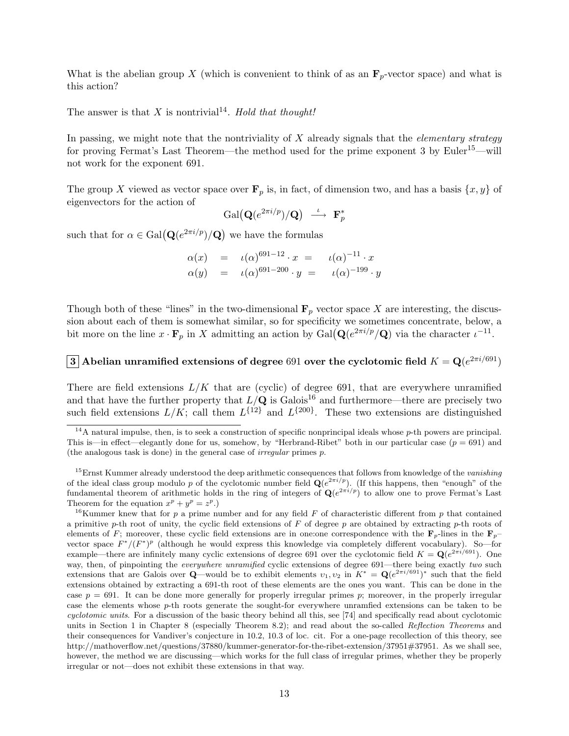What is the abelian group $X$ (which is convenient to think of as an $\mathbf{F}_p$-vector space) and what is this action?

The answer is that $X$ is nontrivial[14]. *Hold that thought!*

In passing, we might note that the nontriviality of $X$ already signals that the *elementary strategy* for proving Fermat's Last Theorem—the method used for the prime exponent 3 by Euler[15]—will not work for the exponent 691.

The group $X$ viewed as vector space over $\mathbf{F}_p$ is, in fact, of dimension two, and has a basis $\{x, y\}$ of eigenvectors for the action of

$$\mathrm{Gal}\big(\mathbf{Q}(e^{2\pi i/p})/\mathbf{Q}\big) \stackrel{\iota}{\longrightarrow} \mathbf{F}_p^*$$

such that for $\alpha \in \mathrm{Gal}\big(\mathbf{Q}(e^{2\pi i/p})/\mathbf{Q}\big)$ we have the formulas

$$\begin{aligned}
\alpha(x) &= \iota(\alpha)^{691-12} \cdot x = \iota(\alpha)^{-11} \cdot x \\
\alpha(y) &= \iota(\alpha)^{691-200} \cdot y = \iota(\alpha)^{-199} \cdot y
\end{aligned}$$

Though both of these "lines" in the two-dimensional $\mathbf{F}_p$ vector space $X$ are interesting, the discussion about each of them is somewhat similar, so for specificity we sometimes concentrate, below, a bit more on the line $x \cdot \mathbf{F}_p$ in $X$ admitting an action by $\mathrm{Gal}\big(\mathbf{Q}(e^{2\pi i/p}/\mathbf{Q}\big)$ via the character $\iota^{-11}$.

## 3 Abelian unramified extensions of degree 691 over the cyclotomic field $K = \mathbf{Q}(e^{2\pi i/691})$

There are field extensions $L/K$ that are (cyclic) of degree 691, that are everywhere unramified and that have the further property that $L/\mathbf{Q}$ is Galois[16] and furthermore—there are precisely two such field extensions $L/K$; call them $L^{\{12\}}$ and $L^{\{200\}}$. These two extensions are distinguished

---

[14] A natural impulse, then, is to seek a construction of specific nonprincipal ideals whose $p$-th powers are principal. This is—in effect—elegantly done for us, somehow, by "Herbrand-Ribet" both in our particular case ($p = 691$) and (the analogous task is done) in the general case of *irregular* primes $p$.

[15] Ernst Kummer already understood the deep arithmetic consequences that follows from knowledge of the *vanishing* of the ideal class group modulo $p$ of the cyclotomic number field $\mathbf{Q}(e^{2\pi i/p})$. (If this happens, then "enough" of the fundamental theorem of arithmetic holds in the ring of integers of $\mathbf{Q}(e^{2\pi i/p})$ to allow one to prove Fermat's Last Theorem for the equation $x^p + y^p = z^p$.)

[16] Kummer knew that for $p$ a prime number and for any field $F$ of characteristic different from $p$ that contained a primitive $p$-th root of unity, the cyclic field extensions of $F$ of degree $p$ are obtained by extracting $p$-th roots of elements of $F$; moreover, these cyclic field extensions are in one:one correspondence with the $\mathbf{F}_p$-lines in the $\mathbf{F}_p$–vector space $F^*/(F^*)^p$ (although he would express this knowledge via completely different vocabulary). So—for example—there are infinitely many cyclic extensions of degree 691 over the cyclotomic field $K = \mathbf{Q}(e^{2\pi i/691})$. One way, then, of pinpointing the *everywhere unramified* cyclic extensions of degree 691—there being exactly *two* such extensions that are Galois over $\mathbf{Q}$—would be to exhibit elements $v_1, v_2$ in $K^* = \mathbf{Q}(e^{2\pi i/691})^*$ such that the field extensions obtained by extracting a 691-th root of these elements are the ones you want. This can be done in the case $p = 691$. It can be done more generally for properly irregular primes $p$; moreover, in the properly irregular case the elements whose $p$-th roots generate the sought-for everywhere unramfied extensions can be taken to be *cyclotomic units*. For a discussion of the basic theory behind all this, see [74] and specifically read about cyclotomic units in Section 1 in Chapter 8 (especially Theorem 8.2); and read about the so-called *Reflection Theorems* and their consequences for Vandiver's conjecture in 10.2, 10.3 of loc. cit. For a one-page recollection of this theory, see http://mathoverflow.net/questions/37880/kummer-generator-for-the-ribet-extension/37951#37951. As we shall see, however, the method we are discussing—which works for the full class of irregular primes, whether they be properly irregular or not—does not exhibit these extensions in that way.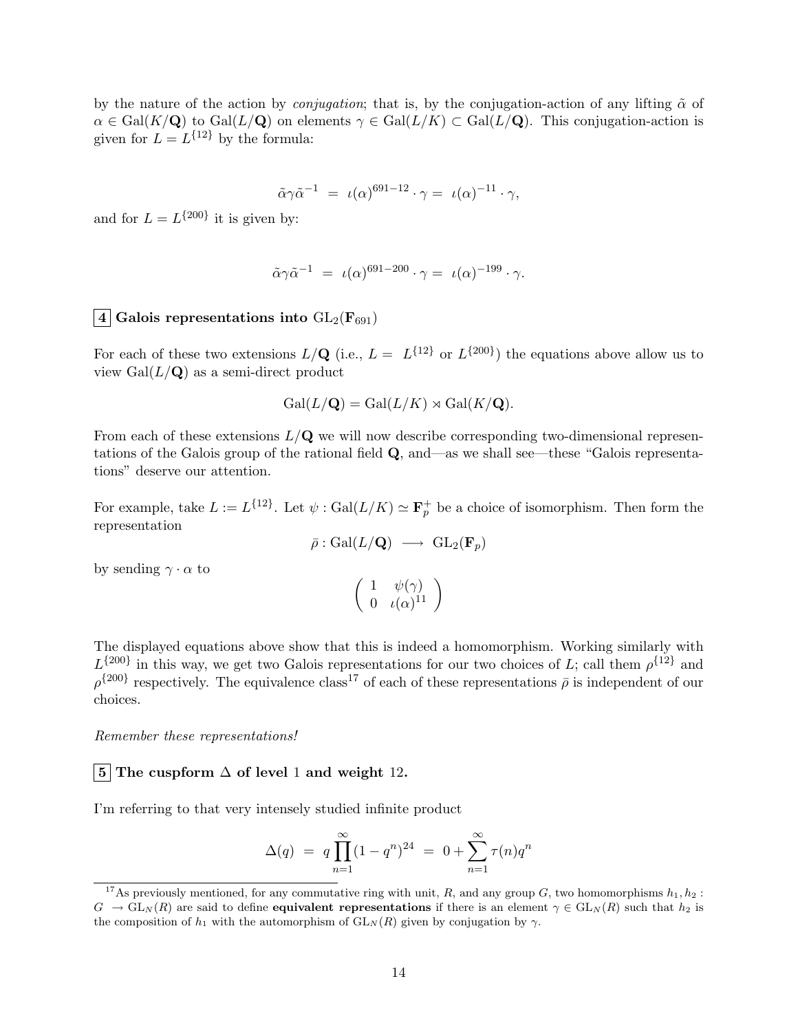by the nature of the action by *conjugation*; that is, by the conjugation-action of any lifting $\tilde{\alpha}$ of $\alpha \in \mathrm{Gal}(K/\mathbf{Q})$ to $\mathrm{Gal}(L/\mathbf{Q})$ on elements $\gamma \in \mathrm{Gal}(L/K) \subset \mathrm{Gal}(L/\mathbf{Q})$. This conjugation-action is given for $L = L^{\{12\}}$ by the formula:

$$\tilde{\alpha}\gamma\tilde{\alpha}^{-1} \;=\; \iota(\alpha)^{691-12} \cdot \gamma = \; \iota(\alpha)^{-11} \cdot \gamma,$$

and for $L = L^{\{200\}}$ it is given by:

$$\tilde{\alpha}\gamma\tilde{\alpha}^{-1} \;=\; \iota(\alpha)^{691-200} \cdot \gamma = \; \iota(\alpha)^{-199} \cdot \gamma.$$

## 4 Galois representations into $\mathrm{GL}_2(\mathbf{F}_{691})$

For each of these two extensions $L/\mathbf{Q}$ (i.e., $L = L^{\{12\}}$ or $L^{\{200\}}$) the equations above allow us to view $\mathrm{Gal}(L/\mathbf{Q})$ as a semi-direct product

$$\mathrm{Gal}(L/\mathbf{Q}) = \mathrm{Gal}(L/K) \rtimes \mathrm{Gal}(K/\mathbf{Q}).$$

From each of these extensions $L/\mathbf{Q}$ we will now describe corresponding two-dimensional representations of the Galois group of the rational field $\mathbf{Q}$, and—as we shall see—these "Galois representations" deserve our attention.

For example, take $L := L^{\{12\}}$. Let $\psi : \mathrm{Gal}(L/K) \simeq \mathbf{F}_p^+$ be a choice of isomorphism. Then form the representation

$$\bar{\rho} : \mathrm{Gal}(L/\mathbf{Q}) \;\longrightarrow\; \mathrm{GL}_2(\mathbf{F}_p)$$

by sending $\gamma \cdot \alpha$ to

$$\begin{pmatrix} 1 & \psi(\gamma) \\ 0 & \iota(\alpha)^{11} \end{pmatrix}$$

The displayed equations above show that this is indeed a homomorphism. Working similarly with $L^{\{200\}}$ in this way, we get two Galois representations for our two choices of $L$; call them $\rho^{\{12\}}$ and $\rho^{\{200\}}$ respectively. The equivalence class[17] of each of these representations $\bar{\rho}$ is independent of our choices.

*Remember these representations!*

## 5 The cuspform $\Delta$ of level 1 and weight 12.

I'm referring to that very intensely studied infinite product

$$\Delta(q) \;=\; q\prod_{n=1}^{\infty}(1-q^n)^{24} \;=\; 0 + \sum_{n=1}^{\infty} \tau(n)q^n$$

[17] As previously mentioned, for any commutative ring with unit, $R$, and any group $G$, two homomorphisms $h_1, h_2 : G \to \mathrm{GL}_N(R)$ are said to define **equivalent representations** if there is an element $\gamma \in \mathrm{GL}_N(R)$ such that $h_2$ is the composition of $h_1$ with the automorphism of $\mathrm{GL}_N(R)$ given by conjugation by $\gamma$.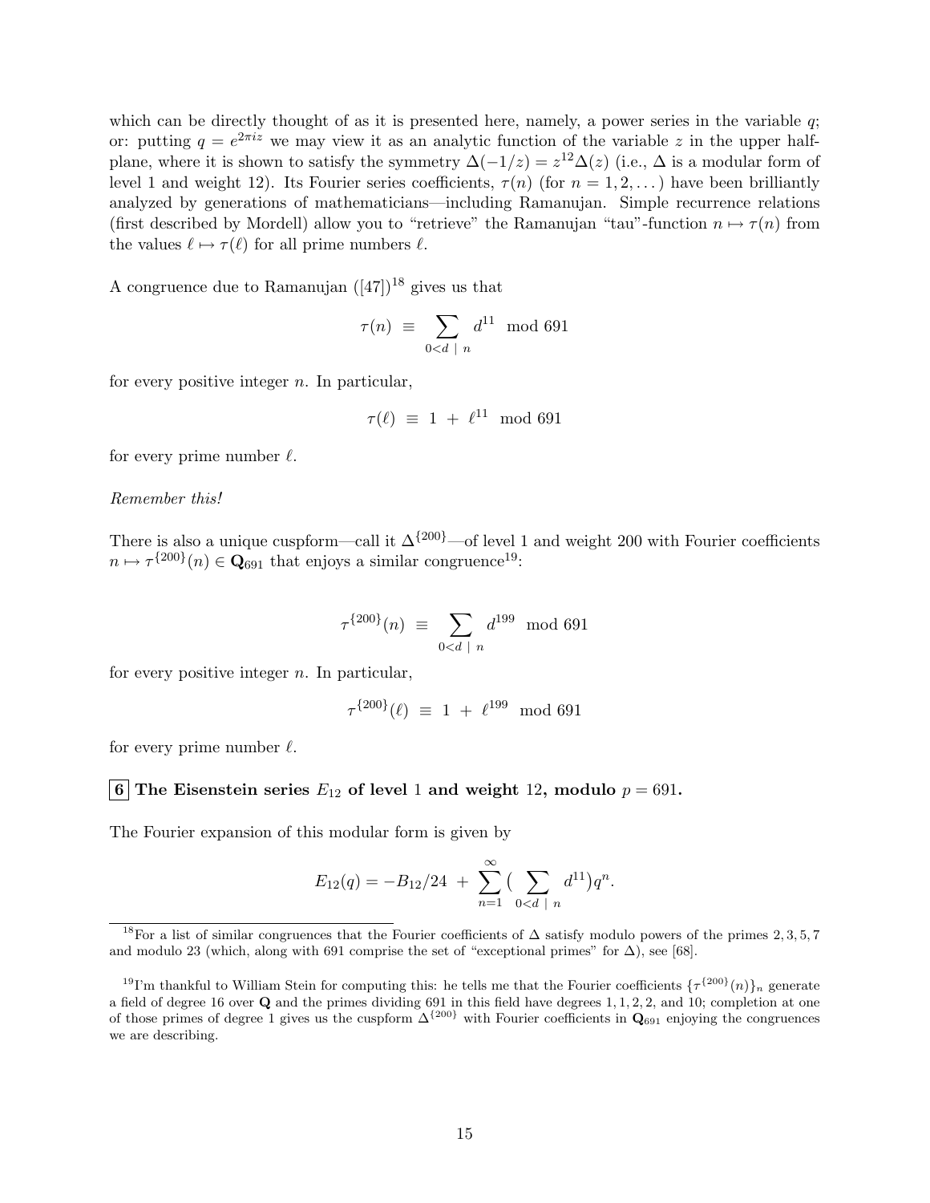which can be directly thought of as it is presented here, namely, a power series in the variable $q$; or: putting $q = e^{2\pi i z}$ we may view it as an analytic function of the variable $z$ in the upper half-plane, where it is shown to satisfy the symmetry $\Delta(-1/z) = z^{12}\Delta(z)$ (i.e., $\Delta$ is a modular form of level 1 and weight 12). Its Fourier series coefficients, $\tau(n)$ (for $n = 1, 2, \dots$) have been brilliantly analyzed by generations of mathematicians—including Ramanujan. Simple recurrence relations (first described by Mordell) allow you to "retrieve" the Ramanujan "tau"-function $n \mapsto \tau(n)$ from the values $\ell \mapsto \tau(\ell)$ for all prime numbers $\ell$.

A congruence due to Ramanujan ([47])[18] gives us that

$$\tau(n) \;\equiv\; \sum_{0<d \;|\; n} d^{11} \mod 691$$

for every positive integer $n$. In particular,

$$\tau(\ell) \;\equiv\; 1 \;+\; \ell^{11} \mod 691$$

for every prime number $\ell$.

*Remember this!*

There is also a unique cuspform—call it $\Delta^{\{200\}}$—of level 1 and weight 200 with Fourier coefficients $n \mapsto \tau^{\{200\}}(n) \in \mathbf{Q}_{691}$ that enjoys a similar congruence[19]:

$$\tau^{\{200\}}(n) \;\equiv\; \sum_{0<d \;|\; n} d^{199} \mod 691$$

for every positive integer $n$. In particular,

$$\tau^{\{200\}}(\ell) \;\equiv\; 1 \;+\; \ell^{199} \mod 691$$

for every prime number $\ell$.

## 6 The Eisenstein series $E_{12}$ of level 1 and weight 12, modulo $p = 691$.

The Fourier expansion of this modular form is given by

$$E_{12}(q) = -B_{12}/24 \;+\; \sum_{n=1}^{\infty} \big( \sum_{0<d \;|\; n} d^{11} \big) q^n.$$

---

[18] For a list of similar congruences that the Fourier coefficients of $\Delta$ satisfy modulo powers of the primes $2, 3, 5, 7$ and modulo 23 (which, along with 691 comprise the set of "exceptional primes" for $\Delta$), see [68].

[19] I'm thankful to William Stein for computing this: he tells me that the Fourier coefficients $\{\tau^{\{200\}}(n)\}_n$ generate a field of degree 16 over $\mathbf{Q}$ and the primes dividing 691 in this field have degrees $1, 1, 2, 2,$ and $10$; completion at one of those primes of degree 1 gives us the cuspform $\Delta^{\{200\}}$ with Fourier coefficients in $\mathbf{Q}_{691}$ enjoying the congruences we are describing.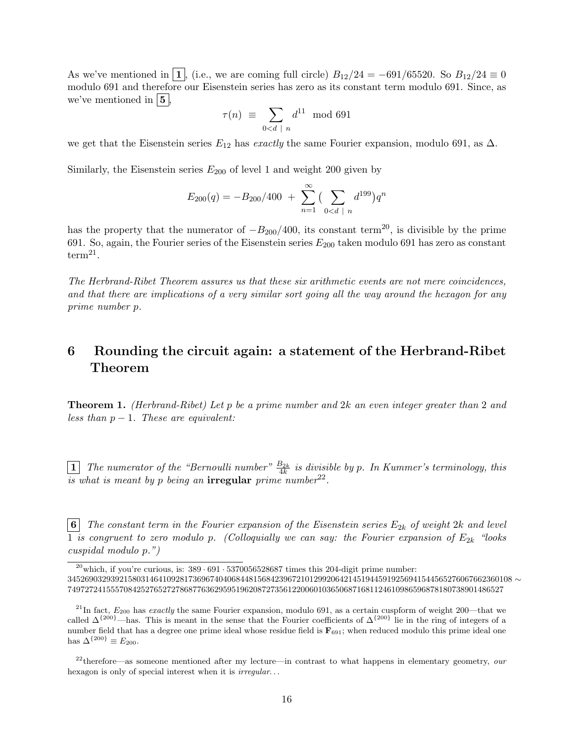As we've mentioned in **1**, (i.e., we are coming full circle) $B_{12}/24 = -691/65520$. So $B_{12}/24 \equiv 0$ modulo 691 and therefore our Eisenstein series has zero as its constant term modulo 691. Since, as we've mentioned in **5**,

$$\tau(n) \equiv \sum_{0<d \mid n} d^{11} \mod 691$$

we get that the Eisenstein series $E_{12}$ has *exactly* the same Fourier expansion, modulo 691, as $\Delta$.

Similarly, the Eisenstein series $E_{200}$ of level 1 and weight 200 given by

$$E_{200}(q) = -B_{200}/400 + \sum_{n=1}^{\infty} \Big( \sum_{0<d \mid n} d^{199} \Big) q^n$$

has the property that the numerator of $-B_{200}/400$, its constant term[20], is divisible by the prime 691. So, again, the Fourier series of the Eisenstein series $E_{200}$ taken modulo 691 has zero as constant term[21].

*The Herbrand-Ribet Theorem assures us that these six arithmetic events are not mere coincidences, and that there are implications of a very similar sort going all the way around the hexagon for any prime number p.*

## 6 Rounding the circuit again: a statement of the Herbrand-Ribet Theorem

**Theorem 1.** *(Herbrand-Ribet) Let $p$ be a prime number and $2k$ an even integer greater than 2 and less than $p-1$. These are equivalent:*

**1** *The numerator of the "Bernoulli number" $\frac{B_{2k}}{4k}$ is divisible by $p$. In Kummer's terminology, this is what is meant by $p$ being an* **irregular** *prime number*[22].

**6** *The constant term in the Fourier expansion of the Eisenstein series $E_{2k}$ of weight $2k$ and level 1 is congruent to zero modulo $p$. (Colloquially we can say: the Fourier expansion of $E_{2k}$ "looks cuspidal modulo $p$.")*

---

[20] which, if you're curious, is: $389 \cdot 691 \cdot 5370056528687$ times this 204-digit prime number: 34526903293921580314641092817369674040684481568423967210129920642145194459192569415445652760676623601 08 $\sim$ 74972724155570842527652727868776362959519620872735612200601036506871681124610986596878180738901486527

[21] In fact, $E_{200}$ has *exactly* the same Fourier expansion, modulo 691, as a certain cuspform of weight 200—that we called $\Delta^{\{200\}}$—has. This is meant in the sense that the Fourier coefficients of $\Delta^{\{200\}}$ lie in the ring of integers of a number field that has a degree one prime ideal whose residue field is $\mathbf{F}_{691}$; when reduced modulo this prime ideal one has $\Delta^{\{200\}} \equiv E_{200}$.

[22] therefore—as someone mentioned after my lecture—in contrast to what happens in elementary geometry, *our* hexagon is only of special interest when it is *irregular*...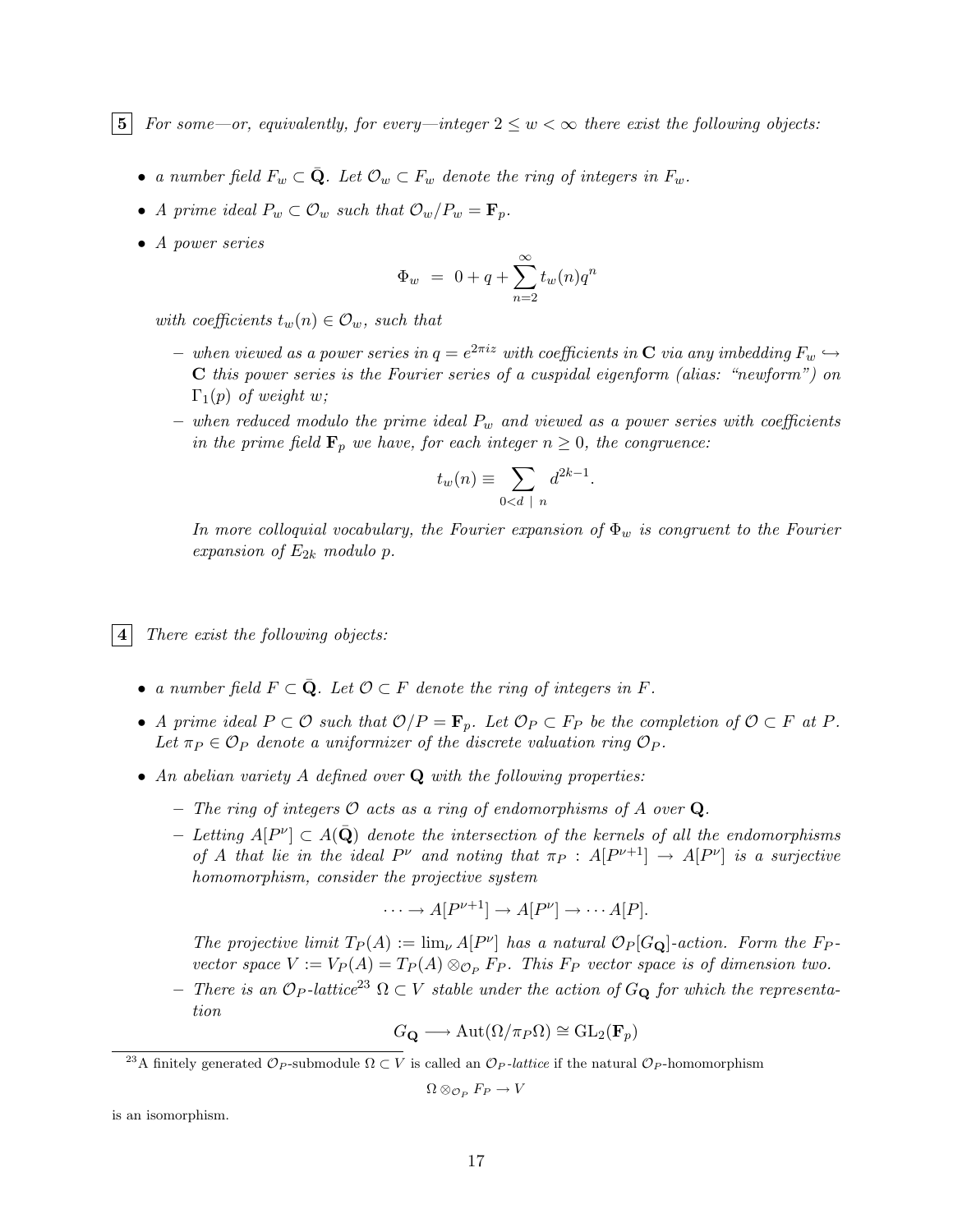**5** *For some—or, equivalently, for every—integer $2 \leq w < \infty$ there exist the following objects:*

- *a number field $F_w \subset \bar{\mathbf{Q}}$. Let $\mathcal{O}_w \subset F_w$ denote the ring of integers in $F_w$.*
- *A prime ideal $P_w \subset \mathcal{O}_w$ such that $\mathcal{O}_w/P_w = \mathbf{F}_p$.*
- *A power series*

$$\Phi_w \; = \; 0 + q + \sum_{n=2}^{\infty} t_w(n) q^n$$

  *with coefficients $t_w(n) \in \mathcal{O}_w$, such that*

  - *when viewed as a power series in $q = e^{2\pi i z}$ with coefficients in $\mathbf{C}$ via any imbedding $F_w \hookrightarrow \mathbf{C}$ this power series is the Fourier series of a cuspidal eigenform (alias: "newform") on $\Gamma_1(p)$ of weight $w$;*
  - *when reduced modulo the prime ideal $P_w$ and viewed as a power series with coefficients in the prime field $\mathbf{F}_p$ we have, for each integer $n \geq 0$, the congruence:*

$$t_w(n) \equiv \sum_{0 < d \ | \ n} d^{2k-1}.$$

  *In more colloquial vocabulary, the Fourier expansion of $\Phi_w$ is congruent to the Fourier expansion of $E_{2k}$ modulo $p$.*

**4** *There exist the following objects:*

- *a number field $F \subset \bar{\mathbf{Q}}$. Let $\mathcal{O} \subset F$ denote the ring of integers in $F$.*
- *A prime ideal $P \subset \mathcal{O}$ such that $\mathcal{O}/P = \mathbf{F}_p$. Let $\mathcal{O}_P \subset F_P$ be the completion of $\mathcal{O} \subset F$ at $P$. Let $\pi_P \in \mathcal{O}_P$ denote a uniformizer of the discrete valuation ring $\mathcal{O}_P$.*
- *An abelian variety $A$ defined over $\mathbf{Q}$ with the following properties:*
  - *The ring of integers $\mathcal{O}$ acts as a ring of endomorphisms of $A$ over $\mathbf{Q}$.*
  - *Letting $A[P^\nu] \subset A(\bar{\mathbf{Q}})$ denote the intersection of the kernels of all the endomorphisms of $A$ that lie in the ideal $P^\nu$ and noting that $\pi_P : A[P^{\nu+1}] \to A[P^\nu]$ is a surjective homomorphism, consider the projective system*

$$\cdots \to A[P^{\nu+1}] \to A[P^\nu] \to \cdots A[P].$$

    *The projective limit $T_P(A) := \lim_\nu A[P^\nu]$ has a natural $\mathcal{O}_P[G_{\mathbf{Q}}]$-action. Form the $F_P$-vector space $V := V_P(A) = T_P(A) \otimes_{\mathcal{O}_P} F_P$. This $F_P$ vector space is of dimension two.*
  - *There is an $\mathcal{O}_P$-lattice[23] $\Omega \subset V$ stable under the action of $G_{\mathbf{Q}}$ for which the representation*

$$G_{\mathbf{Q}} \longrightarrow \mathrm{Aut}(\Omega/\pi_P\Omega) \cong \mathrm{GL}_2(\mathbf{F}_p)$$

[23] A finitely generated $\mathcal{O}_P$-submodule $\Omega \subset V$ is called an *$\mathcal{O}_P$-lattice* if the natural $\mathcal{O}_P$-homomorphism

$$\Omega \otimes_{\mathcal{O}_P} F_P \to V$$

is an isomorphism.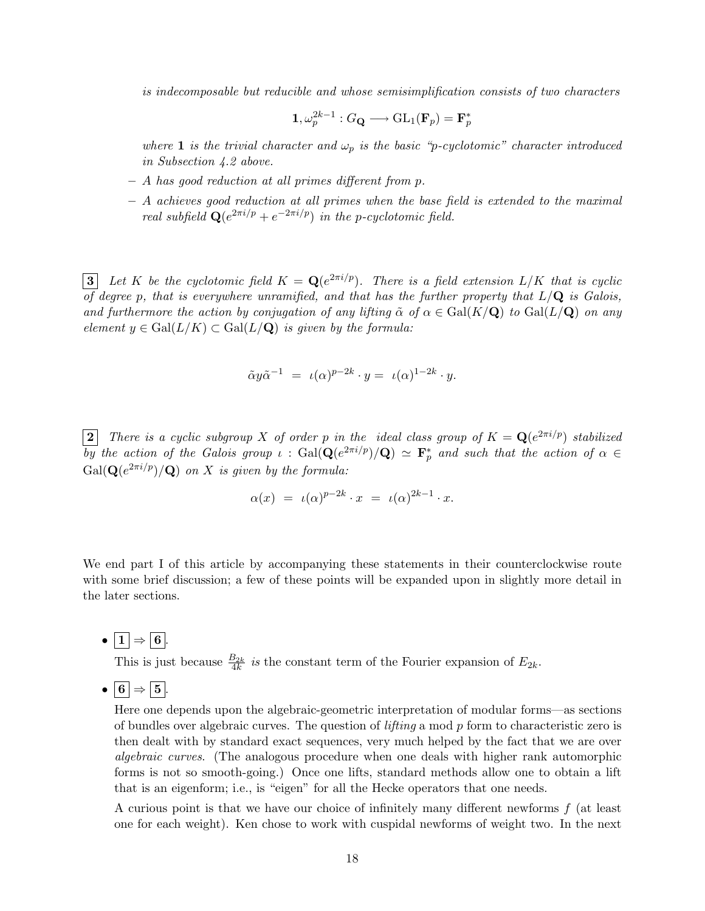*is indecomposable but reducible and whose semisimplification consists of two characters*

$$\mathbf{1}, \omega_p^{2k-1} : G_{\mathbf{Q}} \longrightarrow \mathrm{GL}_1(\mathbf{F}_p) = \mathbf{F}_p^*$$

*where* $\mathbf{1}$ *is the trivial character and* $\omega_p$ *is the basic "p-cyclotomic" character introduced in Subsection 4.2 above.*

- *A has good reduction at all primes different from p.*
- *A achieves good reduction at all primes when the base field is extended to the maximal real subfield* $\mathbf{Q}(e^{2\pi i/p} + e^{-2\pi i/p})$ *in the p-cyclotomic field.*

$\boxed{3}$ *Let K be the cyclotomic field* $K = \mathbf{Q}(e^{2\pi i/p})$*. There is a field extension* $L/K$ *that is cyclic of degree p, that is everywhere unramified, and that has the further property that* $L/\mathbf{Q}$ *is Galois, and furthermore the action by conjugation of any lifting* $\tilde{\alpha}$ *of* $\alpha \in \mathrm{Gal}(K/\mathbf{Q})$ *to* $\mathrm{Gal}(L/\mathbf{Q})$ *on any element* $y \in \mathrm{Gal}(L/K) \subset \mathrm{Gal}(L/\mathbf{Q})$ *is given by the formula:*

$$\tilde{\alpha} y \tilde{\alpha}^{-1} \ = \ \iota(\alpha)^{p-2k} \cdot y = \ \iota(\alpha)^{1-2k} \cdot y.$$

$\boxed{2}$ *There is a cyclic subgroup X of order p in the ideal class group of* $K = \mathbf{Q}(e^{2\pi i/p})$ *stabilized by the action of the Galois group* $\iota : \mathrm{Gal}(\mathbf{Q}(e^{2\pi i/p})/\mathbf{Q}) \simeq \mathbf{F}_p^*$ *and such that the action of* $\alpha \in \mathrm{Gal}(\mathbf{Q}(e^{2\pi i/p})/\mathbf{Q})$ *on X is given by the formula:*

$$\alpha(x) \ = \ \iota(\alpha)^{p-2k} \cdot x \ = \ \iota(\alpha)^{2k-1} \cdot x.$$

We end part I of this article by accompanying these statements in their counterclockwise route with some brief discussion; a few of these points will be expanded upon in slightly more detail in the later sections.

- $\boxed{1} \Rightarrow \boxed{6}$.

  This is just because $\frac{B_{2k}}{4k}$ *is* the constant term of the Fourier expansion of $E_{2k}$.

- $\boxed{6} \Rightarrow \boxed{5}$.

  Here one depends upon the algebraic-geometric interpretation of modular forms—as sections of bundles over algebraic curves. The question of *lifting* a mod $p$ form to characteristic zero is then dealt with by standard exact sequences, very much helped by the fact that we are over *algebraic curves*. (The analogous procedure when one deals with higher rank automorphic forms is not so smooth-going.) Once one lifts, standard methods allow one to obtain a lift that is an eigenform; i.e., is "eigen" for all the Hecke operators that one needs.

  A curious point is that we have our choice of infinitely many different newforms $f$ (at least one for each weight). Ken chose to work with cuspidal newforms of weight two. In the next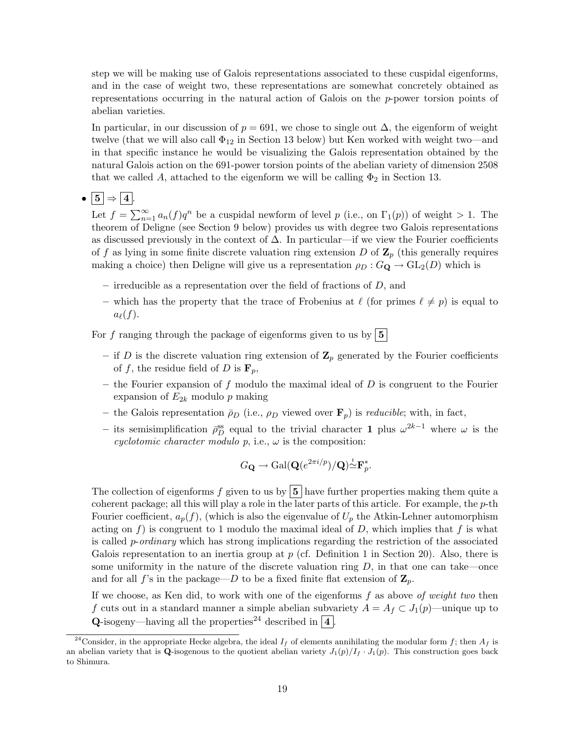step we will be making use of Galois representations associated to these cuspidal eigenforms, and in the case of weight two, these representations are somewhat concretely obtained as representations occurring in the natural action of Galois on the $p$-power torsion points of abelian varieties.

In particular, in our discussion of $p = 691$, we chose to single out $\Delta$, the eigenform of weight twelve (that we will also call $\Phi_{12}$ in Section 13 below) but Ken worked with weight two—and in that specific instance he would be visualizing the Galois representation obtained by the natural Galois action on the 691-power torsion points of the abelian variety of dimension 2508 that we called $A$, attached to the eigenform we will be calling $\Phi_2$ in Section 13.

- $\boxed{\mathbf{5}} \Rightarrow \boxed{\mathbf{4}}$.

  Let $f = \sum_{n=1}^{\infty} a_n(f)q^n$ be a cuspidal newform of level $p$ (i.e., on $\Gamma_1(p)$) of weight $> 1$. The theorem of Deligne (see Section 9 below) provides us with degree two Galois representations as discussed previously in the context of $\Delta$. In particular—if we view the Fourier coefficients of $f$ as lying in some finite discrete valuation ring extension $D$ of $\mathbf{Z}_p$ (this generally requires making a choice) then Deligne will give us a representation $\rho_D : G_{\mathbf{Q}} \to \mathrm{GL}_2(D)$ which is

  - irreducible as a representation over the field of fractions of $D$, and
  - which has the property that the trace of Frobenius at $\ell$ (for primes $\ell \neq p$) is equal to $a_\ell(f)$.

  For $f$ ranging through the package of eigenforms given to us by $\boxed{\mathbf{5}}$

  - if $D$ is the discrete valuation ring extension of $\mathbf{Z}_p$ generated by the Fourier coefficients of $f$, the residue field of $D$ is $\mathbf{F}_p$,
  - the Fourier expansion of $f$ modulo the maximal ideal of $D$ is congruent to the Fourier expansion of $E_{2k}$ modulo $p$ making
  - the Galois representation $\bar{\rho}_D$ (i.e., $\rho_D$ viewed over $\mathbf{F}_p$) is *reducible*; with, in fact,
  - its semisimplification $\bar{\rho}_D^{\mathrm{ss}}$ equal to the trivial character $\mathbf{1}$ plus $\omega^{2k-1}$ where $\omega$ is the *cyclotomic character modulo p*, i.e., $\omega$ is the composition:

  $$G_{\mathbf{Q}} \to \mathrm{Gal}(\mathbf{Q}(e^{2\pi i/p})/\mathbf{Q}) \overset{\iota}{\simeq} \mathbf{F}_p^*.$$

  The collection of eigenforms $f$ given to us by $\boxed{\mathbf{5}}$ have further properties making them quite a coherent package; all this will play a role in the later parts of this article. For example, the $p$-th Fourier coefficient, $a_p(f)$, (which is also the eigenvalue of $U_p$ the Atkin-Lehner automorphism acting on $f$) is congruent to 1 modulo the maximal ideal of $D$, which implies that $f$ is what is called *p-ordinary* which has strong implications regarding the restriction of the associated Galois representation to an inertia group at $p$ (cf. Definition 1 in Section 20). Also, there is some uniformity in the nature of the discrete valuation ring $D$, in that one can take—once and for all $f$'s in the package—$D$ to be a fixed finite flat extension of $\mathbf{Z}_p$.

  If we choose, as Ken did, to work with one of the eigenforms $f$ as above *of weight two* then $f$ cuts out in a standard manner a simple abelian subvariety $A = A_f \subset J_1(p)$—unique up to $\mathbf{Q}$-isogeny—having all the properties[24] described in $\boxed{\mathbf{4}}$.

[24] Consider, in the appropriate Hecke algebra, the ideal $I_f$ of elements annihilating the modular form $f$; then $A_f$ is an abelian variety that is $\mathbf{Q}$-isogenous to the quotient abelian variety $J_1(p)/I_f \cdot J_1(p)$. This construction goes back to Shimura.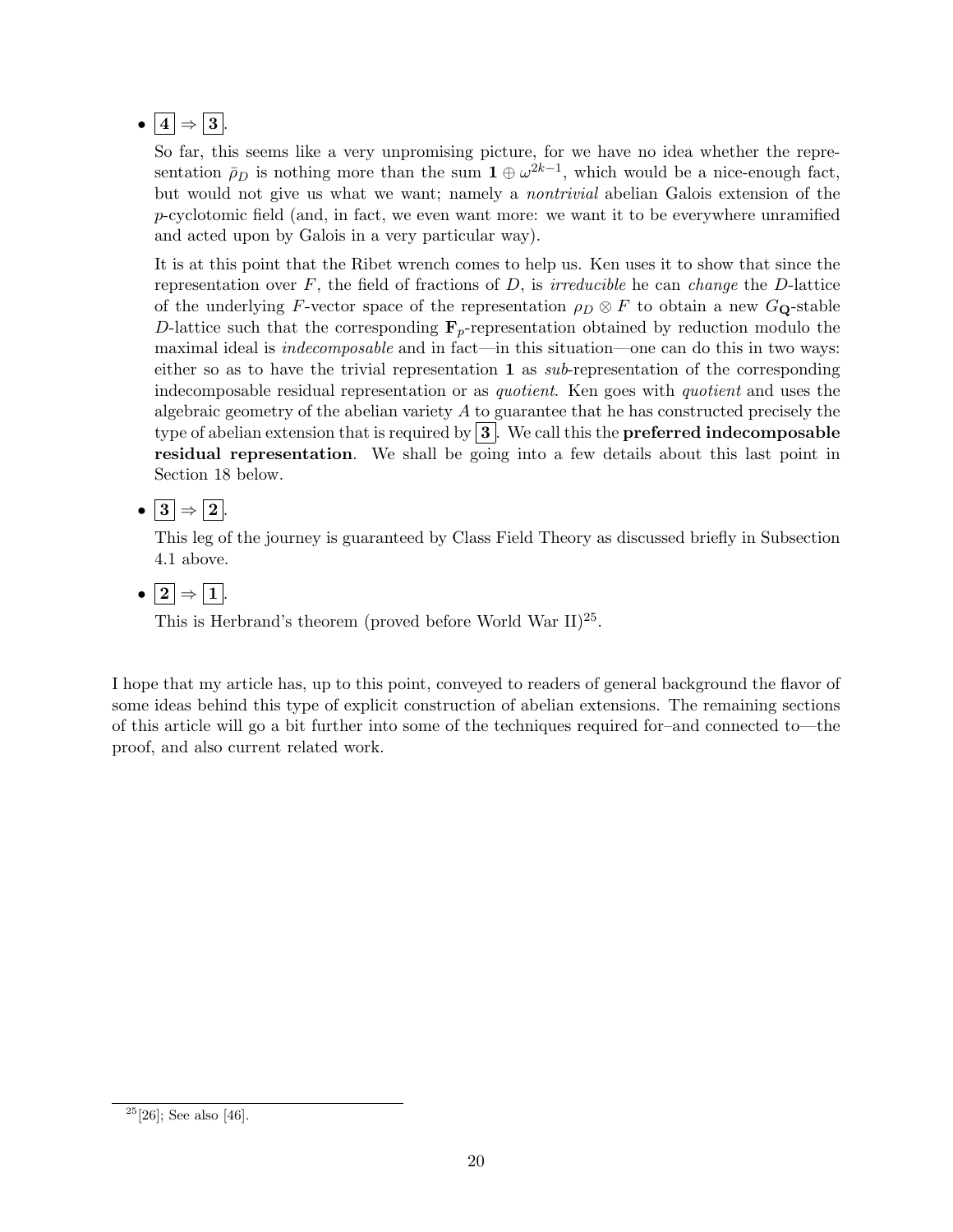- **4** ⇒ **3**.

  So far, this seems like a very unpromising picture, for we have no idea whether the representation $\bar{\rho}_D$ is nothing more than the sum $\mathbf{1} \oplus \omega^{2k-1}$, which would be a nice-enough fact, but would not give us what we want; namely a *nontrivial* abelian Galois extension of the $p$-cyclotomic field (and, in fact, we even want more: we want it to be everywhere unramified and acted upon by Galois in a very particular way).

  It is at this point that the Ribet wrench comes to help us. Ken uses it to show that since the representation over $F$, the field of fractions of $D$, is *irreducible* he can *change* the $D$-lattice of the underlying $F$-vector space of the representation $\rho_D \otimes F$ to obtain a new $G_{\mathbf{Q}}$-stable $D$-lattice such that the corresponding $\mathbf{F}_p$-representation obtained by reduction modulo the maximal ideal is *indecomposable* and in fact—in this situation—one can do this in two ways: either so as to have the trivial representation $\mathbf{1}$ as *sub*-representation of the corresponding indecomposable residual representation or as *quotient*. Ken goes with *quotient* and uses the algebraic geometry of the abelian variety $A$ to guarantee that he has constructed precisely the type of abelian extension that is required by **3**. We call this the **preferred indecomposable residual representation**. We shall be going into a few details about this last point in Section 18 below.

- **3** ⇒ **2**.

  This leg of the journey is guaranteed by Class Field Theory as discussed briefly in Subsection 4.1 above.

- **2** ⇒ **1**.

  This is Herbrand's theorem (proved before World War II)[25].

I hope that my article has, up to this point, conveyed to readers of general background the flavor of some ideas behind this type of explicit construction of abelian extensions. The remaining sections of this article will go a bit further into some of the techniques required for–and connected to—the proof, and also current related work.

[25] [26]; See also [46].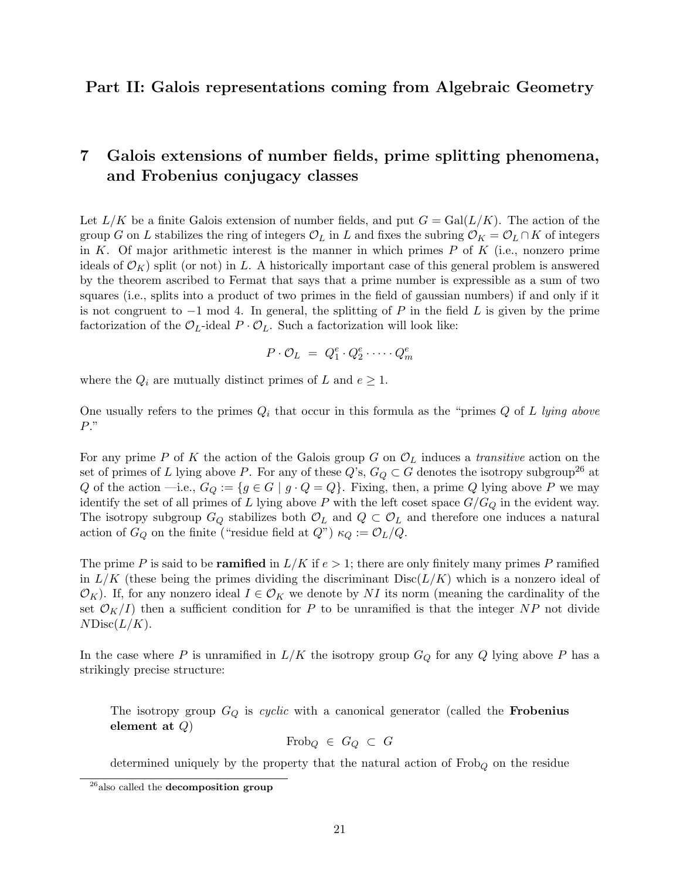## Part II: Galois representations coming from Algebraic Geometry

# 7 Galois extensions of number fields, prime splitting phenomena, and Frobenius conjugacy classes

Let $L/K$ be a finite Galois extension of number fields, and put $G = \mathrm{Gal}(L/K)$. The action of the group $G$ on $L$ stabilizes the ring of integers $\mathcal{O}_L$ in $L$ and fixes the subring $\mathcal{O}_K = \mathcal{O}_L \cap K$ of integers in $K$. Of major arithmetic interest is the manner in which primes $P$ of $K$ (i.e., nonzero prime ideals of $\mathcal{O}_K$) split (or not) in $L$. A historically important case of this general problem is answered by the theorem ascribed to Fermat that says that a prime number is expressible as a sum of two squares (i.e., splits into a product of two primes in the field of gaussian numbers) if and only if it is not congruent to $-1$ mod 4. In general, the splitting of $P$ in the field $L$ is given by the prime factorization of the $\mathcal{O}_L$-ideal $P \cdot \mathcal{O}_L$. Such a factorization will look like:

$$P \cdot \mathcal{O}_L \;=\; Q_1^e \cdot Q_2^e \cdot \dots \cdot Q_m^e$$

where the $Q_i$ are mutually distinct primes of $L$ and $e \geq 1$.

One usually refers to the primes $Q_i$ that occur in this formula as the "primes $Q$ of $L$ *lying above* $P$."

For any prime $P$ of $K$ the action of the Galois group $G$ on $\mathcal{O}_L$ induces a *transitive* action on the set of primes of $L$ lying above $P$. For any of these $Q$'s, $G_Q \subset G$ denotes the isotropy subgroup[26] at $Q$ of the action —i.e., $G_Q := \{g \in G \mid g \cdot Q = Q\}$. Fixing, then, a prime $Q$ lying above $P$ we may identify the set of all primes of $L$ lying above $P$ with the left coset space $G/G_Q$ in the evident way. The isotropy subgroup $G_Q$ stabilizes both $\mathcal{O}_L$ and $Q \subset \mathcal{O}_L$ and therefore one induces a natural action of $G_Q$ on the finite ("residue field at $Q$") $\kappa_Q := \mathcal{O}_L/Q$.

The prime $P$ is said to be **ramified** in $L/K$ if $e > 1$; there are only finitely many primes $P$ ramified in $L/K$ (these being the primes dividing the discriminant $\mathrm{Disc}(L/K)$ which is a nonzero ideal of $\mathcal{O}_K$). If, for any nonzero ideal $I \in \mathcal{O}_K$ we denote by $NI$ its norm (meaning the cardinality of the set $\mathcal{O}_K/I$) then a sufficient condition for $P$ to be unramified is that the integer $NP$ not divide $N\mathrm{Disc}(L/K)$.

In the case where $P$ is unramified in $L/K$ the isotropy group $G_Q$ for any $Q$ lying above $P$ has a strikingly precise structure:

> The isotropy group $G_Q$ is *cyclic* with a canonical generator (called the **Frobenius element at** $Q$)
>
> $$\mathrm{Frob}_Q \;\in\; G_Q \;\subset\; G$$
>
> determined uniquely by the property that the natural action of $\mathrm{Frob}_Q$ on the residue

[26] also called the **decomposition group**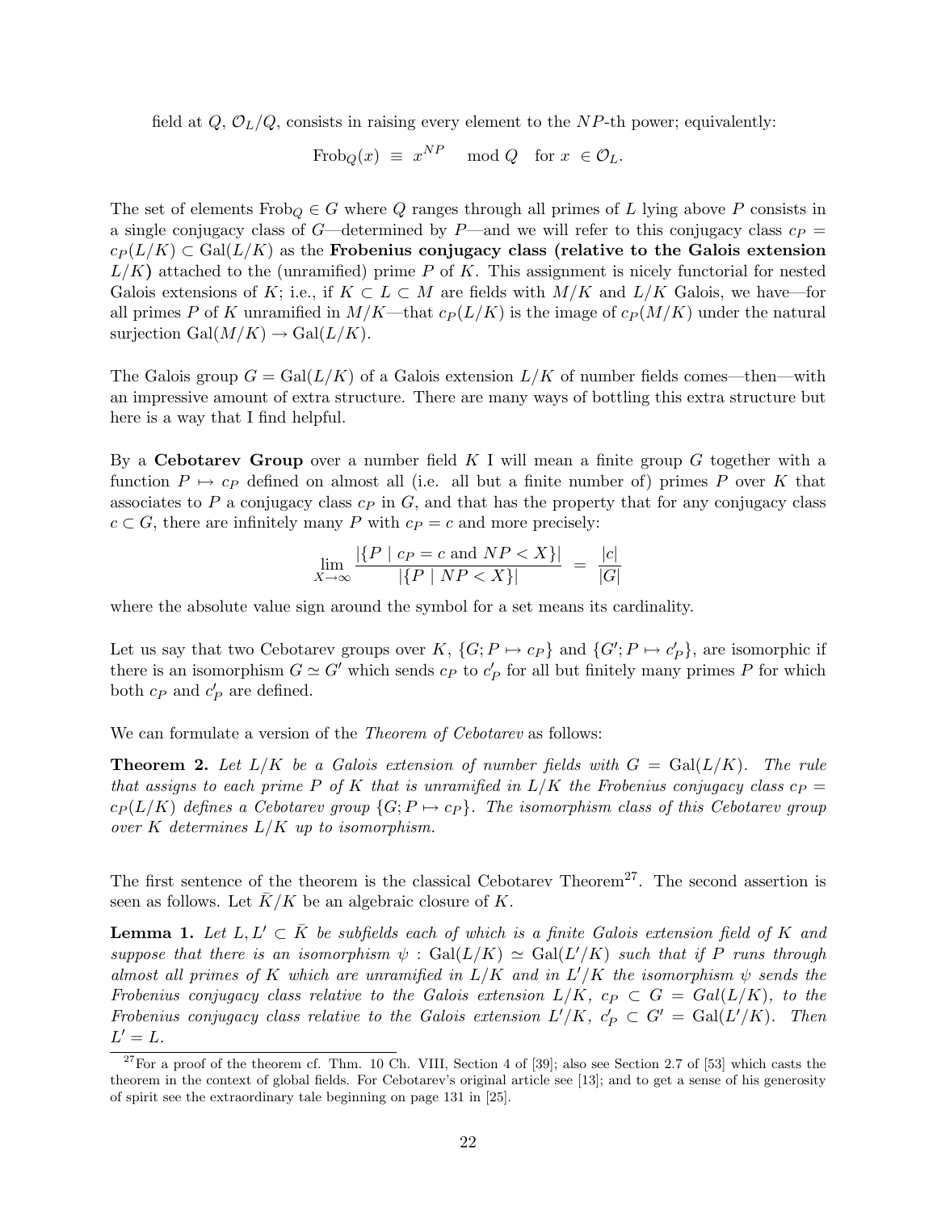field at $Q$, $\mathcal{O}_L/Q$, consists in raising every element to the $NP$-th power; equivalently:

$$\mathrm{Frob}_Q(x) \;\equiv\; x^{NP} \quad \bmod Q \quad \text{for } x \;\in \mathcal{O}_L.$$

The set of elements $\mathrm{Frob}_Q \in G$ where $Q$ ranges through all primes of $L$ lying above $P$ consists in a single conjugacy class of $G$—determined by $P$—and we will refer to this conjugacy class $c_P = c_P(L/K) \subset \mathrm{Gal}(L/K)$ as the **Frobenius conjugacy class (relative to the Galois extension $L/K$)** attached to the (unramified) prime $P$ of $K$. This assignment is nicely functorial for nested Galois extensions of $K$; i.e., if $K \subset L \subset M$ are fields with $M/K$ and $L/K$ Galois, we have—for all primes $P$ of $K$ unramified in $M/K$—that $c_P(L/K)$ is the image of $c_P(M/K)$ under the natural surjection $\mathrm{Gal}(M/K) \to \mathrm{Gal}(L/K)$.

The Galois group $G = \mathrm{Gal}(L/K)$ of a Galois extension $L/K$ of number fields comes—then—with an impressive amount of extra structure. There are many ways of bottling this extra structure but here is a way that I find helpful.

By a **Cebotarev Group** over a number field $K$ I will mean a finite group $G$ together with a function $P \mapsto c_P$ defined on almost all (i.e. all but a finite number of) primes $P$ over $K$ that associates to $P$ a conjugacy class $c_P$ in $G$, and that has the property that for any conjugacy class $c \subset G$, there are infinitely many $P$ with $c_P = c$ and more precisely:

$$\lim_{X\to\infty} \frac{|\{P \mid c_P = c \text{ and } NP < X\}|}{|\{P \mid NP < X\}|} \;=\; \frac{|c|}{|G|}$$

where the absolute value sign around the symbol for a set means its cardinality.

Let us say that two Cebotarev groups over $K$, $\{G; P \mapsto c_P\}$ and $\{G'; P \mapsto c'_P\}$, are isomorphic if there is an isomorphism $G \simeq G'$ which sends $c_P$ to $c'_P$ for all but finitely many primes $P$ for which both $c_P$ and $c'_P$ are defined.

We can formulate a version of the *Theorem of Cebotarev* as follows:

**Theorem 2.** *Let $L/K$ be a Galois extension of number fields with $G = \mathrm{Gal}(L/K)$. The rule that assigns to each prime $P$ of $K$ that is unramified in $L/K$ the Frobenius conjugacy class $c_P = c_P(L/K)$ defines a Cebotarev group $\{G; P \mapsto c_P\}$. The isomorphism class of this Cebotarev group over $K$ determines $L/K$ up to isomorphism.*

The first sentence of the theorem is the classical Cebotarev Theorem[27]. The second assertion is seen as follows. Let $\bar{K}/K$ be an algebraic closure of $K$.

**Lemma 1.** *Let $L, L' \subset \bar{K}$ be subfields each of which is a finite Galois extension field of $K$ and suppose that there is an isomorphism $\psi : \mathrm{Gal}(L/K) \simeq \mathrm{Gal}(L'/K)$ such that if $P$ runs through almost all primes of $K$ which are unramified in $L/K$ and in $L'/K$ the isomorphism $\psi$ sends the Frobenius conjugacy class relative to the Galois extension $L/K$, $c_P \subset G = Gal(L/K)$, to the Frobenius conjugacy class relative to the Galois extension $L'/K$, $c'_P \subset G' = \mathrm{Gal}(L'/K)$. Then $L' = L$.*

[27] For a proof of the theorem cf. Thm. 10 Ch. VIII, Section 4 of [39]; also see Section 2.7 of [53] which casts the theorem in the context of global fields. For Cebotarev's original article see [13]; and to get a sense of his generosity of spirit see the extraordinary tale beginning on page 131 in [25].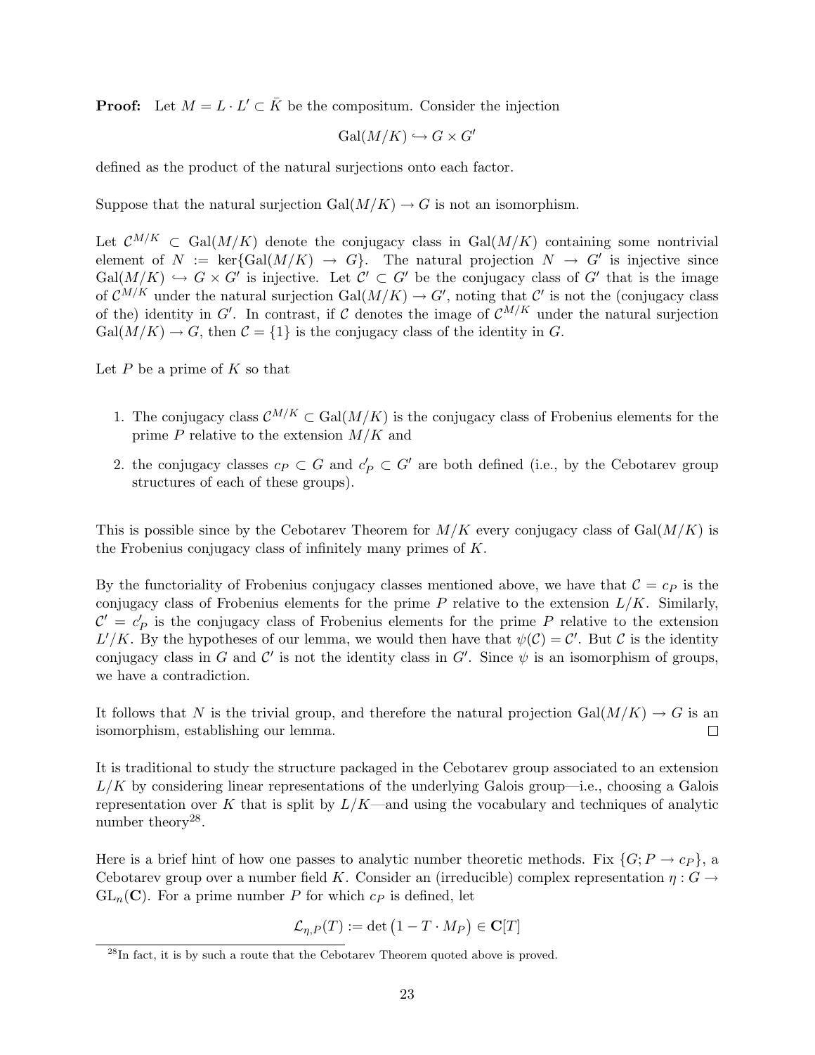**Proof:** Let $M = L \cdot L' \subset \bar{K}$ be the compositum. Consider the injection

$$\mathrm{Gal}(M/K) \hookrightarrow G \times G'$$

defined as the product of the natural surjections onto each factor.

Suppose that the natural surjection $\mathrm{Gal}(M/K) \to G$ is not an isomorphism.

Let $\mathcal{C}^{M/K} \subset \mathrm{Gal}(M/K)$ denote the conjugacy class in $\mathrm{Gal}(M/K)$ containing some nontrivial element of $N := \ker\{\mathrm{Gal}(M/K) \to G\}$. The natural projection $N \to G'$ is injective since $\mathrm{Gal}(M/K) \hookrightarrow G \times G'$ is injective. Let $\mathcal{C}' \subset G'$ be the conjugacy class of $G'$ that is the image of $\mathcal{C}^{M/K}$ under the natural surjection $\mathrm{Gal}(M/K) \to G'$, noting that $\mathcal{C}'$ is not the (conjugacy class of the) identity in $G'$. In contrast, if $\mathcal{C}$ denotes the image of $\mathcal{C}^{M/K}$ under the natural surjection $\mathrm{Gal}(M/K) \to G$, then $\mathcal{C} = \{1\}$ is the conjugacy class of the identity in $G$.

Let $P$ be a prime of $K$ so that

1. The conjugacy class $\mathcal{C}^{M/K} \subset \mathrm{Gal}(M/K)$ is the conjugacy class of Frobenius elements for the prime $P$ relative to the extension $M/K$ and
2. the conjugacy classes $c_P \subset G$ and $c'_P \subset G'$ are both defined (i.e., by the Cebotarev group structures of each of these groups).

This is possible since by the Cebotarev Theorem for $M/K$ every conjugacy class of $\mathrm{Gal}(M/K)$ is the Frobenius conjugacy class of infinitely many primes of $K$.

By the functoriality of Frobenius conjugacy classes mentioned above, we have that $\mathcal{C} = c_P$ is the conjugacy class of Frobenius elements for the prime $P$ relative to the extension $L/K$. Similarly, $\mathcal{C}' = c'_P$ is the conjugacy class of Frobenius elements for the prime $P$ relative to the extension $L'/K$. By the hypotheses of our lemma, we would then have that $\psi(\mathcal{C}) = \mathcal{C}'$. But $\mathcal{C}$ is the identity conjugacy class in $G$ and $\mathcal{C}'$ is not the identity class in $G'$. Since $\psi$ is an isomorphism of groups, we have a contradiction.

It follows that $N$ is the trivial group, and therefore the natural projection $\mathrm{Gal}(M/K) \to G$ is an isomorphism, establishing our lemma. $\square$

It is traditional to study the structure packaged in the Cebotarev group associated to an extension $L/K$ by considering linear representations of the underlying Galois group—i.e., choosing a Galois representation over $K$ that is split by $L/K$—and using the vocabulary and techniques of analytic number theory[28].

Here is a brief hint of how one passes to analytic number theoretic methods. Fix $\{G; P \to c_P\}$, a Cebotarev group over a number field $K$. Consider an (irreducible) complex representation $\eta : G \to \mathrm{GL}_n(\mathbf{C})$. For a prime number $P$ for which $c_P$ is defined, let

$$\mathcal{L}_{\eta,P}(T) := \det\big(1 - T \cdot M_P\big) \in \mathbf{C}[T]$$

[28] In fact, it is by such a route that the Cebotarev Theorem quoted above is proved.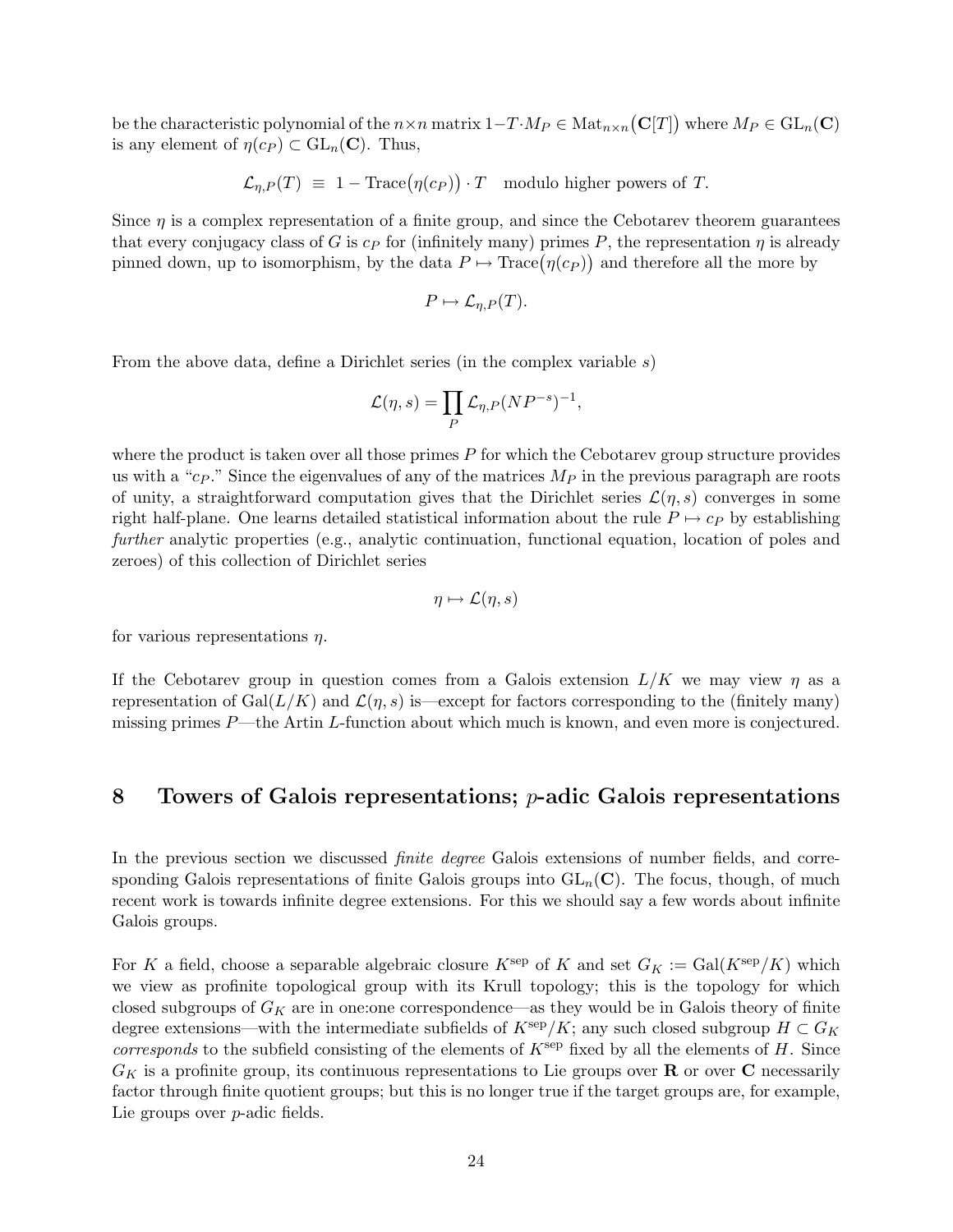be the characteristic polynomial of the $n \times n$ matrix $1 - T \cdot M_P \in \mathrm{Mat}_{n\times n}\big(\mathbf{C}[T]\big)$ where $M_P \in \mathrm{GL}_n(\mathbf{C})$ is any element of $\eta(c_P) \subset \mathrm{GL}_n(\mathbf{C})$. Thus,

$$\mathcal{L}_{\eta,P}(T) \;\equiv\; 1 - \mathrm{Trace}\big(\eta(c_P)\big)\cdot T \quad \text{modulo higher powers of } T.$$

Since $\eta$ is a complex representation of a finite group, and since the Cebotarev theorem guarantees that every conjugacy class of $G$ is $c_P$ for (infinitely many) primes $P$, the representation $\eta$ is already pinned down, up to isomorphism, by the data $P \mapsto \mathrm{Trace}\big(\eta(c_P)\big)$ and therefore all the more by

$$P \mapsto \mathcal{L}_{\eta,P}(T).$$

From the above data, define a Dirichlet series (in the complex variable $s$)

$$\mathcal{L}(\eta, s) = \prod_P \mathcal{L}_{\eta,P}(NP^{-s})^{-1},$$

where the product is taken over all those primes $P$ for which the Cebotarev group structure provides us with a "$c_P$." Since the eigenvalues of any of the matrices $M_P$ in the previous paragraph are roots of unity, a straightforward computation gives that the Dirichlet series $\mathcal{L}(\eta, s)$ converges in some right half-plane. One learns detailed statistical information about the rule $P \mapsto c_P$ by establishing *further* analytic properties (e.g., analytic continuation, functional equation, location of poles and zeroes) of this collection of Dirichlet series

$$\eta \mapsto \mathcal{L}(\eta, s)$$

for various representations $\eta$.

If the Cebotarev group in question comes from a Galois extension $L/K$ we may view $\eta$ as a representation of $\mathrm{Gal}(L/K)$ and $\mathcal{L}(\eta, s)$ is—except for factors corresponding to the (finitely many) missing primes $P$—the Artin $L$-function about which much is known, and even more is conjectured.

## 8 Towers of Galois representations; $p$-adic Galois representations

In the previous section we discussed *finite degree* Galois extensions of number fields, and corresponding Galois representations of finite Galois groups into $\mathrm{GL}_n(\mathbf{C})$. The focus, though, of much recent work is towards infinite degree extensions. For this we should say a few words about infinite Galois groups.

For $K$ a field, choose a separable algebraic closure $K^{\mathrm{sep}}$ of $K$ and set $G_K := \mathrm{Gal}(K^{\mathrm{sep}}/K)$ which we view as profinite topological group with its Krull topology; this is the topology for which closed subgroups of $G_K$ are in one:one correspondence—as they would be in Galois theory of finite degree extensions—with the intermediate subfields of $K^{\mathrm{sep}}/K$; any such closed subgroup $H \subset G_K$ *corresponds* to the subfield consisting of the elements of $K^{\mathrm{sep}}$ fixed by all the elements of $H$. Since $G_K$ is a profinite group, its continuous representations to Lie groups over $\mathbf{R}$ or over $\mathbf{C}$ necessarily factor through finite quotient groups; but this is no longer true if the target groups are, for example, Lie groups over $p$-adic fields.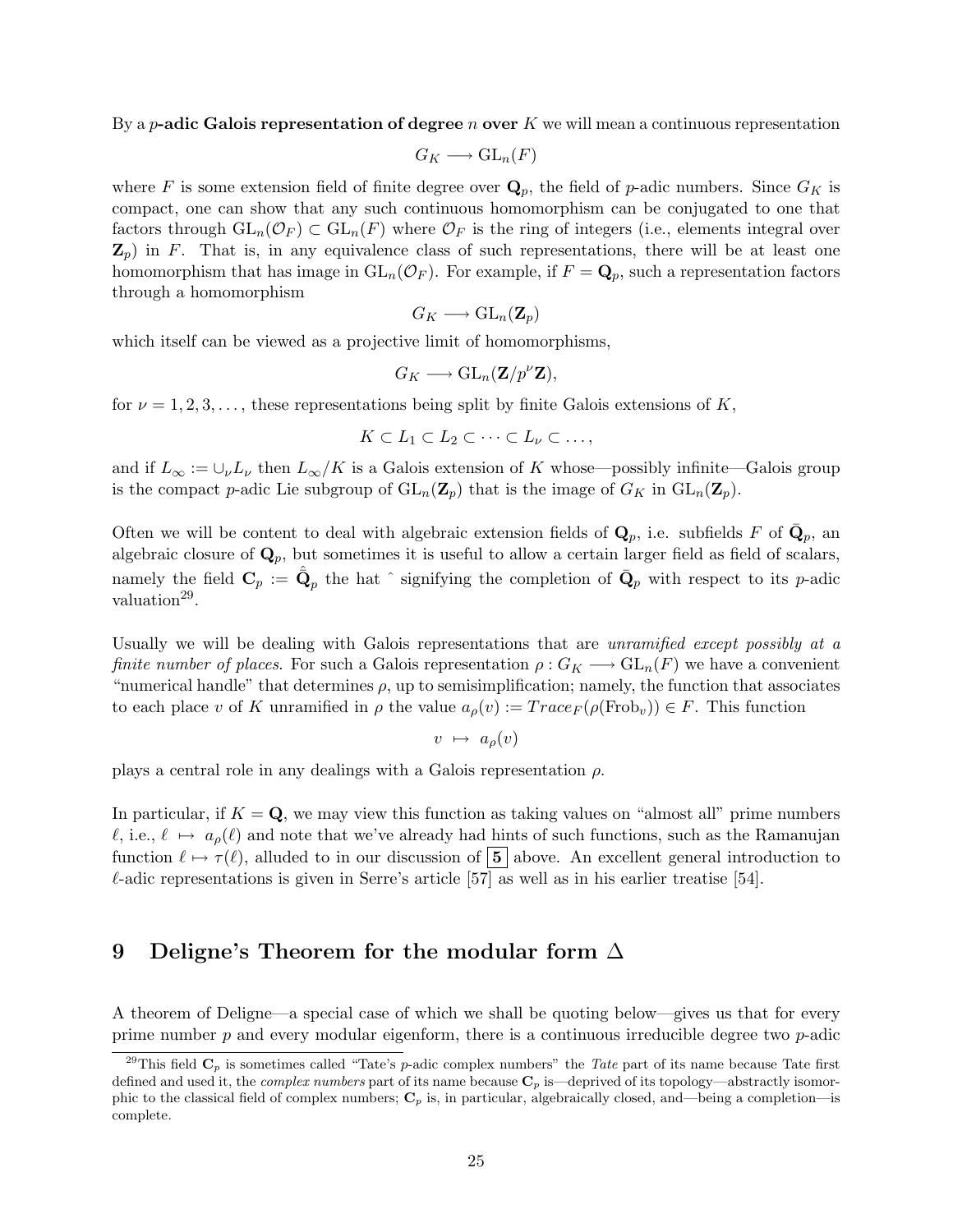By a $p$**-adic Galois representation of degree** $n$ **over** $K$ we will mean a continuous representation

$$G_K \longrightarrow \mathrm{GL}_n(F)$$

where $F$ is some extension field of finite degree over $\mathbf{Q}_p$, the field of $p$-adic numbers. Since $G_K$ is compact, one can show that any such continuous homomorphism can be conjugated to one that factors through $\mathrm{GL}_n(\mathcal{O}_F) \subset \mathrm{GL}_n(F)$ where $\mathcal{O}_F$ is the ring of integers (i.e., elements integral over $\mathbf{Z}_p$) in $F$. That is, in any equivalence class of such representations, there will be at least one homomorphism that has image in $\mathrm{GL}_n(\mathcal{O}_F)$. For example, if $F = \mathbf{Q}_p$, such a representation factors through a homomorphism

$$G_K \longrightarrow \mathrm{GL}_n(\mathbf{Z}_p)$$

which itself can be viewed as a projective limit of homomorphisms,

$$G_K \longrightarrow \mathrm{GL}_n(\mathbf{Z}/p^{\nu}\mathbf{Z}),$$

for $\nu = 1, 2, 3, \ldots$, these representations being split by finite Galois extensions of $K$,

$$K \subset L_1 \subset L_2 \subset \cdots \subset L_\nu \subset \ldots,$$

and if $L_\infty := \cup_\nu L_\nu$ then $L_\infty/K$ is a Galois extension of $K$ whose—possibly infinite—Galois group is the compact $p$-adic Lie subgroup of $\mathrm{GL}_n(\mathbf{Z}_p)$ that is the image of $G_K$ in $\mathrm{GL}_n(\mathbf{Z}_p)$.

Often we will be content to deal with algebraic extension fields of $\mathbf{Q}_p$, i.e. subfields $F$ of $\bar{\mathbf{Q}}_p$, an algebraic closure of $\mathbf{Q}_p$, but sometimes it is useful to allow a certain larger field as field of scalars, namely the field $\mathbf{C}_p := \hat{\bar{\mathbf{Q}}}_p$ the hat $\hat{}$ signifying the completion of $\bar{\mathbf{Q}}_p$ with respect to its $p$-adic valuation[29].

Usually we will be dealing with Galois representations that are *unramified except possibly at a finite number of places*. For such a Galois representation $\rho : G_K \longrightarrow \mathrm{GL}_n(F)$ we have a convenient "numerical handle" that determines $\rho$, up to semisimplification; namely, the function that associates to each place $v$ of $K$ unramified in $\rho$ the value $a_\rho(v) := Trace_F(\rho(\mathrm{Frob}_v)) \in F$. This function

$$v \ \mapsto \ a_\rho(v)$$

plays a central role in any dealings with a Galois representation $\rho$.

In particular, if $K = \mathbf{Q}$, we may view this function as taking values on "almost all" prime numbers $\ell$, i.e., $\ell \ \mapsto \ a_\rho(\ell)$ and note that we've already had hints of such functions, such as the Ramanujan function $\ell \mapsto \tau(\ell)$, alluded to in our discussion of **5** above. An excellent general introduction to $\ell$-adic representations is given in Serre's article [57] as well as in his earlier treatise [54].

## 9 Deligne's Theorem for the modular form $\Delta$

A theorem of Deligne—a special case of which we shall be quoting below—gives us that for every prime number $p$ and every modular eigenform, there is a continuous irreducible degree two $p$-adic

[29] This field $\mathbf{C}_p$ is sometimes called "Tate's $p$-adic complex numbers" the *Tate* part of its name because Tate first defined and used it, the *complex numbers* part of its name because $\mathbf{C}_p$ is—deprived of its topology—abstractly isomorphic to the classical field of complex numbers; $\mathbf{C}_p$ is, in particular, algebraically closed, and—being a completion—is complete.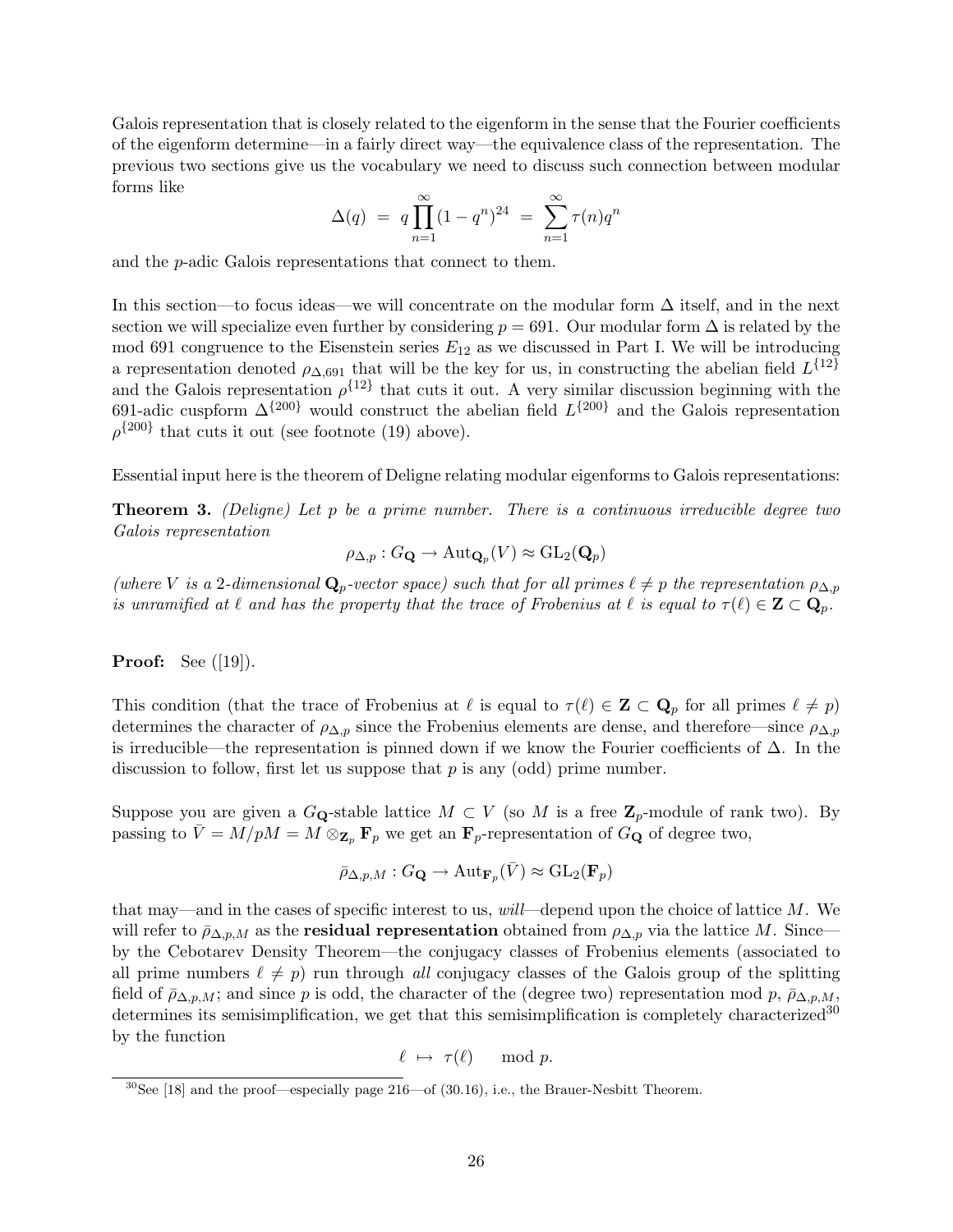Galois representation that is closely related to the eigenform in the sense that the Fourier coefficients of the eigenform determine—in a fairly direct way—the equivalence class of the representation. The previous two sections give us the vocabulary we need to discuss such connection between modular forms like

$$\Delta(q) \;=\; q\prod_{n=1}^{\infty}(1-q^n)^{24} \;=\; \sum_{n=1}^{\infty}\tau(n)q^n$$

and the $p$-adic Galois representations that connect to them.

In this section—to focus ideas—we will concentrate on the modular form $\Delta$ itself, and in the next section we will specialize even further by considering $p = 691$. Our modular form $\Delta$ is related by the mod 691 congruence to the Eisenstein series $E_{12}$ as we discussed in Part I. We will be introducing a representation denoted $\rho_{\Delta,691}$ that will be the key for us, in constructing the abelian field $L^{\{12\}}$ and the Galois representation $\rho^{\{12\}}$ that cuts it out. A very similar discussion beginning with the 691-adic cuspform $\Delta^{\{200\}}$ would construct the abelian field $L^{\{200\}}$ and the Galois representation $\rho^{\{200\}}$ that cuts it out (see footnote (19) above).

Essential input here is the theorem of Deligne relating modular eigenforms to Galois representations:

**Theorem 3.** *(Deligne) Let $p$ be a prime number. There is a continuous irreducible degree two Galois representation*

$$\rho_{\Delta,p} : G_{\mathbf{Q}} \to \mathrm{Aut}_{\mathbf{Q}_p}(V) \approx \mathrm{GL}_2(\mathbf{Q}_p)$$

*(where $V$ is a 2-dimensional $\mathbf{Q}_p$-vector space) such that for all primes $\ell \neq p$ the representation $\rho_{\Delta,p}$ is unramified at $\ell$ and has the property that the trace of Frobenius at $\ell$ is equal to $\tau(\ell) \in \mathbf{Z} \subset \mathbf{Q}_p$.*

**Proof:** See ([19]).

This condition (that the trace of Frobenius at $\ell$ is equal to $\tau(\ell) \in \mathbf{Z} \subset \mathbf{Q}_p$ for all primes $\ell \neq p$) determines the character of $\rho_{\Delta,p}$ since the Frobenius elements are dense, and therefore—since $\rho_{\Delta,p}$ is irreducible—the representation is pinned down if we know the Fourier coefficients of $\Delta$. In the discussion to follow, first let us suppose that $p$ is any (odd) prime number.

Suppose you are given a $G_{\mathbf{Q}}$-stable lattice $M \subset V$ (so $M$ is a free $\mathbf{Z}_p$-module of rank two). By passing to $\bar{V} = M/pM = M \otimes_{\mathbf{Z}_p} \mathbf{F}_p$ we get an $\mathbf{F}_p$-representation of $G_{\mathbf{Q}}$ of degree two,

$$\bar{\rho}_{\Delta,p,M} : G_{\mathbf{Q}} \to \mathrm{Aut}_{\mathbf{F}_p}(\bar{V}) \approx \mathrm{GL}_2(\mathbf{F}_p)$$

that may—and in the cases of specific interest to us, *will*—depend upon the choice of lattice $M$. We will refer to $\bar{\rho}_{\Delta,p,M}$ as the **residual representation** obtained from $\rho_{\Delta,p}$ via the lattice $M$. Since—by the Cebotarev Density Theorem—the conjugacy classes of Frobenius elements (associated to all prime numbers $\ell \neq p$) run through *all* conjugacy classes of the Galois group of the splitting field of $\bar{\rho}_{\Delta,p,M}$; and since $p$ is odd, the character of the (degree two) representation mod $p$, $\bar{\rho}_{\Delta,p,M}$, determines its semisimplification, we get that this semisimplification is completely characterized[30] by the function

$$\ell \;\mapsto\; \tau(\ell) \qquad \text{mod } p.$$

[30] See [18] and the proof—especially page 216—of (30.16), i.e., the Brauer-Nesbitt Theorem.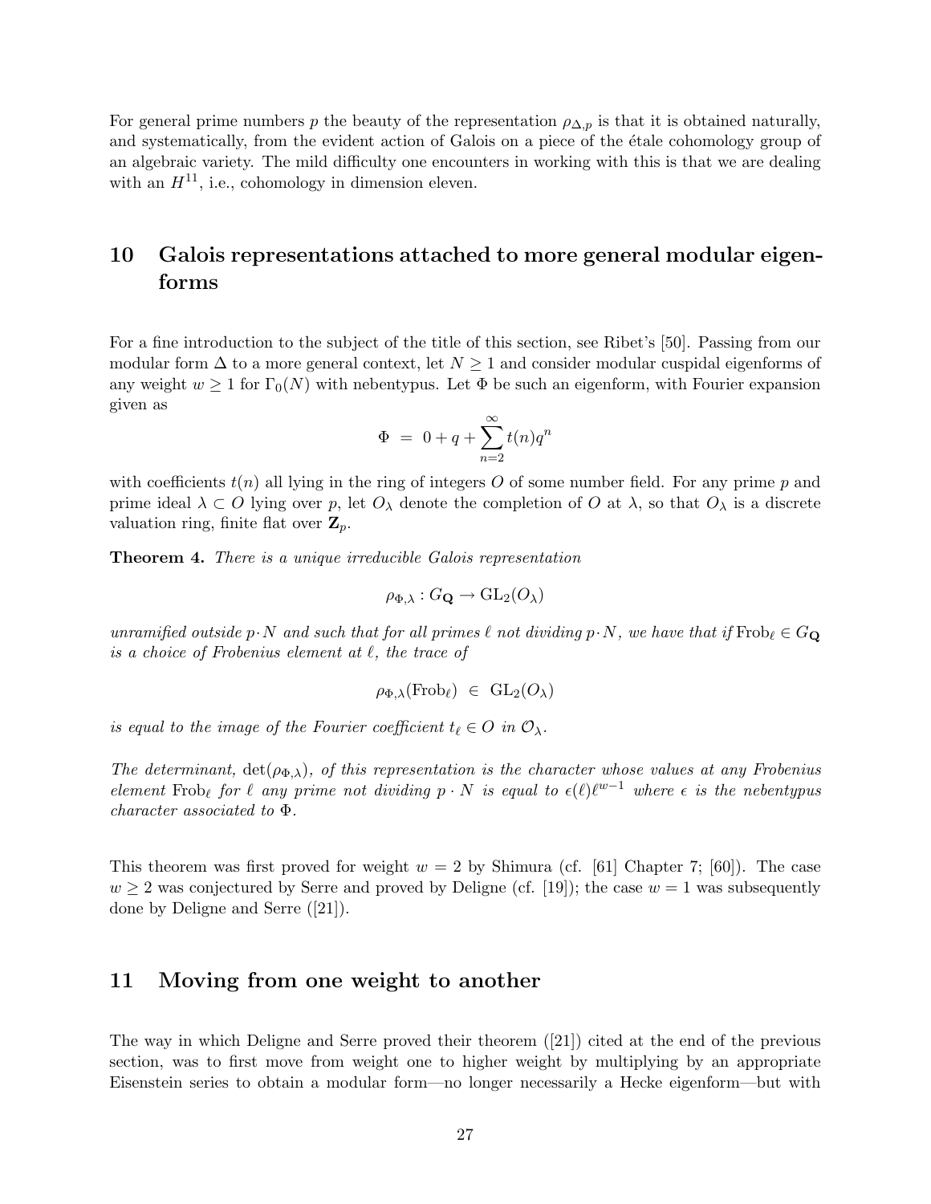For general prime numbers $p$ the beauty of the representation $\rho_{\Delta,p}$ is that it is obtained naturally, and systematically, from the evident action of Galois on a piece of the étale cohomology group of an algebraic variety. The mild difficulty one encounters in working with this is that we are dealing with an $H^{11}$, i.e., cohomology in dimension eleven.

## 10 Galois representations attached to more general modular eigenforms

For a fine introduction to the subject of the title of this section, see Ribet's [50]. Passing from our modular form $\Delta$ to a more general context, let $N \geq 1$ and consider modular cuspidal eigenforms of any weight $w \geq 1$ for $\Gamma_0(N)$ with nebentypus. Let $\Phi$ be such an eigenform, with Fourier expansion given as

$$\Phi \;=\; 0 + q + \sum_{n=2}^{\infty} t(n) q^n$$

with coefficients $t(n)$ all lying in the ring of integers $O$ of some number field. For any prime $p$ and prime ideal $\lambda \subset O$ lying over $p$, let $O_\lambda$ denote the completion of $O$ at $\lambda$, so that $O_\lambda$ is a discrete valuation ring, finite flat over $\mathbf{Z}_p$.

**Theorem 4.** *There is a unique irreducible Galois representation*

$$\rho_{\Phi,\lambda} : G_{\mathbf{Q}} \to \mathrm{GL}_2(O_\lambda)$$

*unramified outside $p \cdot N$ and such that for all primes $\ell$ not dividing $p \cdot N$, we have that if* $\mathrm{Frob}_\ell \in G_{\mathbf{Q}}$ *is a choice of Frobenius element at $\ell$, the trace of*

$$\rho_{\Phi,\lambda}(\mathrm{Frob}_\ell) \;\in\; \mathrm{GL}_2(O_\lambda)$$

*is equal to the image of the Fourier coefficient $t_\ell \in O$ in $\mathcal{O}_\lambda$.*

*The determinant, $\det(\rho_{\Phi,\lambda})$, of this representation is the character whose values at any Frobenius element $\mathrm{Frob}_\ell$ for $\ell$ any prime not dividing $p \cdot N$ is equal to $\epsilon(\ell)\ell^{w-1}$ where $\epsilon$ is the nebentypus character associated to $\Phi$.*

This theorem was first proved for weight $w = 2$ by Shimura (cf. [61] Chapter 7; [60]). The case $w \geq 2$ was conjectured by Serre and proved by Deligne (cf. [19]); the case $w = 1$ was subsequently done by Deligne and Serre ([21]).

## 11 Moving from one weight to another

The way in which Deligne and Serre proved their theorem ([21]) cited at the end of the previous section, was to first move from weight one to higher weight by multiplying by an appropriate Eisenstein series to obtain a modular form—no longer necessarily a Hecke eigenform—but with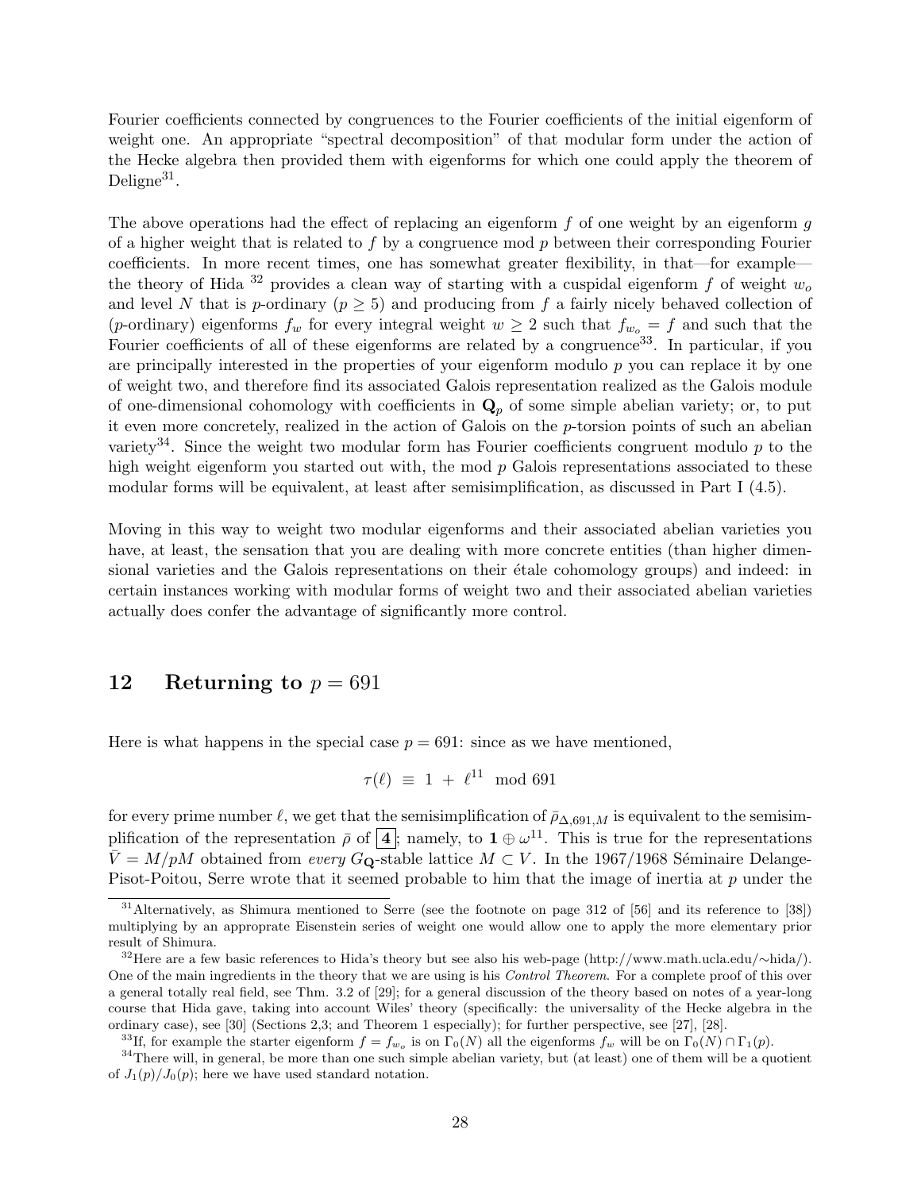Fourier coefficients connected by congruences to the Fourier coefficients of the initial eigenform of weight one. An appropriate "spectral decomposition" of that modular form under the action of the Hecke algebra then provided them with eigenforms for which one could apply the theorem of Deligne[31].

The above operations had the effect of replacing an eigenform $f$ of one weight by an eigenform $g$ of a higher weight that is related to $f$ by a congruence mod $p$ between their corresponding Fourier coefficients. In more recent times, one has somewhat greater flexibility, in that—for example—the theory of Hida [32] provides a clean way of starting with a cuspidal eigenform $f$ of weight $w_o$ and level $N$ that is $p$-ordinary ($p \geq 5$) and producing from $f$ a fairly nicely behaved collection of ($p$-ordinary) eigenforms $f_w$ for every integral weight $w \geq 2$ such that $f_{w_o} = f$ and such that the Fourier coefficients of all of these eigenforms are related by a congruence[33]. In particular, if you are principally interested in the properties of your eigenform modulo $p$ you can replace it by one of weight two, and therefore find its associated Galois representation realized as the Galois module of one-dimensional cohomology with coefficients in $\mathbf{Q}_p$ of some simple abelian variety; or, to put it even more concretely, realized in the action of Galois on the $p$-torsion points of such an abelian variety[34]. Since the weight two modular form has Fourier coefficients congruent modulo $p$ to the high weight eigenform you started out with, the mod $p$ Galois representations associated to these modular forms will be equivalent, at least after semisimplification, as discussed in Part I (4.5).

Moving in this way to weight two modular eigenforms and their associated abelian varieties you have, at least, the sensation that you are dealing with more concrete entities (than higher dimensional varieties and the Galois representations on their étale cohomology groups) and indeed: in certain instances working with modular forms of weight two and their associated abelian varieties actually does confer the advantage of significantly more control.

## 12 Returning to $p = 691$

Here is what happens in the special case $p = 691$: since as we have mentioned,

$$\tau(\ell) \equiv 1 + \ell^{11} \mod 691$$

for every prime number $\ell$, we get that the semisimplification of $\bar{\rho}_{\Delta,691,M}$ is equivalent to the semisimplification of the representation $\bar{\rho}$ of $\boxed{\mathbf{4}}$; namely, to $\mathbf{1} \oplus \omega^{11}$. This is true for the representations $\bar{V} = M/pM$ obtained from *every* $G_{\mathbf{Q}}$-stable lattice $M \subset V$. In the 1967/1968 Séminaire Delange-Pisot-Poitou, Serre wrote that it seemed probable to him that the image of inertia at $p$ under the

[31] Alternatively, as Shimura mentioned to Serre (see the footnote on page 312 of [56] and its reference to [38]) multiplying by an approprate Eisenstein series of weight one would allow one to apply the more elementary prior result of Shimura.

[32] Here are a few basic references to Hida's theory but see also his web-page (http://www.math.ucla.edu/∼hida/). One of the main ingredients in the theory that we are using is his *Control Theorem*. For a complete proof of this over a general totally real field, see Thm. 3.2 of [29]; for a general discussion of the theory based on notes of a year-long course that Hida gave, taking into account Wiles' theory (specifically: the universality of the Hecke algebra in the ordinary case), see [30] (Sections 2,3; and Theorem 1 especially); for further perspective, see [27], [28].

[33] If, for example the starter eigenform $f = f_{w_o}$ is on $\Gamma_0(N)$ all the eigenforms $f_w$ will be on $\Gamma_0(N) \cap \Gamma_1(p)$.

[34] There will, in general, be more than one such simple abelian variety, but (at least) one of them will be a quotient of $J_1(p)/J_0(p)$; here we have used standard notation.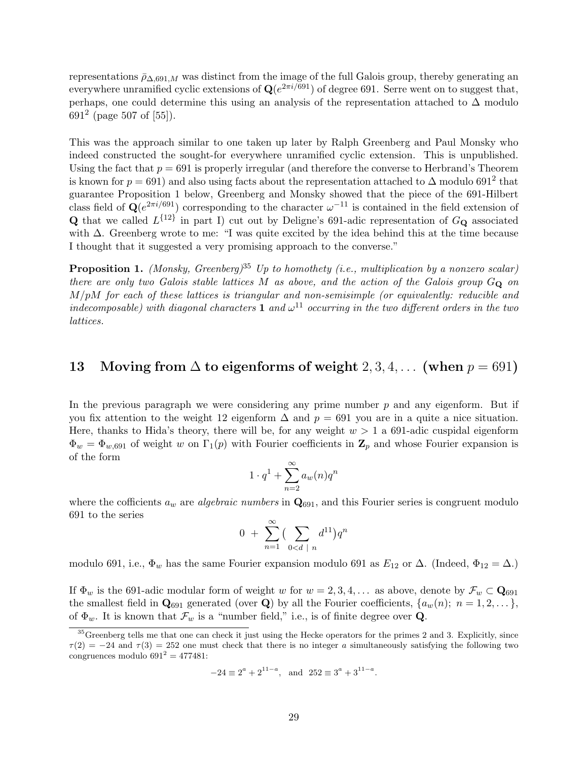representations $\bar{\rho}_{\Delta,691,M}$ was distinct from the image of the full Galois group, thereby generating an everywhere unramified cyclic extensions of $\mathbf{Q}(e^{2\pi i/691})$ of degree 691. Serre went on to suggest that, perhaps, one could determine this using an analysis of the representation attached to $\Delta$ modulo $691^2$ (page 507 of [55]).

This was the approach similar to one taken up later by Ralph Greenberg and Paul Monsky who indeed constructed the sought-for everywhere unramified cyclic extension. This is unpublished. Using the fact that $p = 691$ is properly irregular (and therefore the converse to Herbrand's Theorem is known for $p = 691$) and also using facts about the representation attached to $\Delta$ modulo $691^2$ that guarantee Proposition 1 below, Greenberg and Monsky showed that the piece of the 691-Hilbert class field of $\mathbf{Q}(e^{2\pi i/691})$ corresponding to the character $\omega^{-11}$ is contained in the field extension of $\mathbf{Q}$ that we called $L^{\{12\}}$ in part I) cut out by Deligne's 691-adic representation of $G_{\mathbf{Q}}$ associated with $\Delta$. Greenberg wrote to me: "I was quite excited by the idea behind this at the time because I thought that it suggested a very promising approach to the converse."

**Proposition 1.** *(Monsky, Greenberg)*[35] *Up to homothety (i.e., multiplication by a nonzero scalar) there are only two Galois stable lattices $M$ as above, and the action of the Galois group $G_{\mathbf{Q}}$ on $M/pM$ for each of these lattices is triangular and non-semisimple (or equivalently: reducible and indecomposable) with diagonal characters $\mathbf{1}$ and $\omega^{11}$ occurring in the two different orders in the two lattices.*

## 13 Moving from $\Delta$ to eigenforms of weight $2, 3, 4, \ldots$ (when $p = 691$)

In the previous paragraph we were considering any prime number $p$ and any eigenform. But if you fix attention to the weight 12 eigenform $\Delta$ and $p = 691$ you are in a quite a nice situation. Here, thanks to Hida's theory, there will be, for any weight $w > 1$ a 691-adic cuspidal eigenform $\Phi_w = \Phi_{w,691}$ of weight $w$ on $\Gamma_1(p)$ with Fourier coefficients in $\mathbf{Z}_p$ and whose Fourier expansion is of the form

$$1 \cdot q^1 + \sum_{n=2}^{\infty} a_w(n) q^n$$

where the cofficients $a_w$ are *algebraic numbers* in $\mathbf{Q}_{691}$, and this Fourier series is congruent modulo 691 to the series

$$0 \; + \; \sum_{n=1}^{\infty} \big( \sum_{0<d \;|\; n} d^{11} \big) q^n$$

modulo 691, i.e., $\Phi_w$ has the same Fourier expansion modulo 691 as $E_{12}$ or $\Delta$. (Indeed, $\Phi_{12} = \Delta$.)

If $\Phi_w$ is the 691-adic modular form of weight $w$ for $w = 2, 3, 4, \ldots$ as above, denote by $\mathcal{F}_w \subset \mathbf{Q}_{691}$ the smallest field in $\mathbf{Q}_{691}$ generated (over $\mathbf{Q}$) by all the Fourier coefficients, $\{a_w(n);\ n = 1, 2, \ldots\}$, of $\Phi_w$. It is known that $\mathcal{F}_w$ is a "number field," i.e., is of finite degree over $\mathbf{Q}$.

---

[35] Greenberg tells me that one can check it just using the Hecke operators for the primes 2 and 3. Explicitly, since $\tau(2) = -24$ and $\tau(3) = 252$ one must check that there is no integer $a$ simultaneously satisfying the following two congruences modulo $691^2 = 477481$:

$$-24 \equiv 2^a + 2^{11-a}, \quad \text{and} \quad 252 \equiv 3^a + 3^{11-a}.$$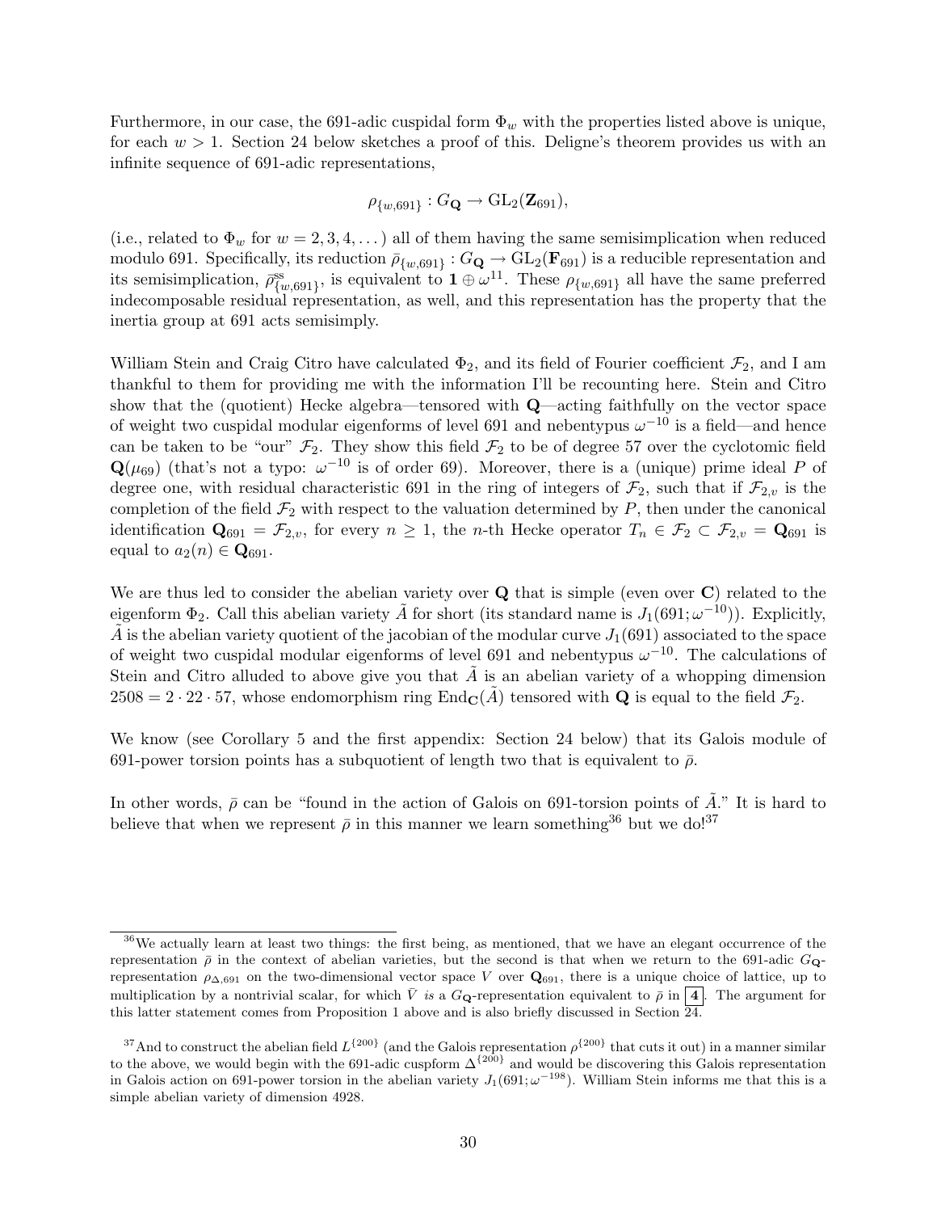Furthermore, in our case, the 691-adic cuspidal form $\Phi_w$ with the properties listed above is unique, for each $w > 1$. Section 24 below sketches a proof of this. Deligne's theorem provides us with an infinite sequence of 691-adic representations,

$$\rho_{\{w,691\}} : G_{\mathbf{Q}} \to \mathrm{GL}_2(\mathbf{Z}_{691}),$$

(i.e., related to $\Phi_w$ for $w = 2, 3, 4, \dots$) all of them having the same semisimplication when reduced modulo 691. Specifically, its reduction $\bar{\rho}_{\{w,691\}} : G_{\mathbf{Q}} \to \mathrm{GL}_2(\mathbf{F}_{691})$ is a reducible representation and its semisimplication, $\bar{\rho}^{\mathrm{ss}}_{\{w,691\}}$, is equivalent to $\mathbf{1} \oplus \omega^{11}$. These $\rho_{\{w,691\}}$ all have the same preferred indecomposable residual representation, as well, and this representation has the property that the inertia group at 691 acts semisimply.

William Stein and Craig Citro have calculated $\Phi_2$, and its field of Fourier coefficient $\mathcal{F}_2$, and I am thankful to them for providing me with the information I'll be recounting here. Stein and Citro show that the (quotient) Hecke algebra—tensored with $\mathbf{Q}$—acting faithfully on the vector space of weight two cuspidal modular eigenforms of level 691 and nebentypus $\omega^{-10}$ is a field—and hence can be taken to be "our" $\mathcal{F}_2$. They show this field $\mathcal{F}_2$ to be of degree 57 over the cyclotomic field $\mathbf{Q}(\mu_{69})$ (that's not a typo: $\omega^{-10}$ is of order 69). Moreover, there is a (unique) prime ideal $P$ of degree one, with residual characteristic 691 in the ring of integers of $\mathcal{F}_2$, such that if $\mathcal{F}_{2,v}$ is the completion of the field $\mathcal{F}_2$ with respect to the valuation determined by $P$, then under the canonical identification $\mathbf{Q}_{691} = \mathcal{F}_{2,v}$, for every $n \geq 1$, the $n$-th Hecke operator $T_n \in \mathcal{F}_2 \subset \mathcal{F}_{2,v} = \mathbf{Q}_{691}$ is equal to $a_2(n) \in \mathbf{Q}_{691}$.

We are thus led to consider the abelian variety over $\mathbf{Q}$ that is simple (even over $\mathbf{C}$) related to the eigenform $\Phi_2$. Call this abelian variety $\tilde{A}$ for short (its standard name is $J_1(691; \omega^{-10})$). Explicitly, $\tilde{A}$ is the abelian variety quotient of the jacobian of the modular curve $J_1(691)$ associated to the space of weight two cuspidal modular eigenforms of level 691 and nebentypus $\omega^{-10}$. The calculations of Stein and Citro alluded to above give you that $\tilde{A}$ is an abelian variety of a whopping dimension $2508 = 2 \cdot 22 \cdot 57$, whose endomorphism ring $\mathrm{End}_{\mathbf{C}}(\tilde{A})$ tensored with $\mathbf{Q}$ is equal to the field $\mathcal{F}_2$.

We know (see Corollary 5 and the first appendix: Section 24 below) that its Galois module of 691-power torsion points has a subquotient of length two that is equivalent to $\bar{\rho}$.

In other words, $\bar{\rho}$ can be "found in the action of Galois on 691-torsion points of $\tilde{A}$." It is hard to believe that when we represent $\bar{\rho}$ in this manner we learn something[36] but we do![37]

---

[36] We actually learn at least two things: the first being, as mentioned, that we have an elegant occurrence of the representation $\bar{\rho}$ in the context of abelian varieties, but the second is that when we return to the 691-adic $G_{\mathbf{Q}}$-representation $\rho_{\Delta,691}$ on the two-dimensional vector space $V$ over $\mathbf{Q}_{691}$, there is a unique choice of lattice, up to multiplication by a nontrivial scalar, for which $\bar{V}$ *is* a $G_{\mathbf{Q}}$-representation equivalent to $\bar{\rho}$ in **4**. The argument for this latter statement comes from Proposition 1 above and is also briefly discussed in Section 24.

[37] And to construct the abelian field $L^{\{200\}}$ (and the Galois representation $\rho^{\{200\}}$ that cuts it out) in a manner similar to the above, we would begin with the 691-adic cuspform $\Delta^{\{200\}}$ and would be discovering this Galois representation in Galois action on 691-power torsion in the abelian variety $J_1(691; \omega^{-198})$. William Stein informs me that this is a simple abelian variety of dimension 4928.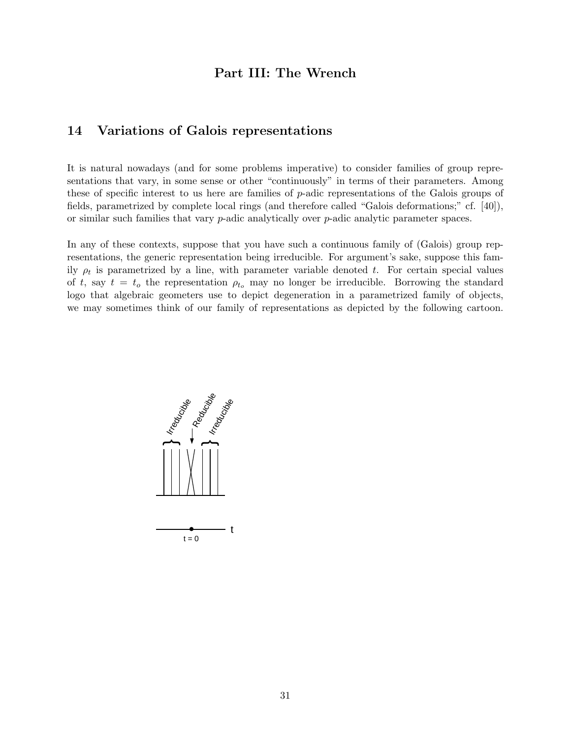# Part III: The Wrench

## 14 Variations of Galois representations

It is natural nowadays (and for some problems imperative) to consider families of group representations that vary, in some sense or other "continuously" in terms of their parameters. Among these of specific interest to us here are families of $p$-adic representations of the Galois groups of fields, parametrized by complete local rings (and therefore called "Galois deformations;" cf. [40]), or similar such families that vary $p$-adic analytically over $p$-adic analytic parameter spaces.

In any of these contexts, suppose that you have such a continuous family of (Galois) group representations, the generic representation being irreducible. For argument's sake, suppose this family $\rho_t$ is parametrized by a line, with parameter variable denoted $t$. For certain special values of $t$, say $t = t_o$ the representation $\rho_{t_o}$ may no longer be irreducible. Borrowing the standard logo that algebraic geometers use to depict degeneration in a parametrized family of objects, we may sometimes think of our family of representations as depicted by the following cartoon.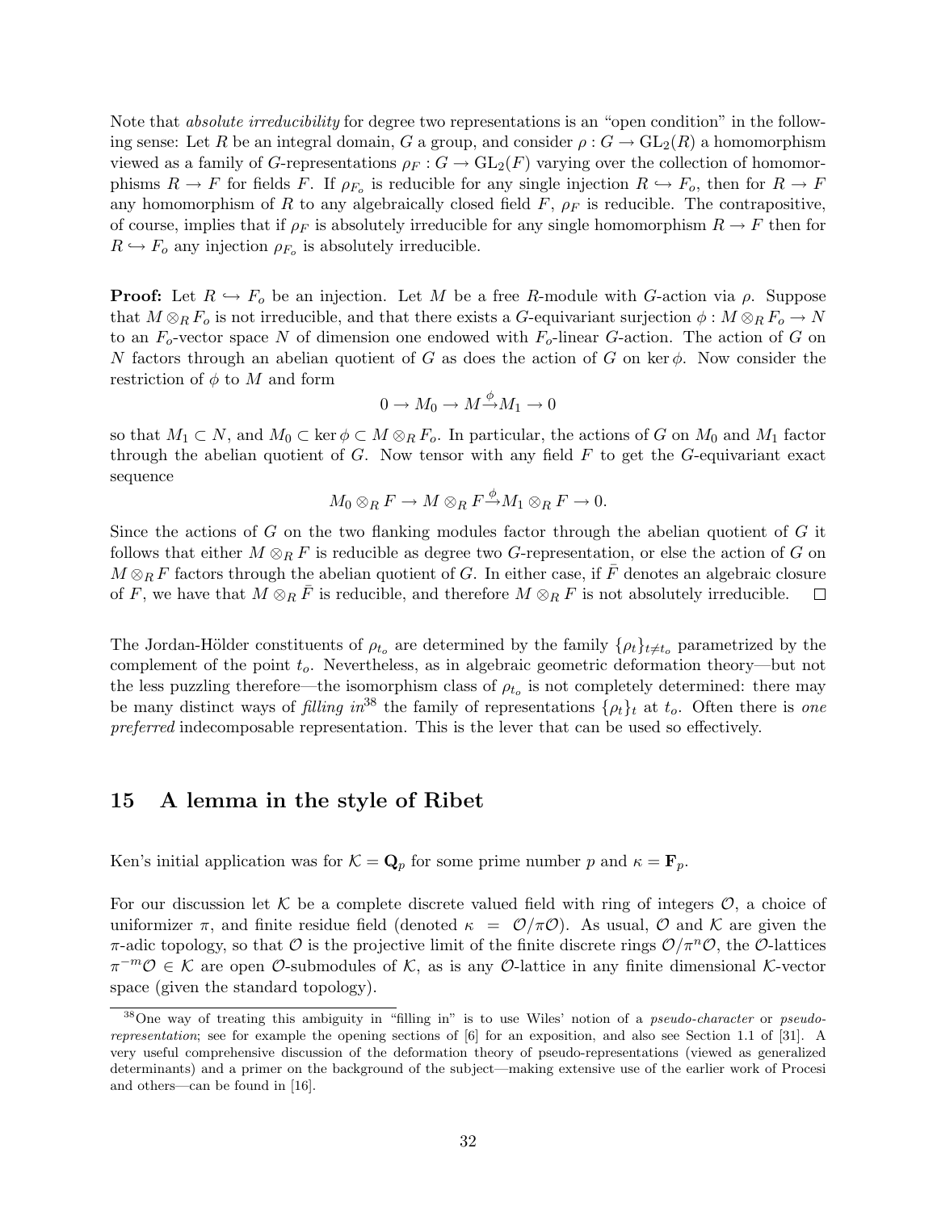Note that *absolute irreducibility* for degree two representations is an "open condition" in the following sense: Let $R$ be an integral domain, $G$ a group, and consider $\rho : G \to \mathrm{GL}_2(R)$ a homomorphism viewed as a family of $G$-representations $\rho_F : G \to \mathrm{GL}_2(F)$ varying over the collection of homomorphisms $R \to F$ for fields $F$. If $\rho_{F_o}$ is reducible for any single injection $R \hookrightarrow F_o$, then for $R \to F$ any homomorphism of $R$ to any algebraically closed field $F$, $\rho_F$ is reducible. The contrapositive, of course, implies that if $\rho_F$ is absolutely irreducible for any single homomorphism $R \to F$ then for $R \hookrightarrow F_o$ any injection $\rho_{F_o}$ is absolutely irreducible.

**Proof:** Let $R \hookrightarrow F_o$ be an injection. Let $M$ be a free $R$-module with $G$-action via $\rho$. Suppose that $M \otimes_R F_o$ is not irreducible, and that there exists a $G$-equivariant surjection $\phi : M \otimes_R F_o \to N$ to an $F_o$-vector space $N$ of dimension one endowed with $F_o$-linear $G$-action. The action of $G$ on $N$ factors through an abelian quotient of $G$ as does the action of $G$ on $\ker \phi$. Now consider the restriction of $\phi$ to $M$ and form

$$0 \to M_0 \to M \stackrel{\phi}{\to} M_1 \to 0$$

so that $M_1 \subset N$, and $M_0 \subset \ker \phi \subset M \otimes_R F_o$. In particular, the actions of $G$ on $M_0$ and $M_1$ factor through the abelian quotient of $G$. Now tensor with any field $F$ to get the $G$-equivariant exact sequence

$$M_0 \otimes_R F \to M \otimes_R F \stackrel{\phi}{\to} M_1 \otimes_R F \to 0.$$

Since the actions of $G$ on the two flanking modules factor through the abelian quotient of $G$ it follows that either $M \otimes_R F$ is reducible as degree two $G$-representation, or else the action of $G$ on $M \otimes_R F$ factors through the abelian quotient of $G$. In either case, if $\bar{F}$ denotes an algebraic closure of $F$, we have that $M \otimes_R \bar{F}$ is reducible, and therefore $M \otimes_R F$ is not absolutely irreducible. $\square$

The Jordan-Hölder constituents of $\rho_{t_o}$ are determined by the family $\{\rho_t\}_{t \neq t_o}$ parametrized by the complement of the point $t_o$. Nevertheless, as in algebraic geometric deformation theory—but not the less puzzling therefore—the isomorphism class of $\rho_{t_o}$ is not completely determined: there may be many distinct ways of *filling in*[38] the family of representations $\{\rho_t\}_t$ at $t_o$. Often there is *one preferred* indecomposable representation. This is the lever that can be used so effectively.

## 15 A lemma in the style of Ribet

Ken's initial application was for $\mathcal{K} = \mathbf{Q}_p$ for some prime number $p$ and $\kappa = \mathbf{F}_p$.

For our discussion let $\mathcal{K}$ be a complete discrete valued field with ring of integers $\mathcal{O}$, a choice of uniformizer $\pi$, and finite residue field (denoted $\kappa = \mathcal{O}/\pi\mathcal{O}$). As usual, $\mathcal{O}$ and $\mathcal{K}$ are given the $\pi$-adic topology, so that $\mathcal{O}$ is the projective limit of the finite discrete rings $\mathcal{O}/\pi^n\mathcal{O}$, the $\mathcal{O}$-lattices $\pi^{-m}\mathcal{O} \in \mathcal{K}$ are open $\mathcal{O}$-submodules of $\mathcal{K}$, as is any $\mathcal{O}$-lattice in any finite dimensional $\mathcal{K}$-vector space (given the standard topology).

[38] One way of treating this ambiguity in "filling in" is to use Wiles' notion of a *pseudo-character* or *pseudo-representation*; see for example the opening sections of [6] for an exposition, and also see Section 1.1 of [31]. A very useful comprehensive discussion of the deformation theory of pseudo-representations (viewed as generalized determinants) and a primer on the background of the subject—making extensive use of the earlier work of Procesi and others—can be found in [16].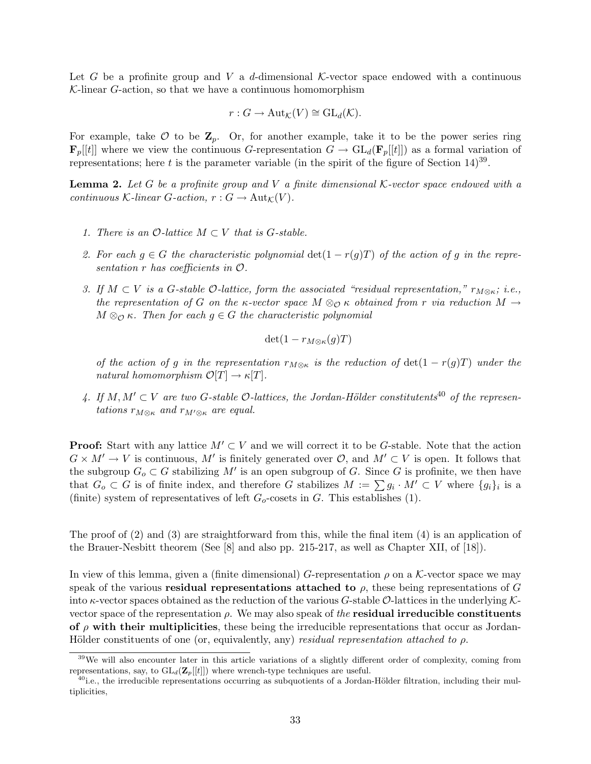Let $G$ be a profinite group and $V$ a $d$-dimensional $\mathcal{K}$-vector space endowed with a continuous $\mathcal{K}$-linear $G$-action, so that we have a continuous homomorphism

$$r : G \to \mathrm{Aut}_{\mathcal{K}}(V) \cong \mathrm{GL}_d(\mathcal{K}).$$

For example, take $\mathcal{O}$ to be $\mathbf{Z}_p$. Or, for another example, take it to be the power series ring $\mathbf{F}_p[[t]]$ where we view the continuous $G$-representation $G \to \mathrm{GL}_d(\mathbf{F}_p[[t]])$ as a formal variation of representations; here $t$ is the parameter variable (in the spirit of the figure of Section 14)[39].

**Lemma 2.** *Let $G$ be a profinite group and $V$ a finite dimensional $\mathcal{K}$-vector space endowed with a continuous $\mathcal{K}$-linear $G$-action, $r : G \to \mathrm{Aut}_{\mathcal{K}}(V)$.*

1. *There is an $\mathcal{O}$-lattice $M \subset V$ that is $G$-stable.*
2. *For each $g \in G$ the characteristic polynomial $\det(1 - r(g)T)$ of the action of $g$ in the representation $r$ has coefficients in $\mathcal{O}$.*
3. *If $M \subset V$ is a $G$-stable $\mathcal{O}$-lattice, form the associated "residual representation," $r_{M\otimes\kappa}$; i.e., the representation of $G$ on the $\kappa$-vector space $M \otimes_{\mathcal{O}} \kappa$ obtained from $r$ via reduction $M \to M \otimes_{\mathcal{O}} \kappa$. Then for each $g \in G$ the characteristic polynomial*

$$\det(1 - r_{M\otimes\kappa}(g)T)$$

   *of the action of $g$ in the representation $r_{M\otimes\kappa}$ is the reduction of $\det(1 - r(g)T)$ under the natural homomorphism $\mathcal{O}[T] \to \kappa[T]$.*

4. *If $M, M' \subset V$ are two $G$-stable $\mathcal{O}$-lattices, the Jordan-Hölder constitutents[40] of the representations $r_{M\otimes\kappa}$ and $r_{M'\otimes\kappa}$ are equal.*

**Proof:** Start with any lattice $M' \subset V$ and we will correct it to be $G$-stable. Note that the action $G \times M' \to V$ is continuous, $M'$ is finitely generated over $\mathcal{O}$, and $M' \subset V$ is open. It follows that the subgroup $G_o \subset G$ stabilizing $M'$ is an open subgroup of $G$. Since $G$ is profinite, we then have that $G_o \subset G$ is of finite index, and therefore $G$ stabilizes $M := \sum g_i \cdot M' \subset V$ where $\{g_i\}_i$ is a (finite) system of representatives of left $G_o$-cosets in $G$. This establishes (1).

The proof of (2) and (3) are straightforward from this, while the final item (4) is an application of the Brauer-Nesbitt theorem (See [8] and also pp. 215-217, as well as Chapter XII, of [18]).

In view of this lemma, given a (finite dimensional) $G$-representation $\rho$ on a $\mathcal{K}$-vector space we may speak of the various **residual representations attached to** $\rho$, these being representations of $G$ into $\kappa$-vector spaces obtained as the reduction of the various $G$-stable $\mathcal{O}$-lattices in the underlying $\mathcal{K}$-vector space of the representation $\rho$. We may also speak of *the* **residual irreducible constituents of** $\rho$ **with their multiplicities**, these being the irreducible representations that occur as Jordan-Hölder constituents of one (or, equivalently, any) *residual representation attached to* $\rho$.

---

[39] We will also encounter later in this article variations of a slightly different order of complexity, coming from representations, say, to $\mathrm{GL}_d(\mathbf{Z}_p[[t]])$ where wrench-type techniques are useful.

[40] i.e., the irreducible representations occurring as subquotients of a Jordan-Hölder filtration, including their multiplicities,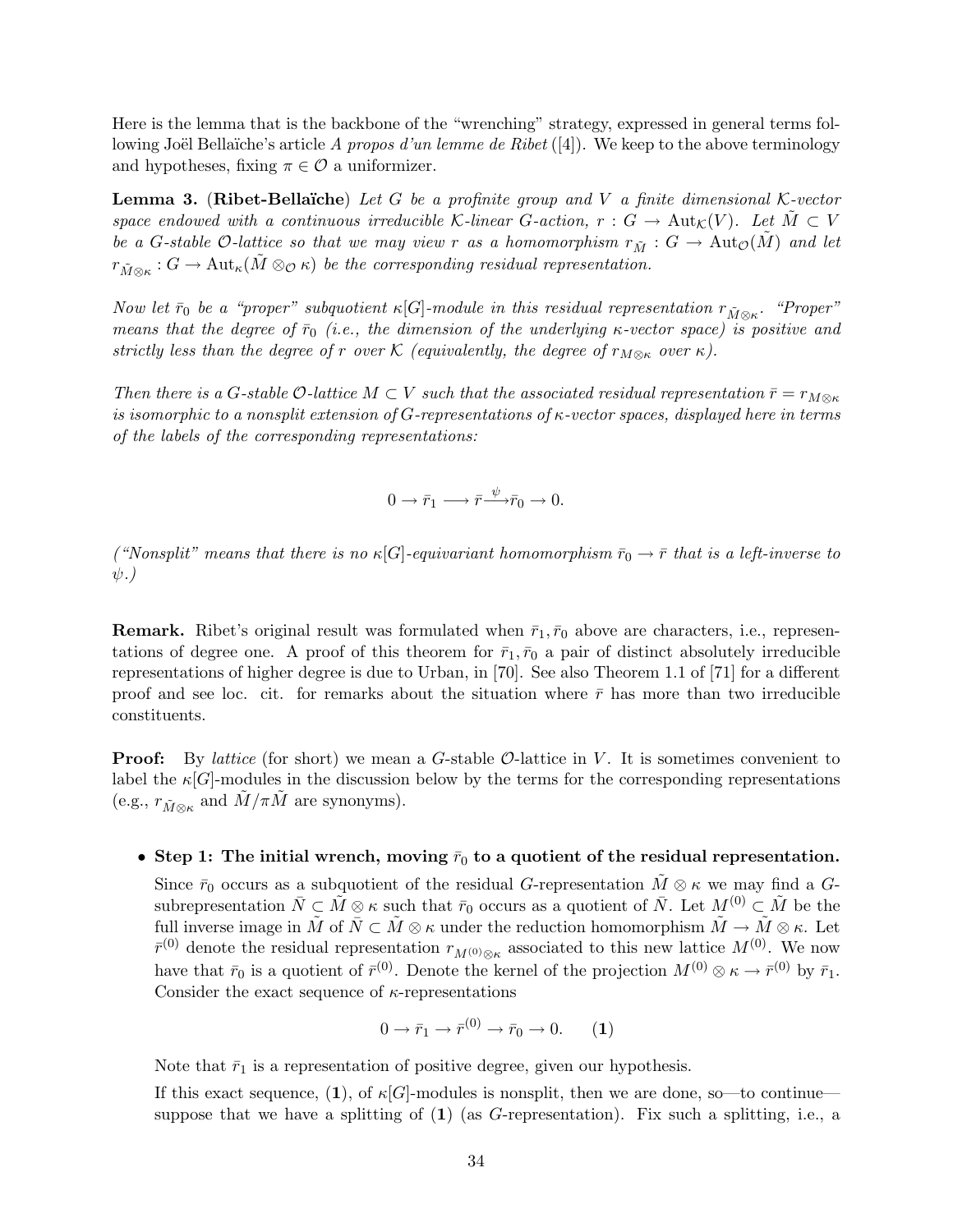Here is the lemma that is the backbone of the "wrenching" strategy, expressed in general terms following Joël Bellaïche's article *A propos d'un lemme de Ribet* ([4]). We keep to the above terminology and hypotheses, fixing $\pi \in \mathcal{O}$ a uniformizer.

**Lemma 3.** (**Ribet-Bellaïche**) *Let $G$ be a profinite group and $V$ a finite dimensional $\mathcal{K}$-vector space endowed with a continuous irreducible $\mathcal{K}$-linear $G$-action, $r : G \to \mathrm{Aut}_{\mathcal{K}}(V)$. Let $\tilde{M} \subset V$ be a $G$-stable $\mathcal{O}$-lattice so that we may view $r$ as a homomorphism $r_{\tilde{M}} : G \to \mathrm{Aut}_{\mathcal{O}}(\tilde{M})$ and let $r_{\tilde{M}\otimes\kappa} : G \to \mathrm{Aut}_{\kappa}(\tilde{M} \otimes_{\mathcal{O}} \kappa)$ be the corresponding residual representation.*

*Now let $\bar{r}_0$ be a "proper" subquotient $\kappa[G]$-module in this residual representation $r_{\tilde{M}\otimes\kappa}$. "Proper" means that the degree of $\bar{r}_0$ (i.e., the dimension of the underlying $\kappa$-vector space) is positive and strictly less than the degree of $r$ over $\mathcal{K}$ (equivalently, the degree of $r_{M\otimes\kappa}$ over $\kappa$).*

*Then there is a $G$-stable $\mathcal{O}$-lattice $M \subset V$ such that the associated residual representation $\bar{r} = r_{M\otimes\kappa}$ is isomorphic to a nonsplit extension of $G$-representations of $\kappa$-vector spaces, displayed here in terms of the labels of the corresponding representations:*

$$0 \to \bar{r}_1 \longrightarrow \bar{r} \stackrel{\psi}{\longrightarrow} \bar{r}_0 \to 0.$$

*("Nonsplit" means that there is no $\kappa[G]$-equivariant homomorphism $\bar{r}_0 \to \bar{r}$ that is a left-inverse to $\psi$.)*

**Remark.** Ribet's original result was formulated when $\bar{r}_1, \bar{r}_0$ above are characters, i.e., representations of degree one. A proof of this theorem for $\bar{r}_1, \bar{r}_0$ a pair of distinct absolutely irreducible representations of higher degree is due to Urban, in [70]. See also Theorem 1.1 of [71] for a different proof and see loc. cit. for remarks about the situation where $\bar{r}$ has more than two irreducible constituents.

**Proof:** By *lattice* (for short) we mean a $G$-stable $\mathcal{O}$-lattice in $V$. It is sometimes convenient to label the $\kappa[G]$-modules in the discussion below by the terms for the corresponding representations (e.g., $r_{\tilde{M}\otimes\kappa}$ and $\tilde{M}/\pi\tilde{M}$ are synonyms).

- **Step 1: The initial wrench, moving $\bar{r}_0$ to a quotient of the residual representation.**

  Since $\bar{r}_0$ occurs as a subquotient of the residual $G$-representation $\tilde{M} \otimes \kappa$ we may find a $G$-subrepresentation $\bar{N} \subset \tilde{M} \otimes \kappa$ such that $\bar{r}_0$ occurs as a quotient of $\bar{N}$. Let $M^{(0)} \subset \tilde{M}$ be the full inverse image in $\tilde{M}$ of $\bar{N} \subset \tilde{M} \otimes \kappa$ under the reduction homomorphism $\tilde{M} \to \tilde{M} \otimes \kappa$. Let $\bar{r}^{(0)}$ denote the residual representation $r_{M^{(0)}\otimes\kappa}$ associated to this new lattice $M^{(0)}$. We now have that $\bar{r}_0$ is a quotient of $\bar{r}^{(0)}$. Denote the kernel of the projection $M^{(0)} \otimes \kappa \to \bar{r}^{(0)}$ by $\bar{r}_1$. Consider the exact sequence of $\kappa$-representations

  $$0 \to \bar{r}_1 \to \bar{r}^{(0)} \to \bar{r}_0 \to 0. \qquad (\mathbf{1})$$

  Note that $\bar{r}_1$ is a representation of positive degree, given our hypothesis.

  If this exact sequence, (**1**), of $\kappa[G]$-modules is nonsplit, then we are done, so—to continue—suppose that we have a splitting of (**1**) (as $G$-representation). Fix such a splitting, i.e., a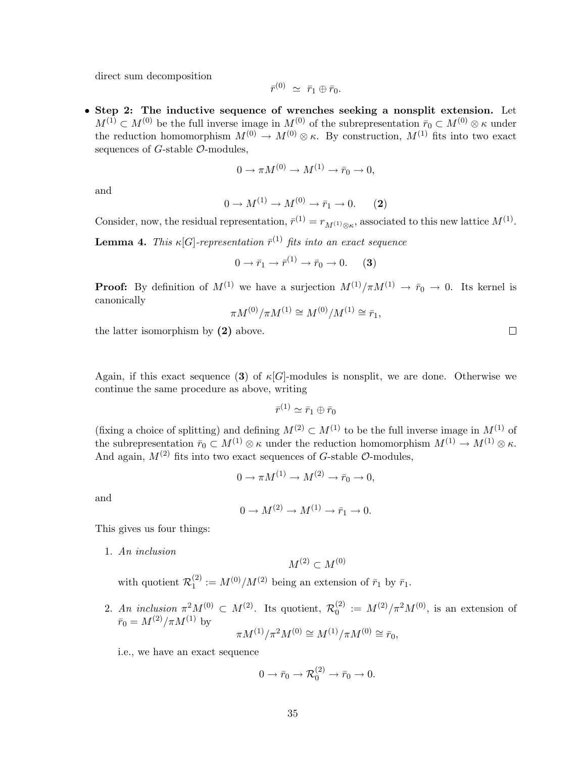direct sum decomposition

$$\bar{r}^{(0)} \simeq \bar{r}_1 \oplus \bar{r}_0.$$

- **Step 2: The inductive sequence of wrenches seeking a nonsplit extension.** Let $M^{(1)} \subset M^{(0)}$ be the full inverse image in $M^{(0)}$ of the subrepresentation $\bar{r}_0 \subset M^{(0)} \otimes \kappa$ under the reduction homomorphism $M^{(0)} \to M^{(0)} \otimes \kappa$. By construction, $M^{(1)}$ fits into two exact sequences of $G$-stable $\mathcal{O}$-modules,

$$0 \to \pi M^{(0)} \to M^{(1)} \to \bar{r}_0 \to 0,$$

and

$$0 \to M^{(1)} \to M^{(0)} \to \bar{r}_1 \to 0. \qquad \mathbf{(2)}$$

Consider, now, the residual representation, $\bar{r}^{(1)} = r_{M^{(1)} \otimes \kappa}$, associated to this new lattice $M^{(1)}$.

**Lemma 4.** *This $\kappa[G]$-representation $\bar{r}^{(1)}$ fits into an exact sequence*

$$0 \to \bar{r}_1 \to \bar{r}^{(1)} \to \bar{r}_0 \to 0. \qquad \mathbf{(3)}$$

**Proof:** By definition of $M^{(1)}$ we have a surjection $M^{(1)}/\pi M^{(1)} \to \bar{r}_0 \to 0$. Its kernel is canonically

$$\pi M^{(0)}/\pi M^{(1)} \cong M^{(0)}/M^{(1)} \cong \bar{r}_1,$$

the latter isomorphism by **(2)** above. □

Again, if this exact sequence (**3**) of $\kappa[G]$-modules is nonsplit, we are done. Otherwise we continue the same procedure as above, writing

$$\bar{r}^{(1)} \simeq \bar{r}_1 \oplus \bar{r}_0$$

(fixing a choice of splitting) and defining $M^{(2)} \subset M^{(1)}$ to be the full inverse image in $M^{(1)}$ of the subrepresentation $\bar{r}_0 \subset M^{(1)} \otimes \kappa$ under the reduction homomorphism $M^{(1)} \to M^{(1)} \otimes \kappa$. And again, $M^{(2)}$ fits into two exact sequences of $G$-stable $\mathcal{O}$-modules,

$$0 \to \pi M^{(1)} \to M^{(2)} \to \bar{r}_0 \to 0,$$

and

$$0 \to M^{(2)} \to M^{(1)} \to \bar{r}_1 \to 0.$$

This gives us four things:

1. *An inclusion*

$$M^{(2)} \subset M^{(0)}$$

with quotient $\mathcal{R}_1^{(2)} := M^{(0)}/M^{(2)}$ being an extension of $\bar{r}_1$ by $\bar{r}_1$.

2. *An inclusion* $\pi^2 M^{(0)} \subset M^{(2)}$. Its quotient, $\mathcal{R}_0^{(2)} := M^{(2)}/\pi^2 M^{(0)}$, is an extension of $\bar{r}_0 = M^{(2)}/\pi M^{(1)}$ by

$$\pi M^{(1)}/\pi^2 M^{(0)} \cong M^{(1)}/\pi M^{(0)} \cong \bar{r}_0,$$

i.e., we have an exact sequence

$$0 \to \bar{r}_0 \to \mathcal{R}_0^{(2)} \to \bar{r}_0 \to 0.$$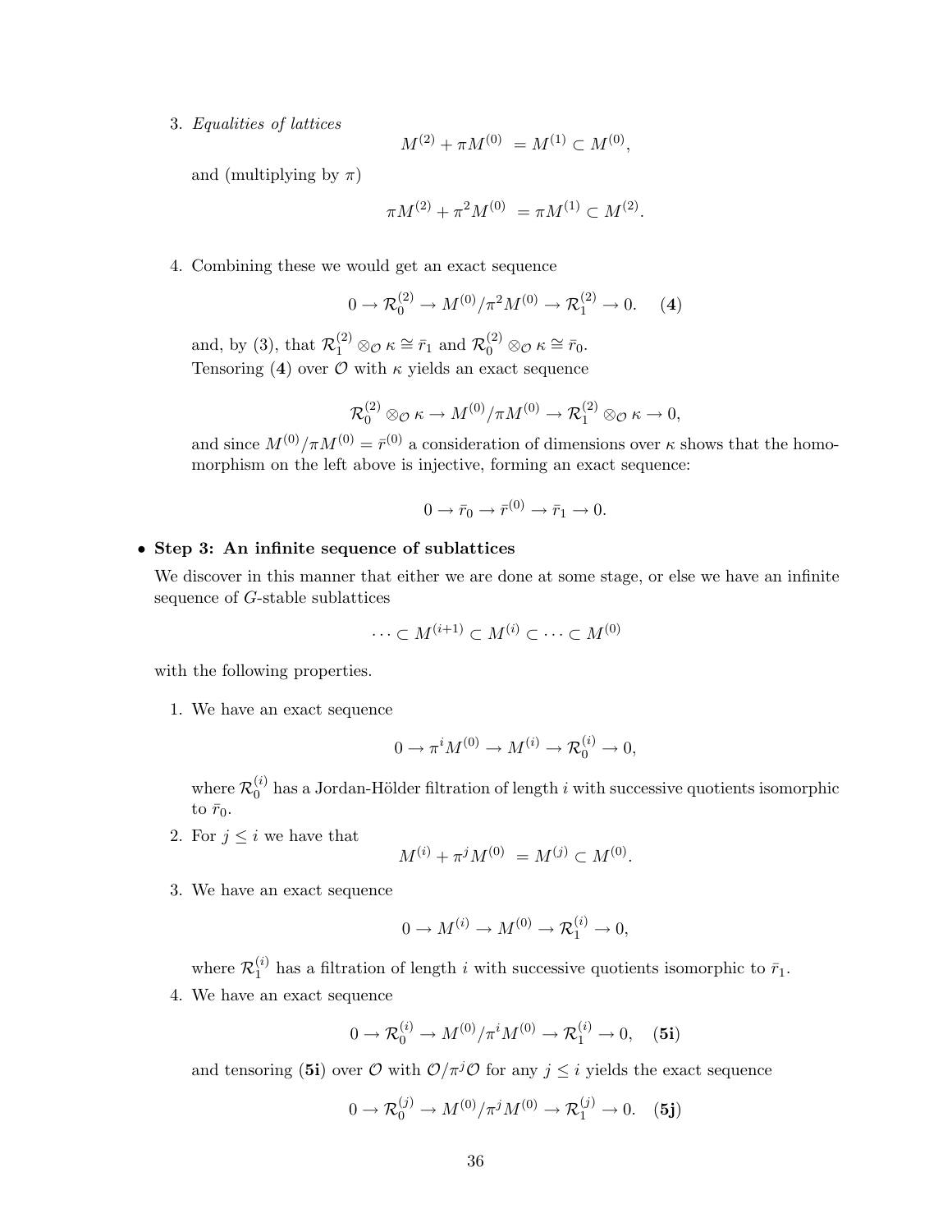3. *Equalities of lattices*

$$M^{(2)} + \pi M^{(0)} \ = M^{(1)} \subset M^{(0)},$$

   and (multiplying by $\pi$)

$$\pi M^{(2)} + \pi^2 M^{(0)} \ = \pi M^{(1)} \subset M^{(2)}.$$

4. Combining these we would get an exact sequence

$$0 \to \mathcal{R}_0^{(2)} \to M^{(0)}/\pi^2 M^{(0)} \to \mathcal{R}_1^{(2)} \to 0. \quad \textbf{(4)}$$

   and, by (3), that $\mathcal{R}_1^{(2)} \otimes_{\mathcal{O}} \kappa \cong \bar{r}_1$ and $\mathcal{R}_0^{(2)} \otimes_{\mathcal{O}} \kappa \cong \bar{r}_0$.
   Tensoring (**4**) over $\mathcal{O}$ with $\kappa$ yields an exact sequence

$$\mathcal{R}_0^{(2)} \otimes_{\mathcal{O}} \kappa \to M^{(0)}/\pi M^{(0)} \to \mathcal{R}_1^{(2)} \otimes_{\mathcal{O}} \kappa \to 0,$$

   and since $M^{(0)}/\pi M^{(0)} = \bar{r}^{(0)}$ a consideration of dimensions over $\kappa$ shows that the homomorphism on the left above is injective, forming an exact sequence:

$$0 \to \bar{r}_0 \to \bar{r}^{(0)} \to \bar{r}_1 \to 0.$$

- **Step 3: An infinite sequence of sublattices**

We discover in this manner that either we are done at some stage, or else we have an infinite sequence of $G$-stable sublattices

$$\cdots \subset M^{(i+1)} \subset M^{(i)} \subset \cdots \subset M^{(0)}$$

with the following properties.

1. We have an exact sequence

$$0 \to \pi^i M^{(0)} \to M^{(i)} \to \mathcal{R}_0^{(i)} \to 0,$$

   where $\mathcal{R}_0^{(i)}$ has a Jordan-Hölder filtration of length $i$ with successive quotients isomorphic to $\bar{r}_0$.

2. For $j \leq i$ we have that

$$M^{(i)} + \pi^j M^{(0)} \ = M^{(j)} \subset M^{(0)}.$$

3. We have an exact sequence

$$0 \to M^{(i)} \to M^{(0)} \to \mathcal{R}_1^{(i)} \to 0,$$

   where $\mathcal{R}_1^{(i)}$ has a filtration of length $i$ with successive quotients isomorphic to $\bar{r}_1$.

4. We have an exact sequence

$$0 \to \mathcal{R}_0^{(i)} \to M^{(0)}/\pi^i M^{(0)} \to \mathcal{R}_1^{(i)} \to 0, \quad \textbf{(5i)}$$

   and tensoring (**5i**) over $\mathcal{O}$ with $\mathcal{O}/\pi^j\mathcal{O}$ for any $j \leq i$ yields the exact sequence

$$0 \to \mathcal{R}_0^{(j)} \to M^{(0)}/\pi^j M^{(0)} \to \mathcal{R}_1^{(j)} \to 0. \quad \textbf{(5j)}$$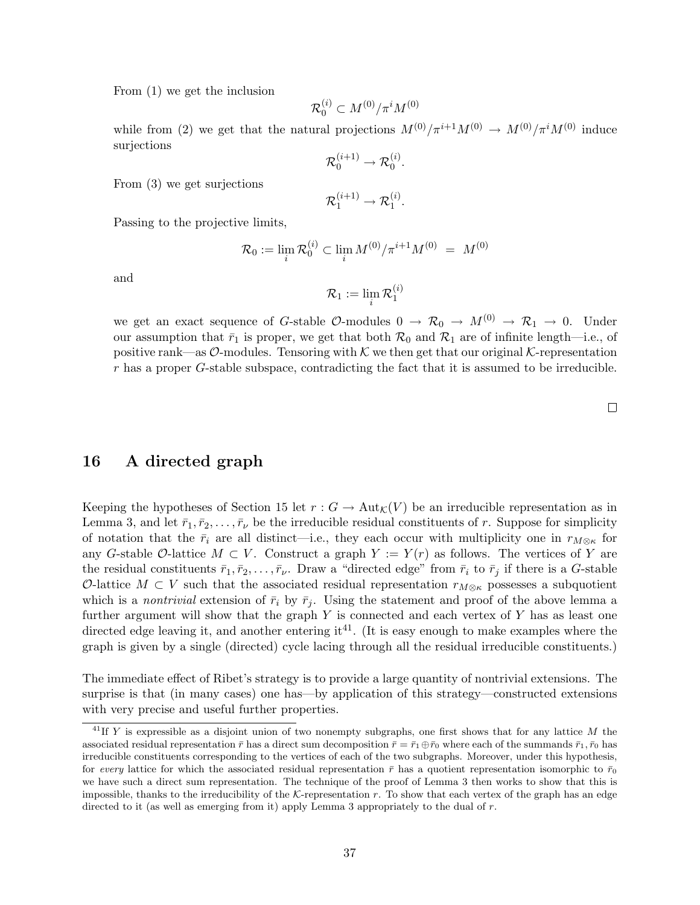From (1) we get the inclusion

$$\mathcal{R}_0^{(i)} \subset M^{(0)}/\pi^i M^{(0)}$$

while from (2) we get that the natural projections $M^{(0)}/\pi^{i+1}M^{(0)} \to M^{(0)}/\pi^i M^{(0)}$ induce surjections

$$\mathcal{R}_0^{(i+1)} \to \mathcal{R}_0^{(i)}.$$

From (3) we get surjections

$$\mathcal{R}_1^{(i+1)} \to \mathcal{R}_1^{(i)}.$$

Passing to the projective limits,

$$\mathcal{R}_0 := \lim_i \mathcal{R}_0^{(i)} \subset \lim_i M^{(0)}/\pi^{i+1}M^{(0)} \; = \; M^{(0)}$$

and

$$\mathcal{R}_1 := \lim_i \mathcal{R}_1^{(i)}$$

we get an exact sequence of $G$-stable $\mathcal{O}$-modules $0 \to \mathcal{R}_0 \to M^{(0)} \to \mathcal{R}_1 \to 0$. Under our assumption that $\bar{r}_1$ is proper, we get that both $\mathcal{R}_0$ and $\mathcal{R}_1$ are of infinite length—i.e., of positive rank—as $\mathcal{O}$-modules. Tensoring with $\mathcal{K}$ we then get that our original $\mathcal{K}$-representation $r$ has a proper $G$-stable subspace, contradicting the fact that it is assumed to be irreducible.

□

## 16 A directed graph

Keeping the hypotheses of Section 15 let $r : G \to \mathrm{Aut}_{\mathcal{K}}(V)$ be an irreducible representation as in Lemma 3, and let $\bar{r}_1, \bar{r}_2, \ldots, \bar{r}_\nu$ be the irreducible residual constituents of $r$. Suppose for simplicity of notation that the $\bar{r}_i$ are all distinct—i.e., they each occur with multiplicity one in $r_{M\otimes\kappa}$ for any $G$-stable $\mathcal{O}$-lattice $M \subset V$. Construct a graph $Y := Y(r)$ as follows. The vertices of $Y$ are the residual constituents $\bar{r}_1, \bar{r}_2, \ldots, \bar{r}_\nu$. Draw a "directed edge" from $\bar{r}_i$ to $\bar{r}_j$ if there is a $G$-stable $\mathcal{O}$-lattice $M \subset V$ such that the associated residual representation $r_{M\otimes\kappa}$ possesses a subquotient which is a *nontrivial* extension of $\bar{r}_i$ by $\bar{r}_j$. Using the statement and proof of the above lemma a further argument will show that the graph $Y$ is connected and each vertex of $Y$ has as least one directed edge leaving it, and another entering it[41]. (It is easy enough to make examples where the graph is given by a single (directed) cycle lacing through all the residual irreducible constituents.)

The immediate effect of Ribet's strategy is to provide a large quantity of nontrivial extensions. The surprise is that (in many cases) one has—by application of this strategy—constructed extensions with very precise and useful further properties.

[41] If $Y$ is expressible as a disjoint union of two nonempty subgraphs, one first shows that for any lattice $M$ the associated residual representation $\bar{r}$ has a direct sum decomposition $\bar{r} = \bar{r}_1 \oplus \bar{r}_0$ where each of the summands $\bar{r}_1, \bar{r}_0$ has irreducible constituents corresponding to the vertices of each of the two subgraphs. Moreover, under this hypothesis, for *every* lattice for which the associated residual representation $\bar{r}$ has a quotient representation isomorphic to $\bar{r}_0$ we have such a direct sum representation. The technique of the proof of Lemma 3 then works to show that this is impossible, thanks to the irreducibility of the $\mathcal{K}$-representation $r$. To show that each vertex of the graph has an edge directed to it (as well as emerging from it) apply Lemma 3 appropriately to the dual of $r$.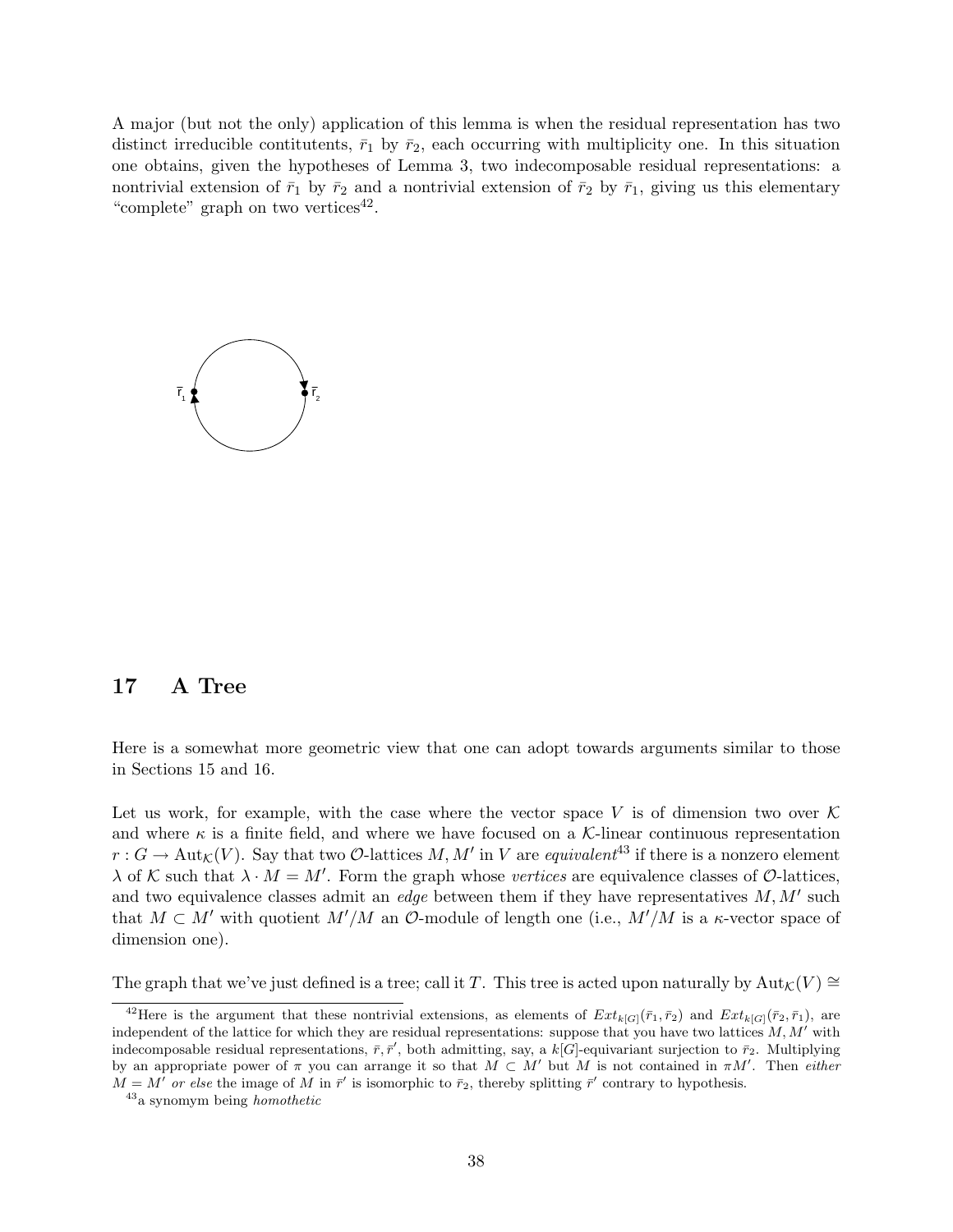A major (but not the only) application of this lemma is when the residual representation has two distinct irreducible contitutents, $\bar{r}_1$ by $\bar{r}_2$, each occurring with multiplicity one. In this situation one obtains, given the hypotheses of Lemma 3, two indecomposable residual representations: a nontrivial extension of $\bar{r}_1$ by $\bar{r}_2$ and a nontrivial extension of $\bar{r}_2$ by $\bar{r}_1$, giving us this elementary "complete" graph on two vertices[42].

## 17 A Tree

Here is a somewhat more geometric view that one can adopt towards arguments similar to those in Sections 15 and 16.

Let us work, for example, with the case where the vector space $V$ is of dimension two over $\mathcal{K}$ and where $\kappa$ is a finite field, and where we have focused on a $\mathcal{K}$-linear continuous representation $r : G \to \mathrm{Aut}_{\mathcal{K}}(V)$. Say that two $\mathcal{O}$-lattices $M, M'$ in $V$ are *equivalent*[43] if there is a nonzero element $\lambda$ of $\mathcal{K}$ such that $\lambda \cdot M = M'$. Form the graph whose *vertices* are equivalence classes of $\mathcal{O}$-lattices, and two equivalence classes admit an *edge* between them if they have representatives $M, M'$ such that $M \subset M'$ with quotient $M'/M$ an $\mathcal{O}$-module of length one (i.e., $M'/M$ is a $\kappa$-vector space of dimension one).

The graph that we've just defined is a tree; call it $T$. This tree is acted upon naturally by $\mathrm{Aut}_{\mathcal{K}}(V) \cong$

[42] Here is the argument that these nontrivial extensions, as elements of $Ext_{k[G]}(\bar{r}_1, \bar{r}_2)$ and $Ext_{k[G]}(\bar{r}_2, \bar{r}_1)$, are independent of the lattice for which they are residual representations: suppose that you have two lattices $M, M'$ with indecomposable residual representations, $\bar{r}, \bar{r}'$, both admitting, say, a $k[G]$-equivariant surjection to $\bar{r}_2$. Multiplying by an appropriate power of $\pi$ you can arrange it so that $M \subset M'$ but $M$ is not contained in $\pi M'$. Then *either* $M = M'$ *or else* the image of $M$ in $\bar{r}'$ is isomorphic to $\bar{r}_2$, thereby splitting $\bar{r}'$ contrary to hypothesis.

[43] a synomym being *homothetic*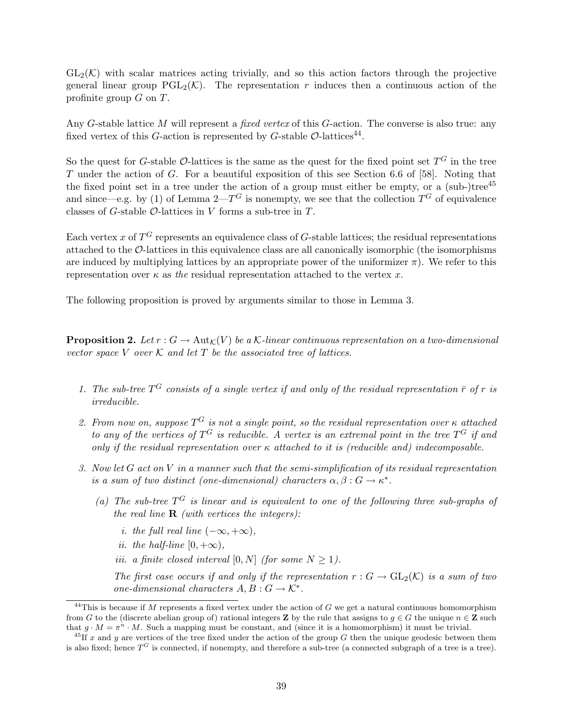$\mathrm{GL}_2(\mathcal{K})$ with scalar matrices acting trivially, and so this action factors through the projective general linear group $\mathrm{PGL}_2(\mathcal{K})$. The representation $r$ induces then a continuous action of the profinite group $G$ on $T$.

Any $G$-stable lattice $M$ will represent a *fixed vertex* of this $G$-action. The converse is also true: any fixed vertex of this $G$-action is represented by $G$-stable $\mathcal{O}$-lattices[44].

So the quest for $G$-stable $\mathcal{O}$-lattices is the same as the quest for the fixed point set $T^G$ in the tree $T$ under the action of $G$. For a beautiful exposition of this see Section 6.6 of [58]. Noting that the fixed point set in a tree under the action of a group must either be empty, or a (sub-)tree[45] and since—e.g. by (1) of Lemma 2—$T^G$ is nonempty, we see that the collection $T^G$ of equivalence classes of $G$-stable $\mathcal{O}$-lattices in $V$ forms a sub-tree in $T$.

Each vertex $x$ of $T^G$ represents an equivalence class of $G$-stable lattices; the residual representations attached to the $\mathcal{O}$-lattices in this equivalence class are all canonically isomorphic (the isomorphisms are induced by multiplying lattices by an appropriate power of the uniformizer $\pi$). We refer to this representation over $\kappa$ as *the* residual representation attached to the vertex $x$.

The following proposition is proved by arguments similar to those in Lemma 3.

**Proposition 2.** *Let $r : G \to \mathrm{Aut}_{\mathcal{K}}(V)$ be a $\mathcal{K}$-linear continuous representation on a two-dimensional vector space $V$ over $\mathcal{K}$ and let $T$ be the associated tree of lattices.*

1. *The sub-tree $T^G$ consists of a single vertex if and only of the residual representation $\bar{r}$ of $r$ is irreducible.*
2. *From now on, suppose $T^G$ is not a single point, so the residual representation over $\kappa$ attached to any of the vertices of $T^G$ is reducible. A vertex is an extremal point in the tree $T^G$ if and only if the residual representation over $\kappa$ attached to it is (reducible and) indecomposable.*
3. *Now let $G$ act on $V$ in a manner such that the semi-simplification of its residual representation is a sum of two distinct (one-dimensional) characters $\alpha, \beta : G \to \kappa^*$.*
   - (a) *The sub-tree $T^G$ is linear and is equivalent to one of the following three sub-graphs of the real line $\mathbf{R}$ (with vertices the integers):*
     - i. *the full real line $(-\infty, +\infty)$,*
     - ii. *the half-line $[0, +\infty)$,*
     - iii. *a finite closed interval $[0, N]$ (for some $N \geq 1$).*

     *The first case occurs if and only if the representation $r : G \to \mathrm{GL}_2(\mathcal{K})$ is a sum of two one-dimensional characters $A, B : G \to \mathcal{K}^*$.*

---

[44] This is because if $M$ represents a fixed vertex under the action of $G$ we get a natural continuous homomorphism from $G$ to the (discrete abelian group of) rational integers $\mathbf{Z}$ by the rule that assigns to $g \in G$ the unique $n \in \mathbf{Z}$ such that $g \cdot M = \pi^n \cdot M$. Such a mapping must be constant, and (since it is a homomorphism) it must be trivial.

[45] If $x$ and $y$ are vertices of the tree fixed under the action of the group $G$ then the unique geodesic between them is also fixed; hence $T^G$ is connected, if nonempty, and therefore a sub-tree (a connected subgraph of a tree is a tree).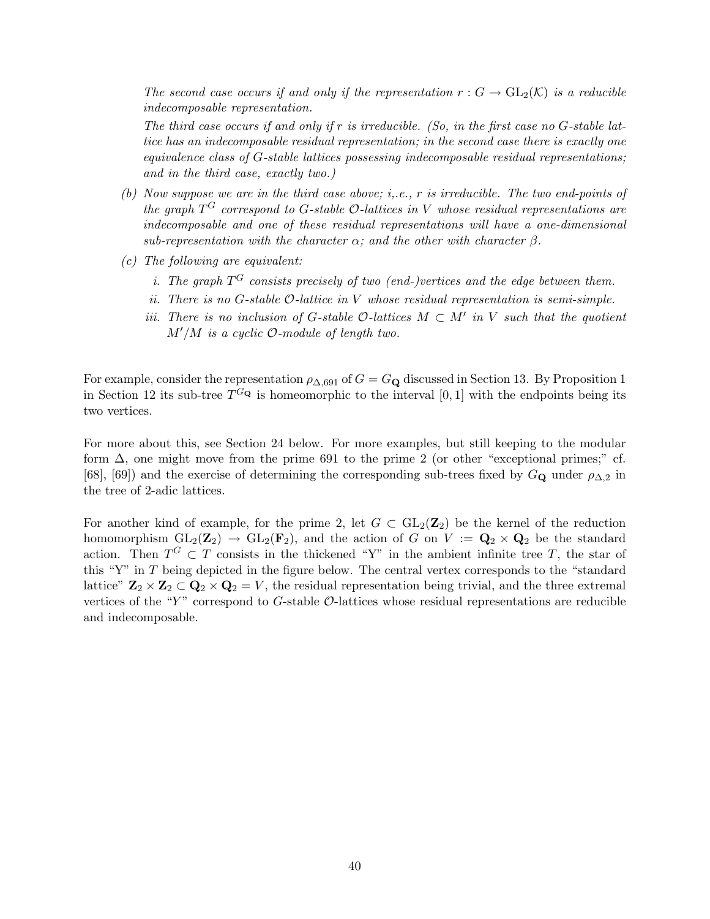*The second case occurs if and only if the representation $r : G \to \mathrm{GL}_2(\mathcal{K})$ is a reducible indecomposable representation.*

*The third case occurs if and only if $r$ is irreducible. (So, in the first case no $G$-stable lattice has an indecomposable residual representation; in the second case there is exactly one equivalence class of $G$-stable lattices possessing indecomposable residual representations; and in the third case, exactly two.)*

*(b) Now suppose we are in the third case above; i,.e., $r$ is irreducible. The two end-points of the graph $T^G$ correspond to $G$-stable $\mathcal{O}$-lattices in $V$ whose residual representations are indecomposable and one of these residual representations will have a one-dimensional sub-representation with the character $\alpha$; and the other with character $\beta$.*

*(c) The following are equivalent:*

*i. The graph $T^G$ consists precisely of two (end-)vertices and the edge between them.*

*ii. There is no $G$-stable $\mathcal{O}$-lattice in $V$ whose residual representation is semi-simple.*

*iii. There is no inclusion of $G$-stable $\mathcal{O}$-lattices $M \subset M'$ in $V$ such that the quotient $M'/M$ is a cyclic $\mathcal{O}$-module of length two.*

For example, consider the representation $\rho_{\Delta,691}$ of $G = G_{\mathbf{Q}}$ discussed in Section 13. By Proposition 1 in Section 12 its sub-tree $T^{G_{\mathbf{Q}}}$ is homeomorphic to the interval $[0, 1]$ with the endpoints being its two vertices.

For more about this, see Section 24 below. For more examples, but still keeping to the modular form $\Delta$, one might move from the prime 691 to the prime 2 (or other "exceptional primes;" cf. [68], [69]) and the exercise of determining the corresponding sub-trees fixed by $G_{\mathbf{Q}}$ under $\rho_{\Delta,2}$ in the tree of 2-adic lattices.

For another kind of example, for the prime 2, let $G \subset \mathrm{GL}_2(\mathbf{Z}_2)$ be the kernel of the reduction homomorphism $\mathrm{GL}_2(\mathbf{Z}_2) \to \mathrm{GL}_2(\mathbf{F}_2)$, and the action of $G$ on $V := \mathbf{Q}_2 \times \mathbf{Q}_2$ be the standard action. Then $T^G \subset T$ consists in the thickened "Y" in the ambient infinite tree $T$, the star of this "Y" in $T$ being depicted in the figure below. The central vertex corresponds to the "standard lattice" $\mathbf{Z}_2 \times \mathbf{Z}_2 \subset \mathbf{Q}_2 \times \mathbf{Q}_2 = V$, the residual representation being trivial, and the three extremal vertices of the "$Y$" correspond to $G$-stable $\mathcal{O}$-lattices whose residual representations are reducible and indecomposable.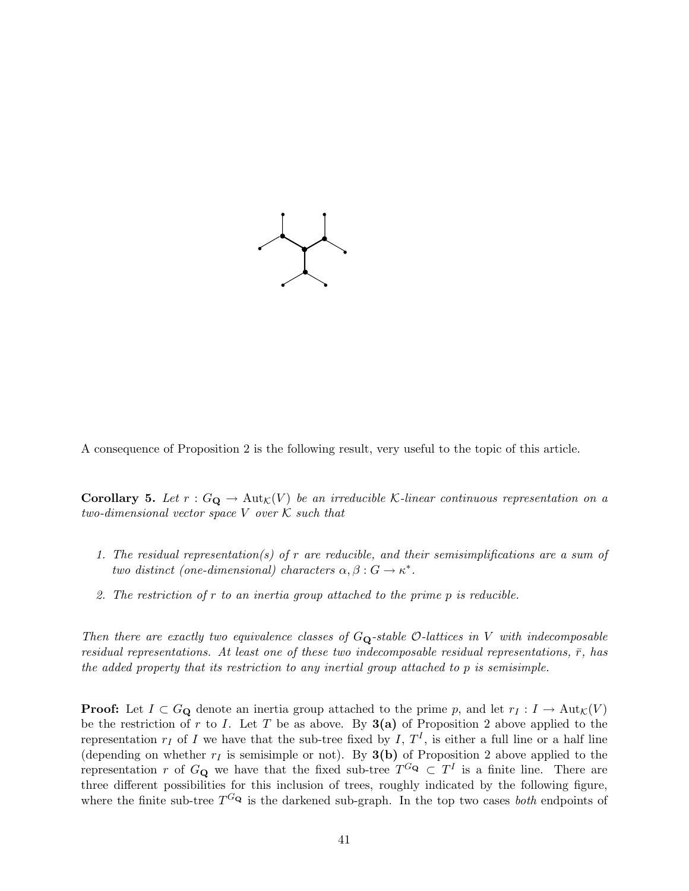A consequence of Proposition 2 is the following result, very useful to the topic of this article.

**Corollary 5.** *Let $r : G_{\mathbf{Q}} \to \mathrm{Aut}_{\mathcal{K}}(V)$ be an irreducible $\mathcal{K}$-linear continuous representation on a two-dimensional vector space $V$ over $\mathcal{K}$ such that*

1. *The residual representation(s) of $r$ are reducible, and their semisimplifications are a sum of two distinct (one-dimensional) characters $\alpha, \beta : G \to \kappa^*$.*
2. *The restriction of $r$ to an inertia group attached to the prime $p$ is reducible.*

*Then there are exactly two equivalence classes of $G_{\mathbf{Q}}$-stable $\mathcal{O}$-lattices in $V$ with indecomposable residual representations. At least one of these two indecomposable residual representations, $\bar{r}$, has the added property that its restriction to any inertial group attached to $p$ is semisimple.*

**Proof:** Let $I \subset G_{\mathbf{Q}}$ denote an inertia group attached to the prime $p$, and let $r_I : I \to \mathrm{Aut}_{\mathcal{K}}(V)$ be the restriction of $r$ to $I$. Let $T$ be as above. By **3(a)** of Proposition 2 above applied to the representation $r_I$ of $I$ we have that the sub-tree fixed by $I$, $T^I$, is either a full line or a half line (depending on whether $r_I$ is semisimple or not). By **3(b)** of Proposition 2 above applied to the representation $r$ of $G_{\mathbf{Q}}$ we have that the fixed sub-tree $T^{G_{\mathbf{Q}}} \subset T^I$ is a finite line. There are three different possibilities for this inclusion of trees, roughly indicated by the following figure, where the finite sub-tree $T^{G_{\mathbf{Q}}}$ is the darkened sub-graph. In the top two cases *both* endpoints of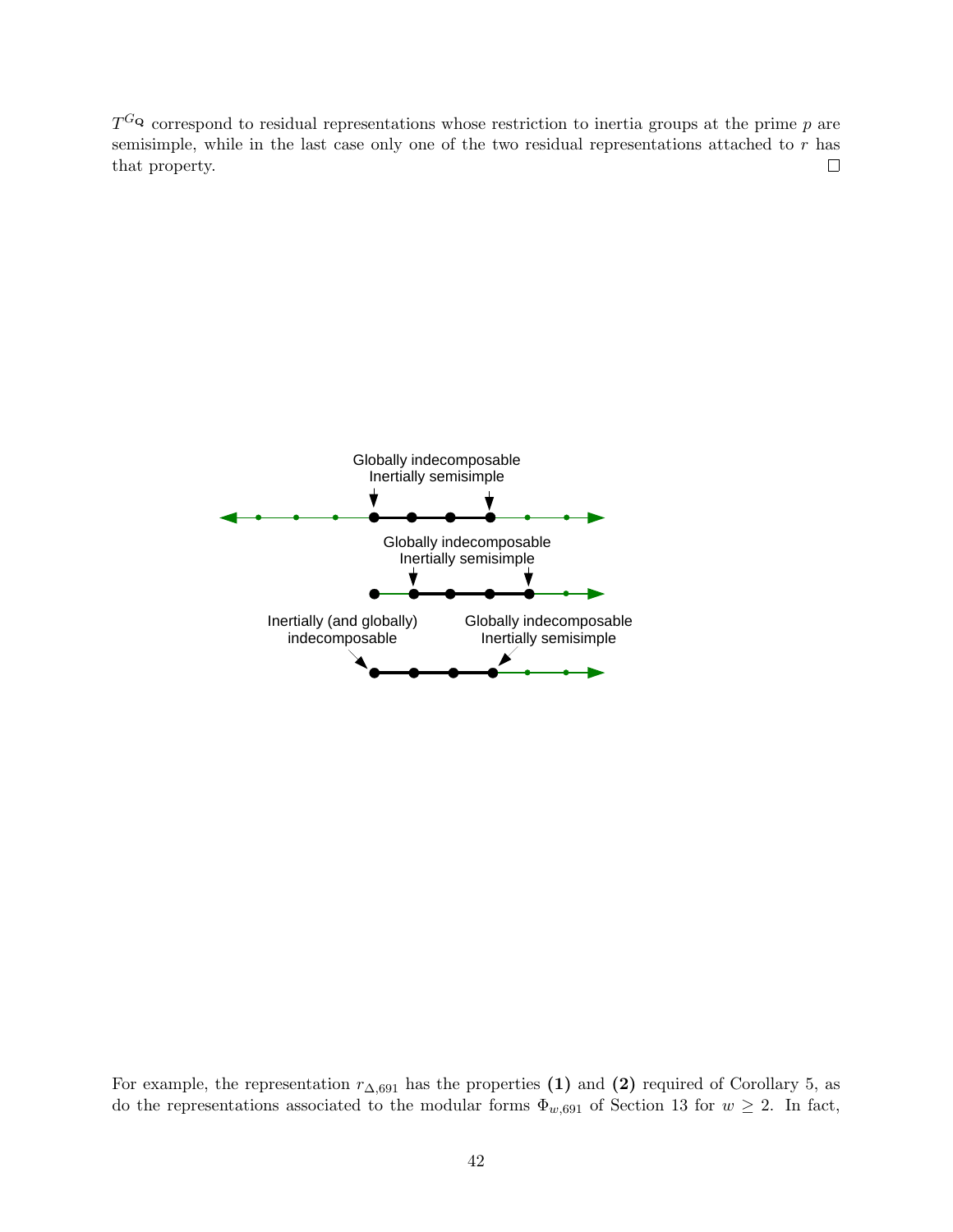$T^{G_{\mathbf{Q}}}$ correspond to residual representations whose restriction to inertia groups at the prime $p$ are semisimple, while in the last case only one of the two residual representations attached to $r$ has that property. $\square$

Globally indecomposable
Inertially semisimple

Globally indecomposable
Inertially semisimple

Inertially (and globally) indecomposable

Globally indecomposable
Inertially semisimple

For example, the representation $r_{\Delta,691}$ has the properties **(1)** and **(2)** required of Corollary 5, as do the representations associated to the modular forms $\Phi_{w,691}$ of Section 13 for $w \geq 2$. In fact,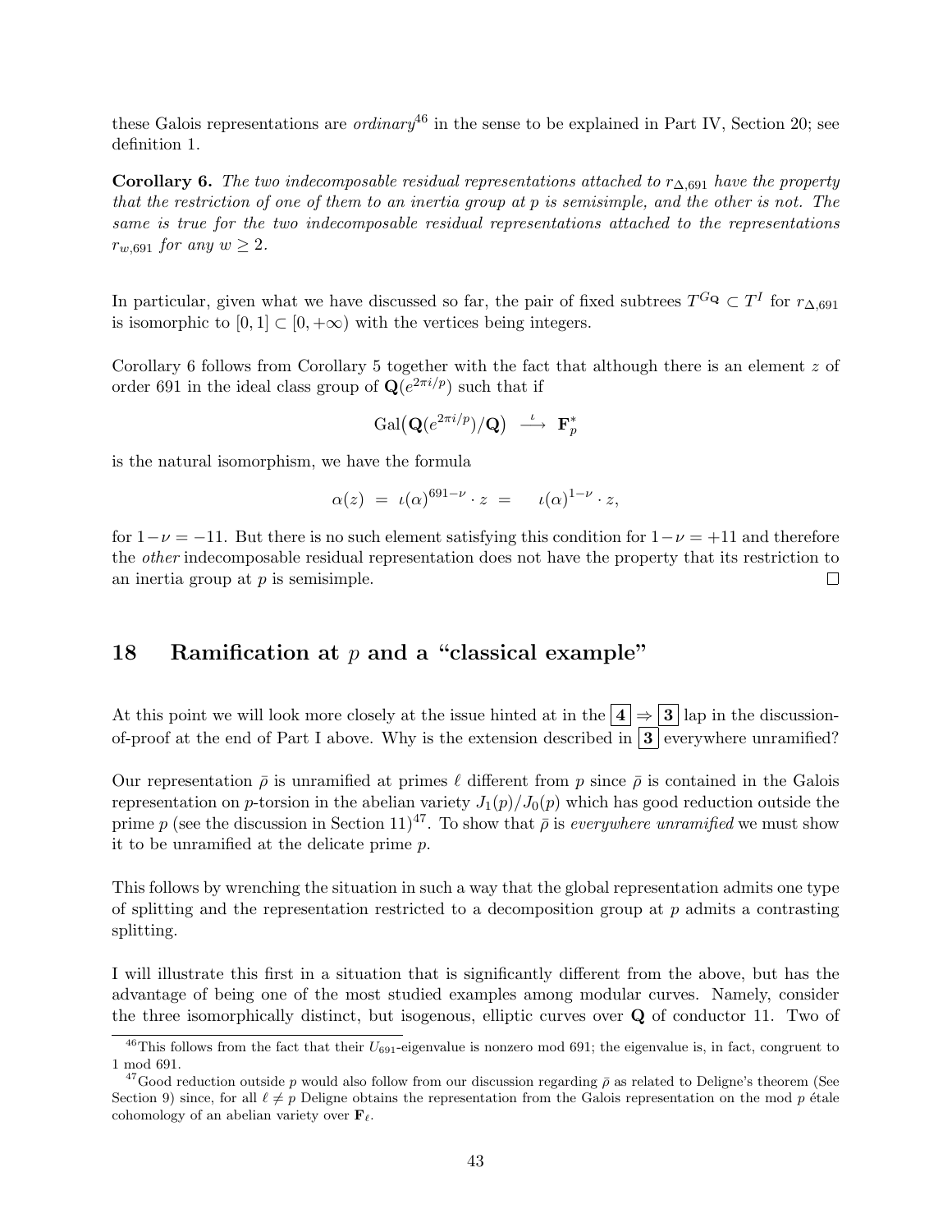these Galois representations are *ordinary*[46] in the sense to be explained in Part IV, Section 20; see definition 1.

**Corollary 6.** *The two indecomposable residual representations attached to $r_{\Delta,691}$ have the property that the restriction of one of them to an inertia group at $p$ is semisimple, and the other is not. The same is true for the two indecomposable residual representations attached to the representations $r_{w,691}$ for any $w \geq 2$.*

In particular, given what we have discussed so far, the pair of fixed subtrees $T^{G_{\mathbf{Q}}} \subset T^I$ for $r_{\Delta,691}$ is isomorphic to $[0,1] \subset [0,+\infty)$ with the vertices being integers.

Corollary 6 follows from Corollary 5 together with the fact that although there is an element $z$ of order 691 in the ideal class group of $\mathbf{Q}(e^{2\pi i/p})$ such that if

$$\mathrm{Gal}\big(\mathbf{Q}(e^{2\pi i/p})/\mathbf{Q}\big) \overset{\iota}{\longrightarrow} \mathbf{F}_p^*$$

is the natural isomorphism, we have the formula

$$\alpha(z) \;=\; \iota(\alpha)^{691-\nu}\cdot z \;=\; \quad \iota(\alpha)^{1-\nu}\cdot z,$$

for $1-\nu = -11$. But there is no such element satisfying this condition for $1-\nu = +11$ and therefore the *other* indecomposable residual representation does not have the property that its restriction to an inertia group at $p$ is semisimple. □

## 18 Ramification at $p$ and a "classical example"

At this point we will look more closely at the issue hinted at in the **4** ⇒ **3** lap in the discussion-of-proof at the end of Part I above. Why is the extension described in **3** everywhere unramified?

Our representation $\bar{\rho}$ is unramified at primes $\ell$ different from $p$ since $\bar{\rho}$ is contained in the Galois representation on $p$-torsion in the abelian variety $J_1(p)/J_0(p)$ which has good reduction outside the prime $p$ (see the discussion in Section 11)[47]. To show that $\bar{\rho}$ is *everywhere unramified* we must show it to be unramified at the delicate prime $p$.

This follows by wrenching the situation in such a way that the global representation admits one type of splitting and the representation restricted to a decomposition group at $p$ admits a contrasting splitting.

I will illustrate this first in a situation that is significantly different from the above, but has the advantage of being one of the most studied examples among modular curves. Namely, consider the three isomorphically distinct, but isogenous, elliptic curves over $\mathbf{Q}$ of conductor 11. Two of

[46]This follows from the fact that their $U_{691}$-eigenvalue is nonzero mod 691; the eigenvalue is, in fact, congruent to 1 mod 691.

[47]Good reduction outside $p$ would also follow from our discussion regarding $\bar{\rho}$ as related to Deligne's theorem (See Section 9) since, for all $\ell \neq p$ Deligne obtains the representation from the Galois representation on the mod $p$ étale cohomology of an abelian variety over $\mathbf{F}_\ell$.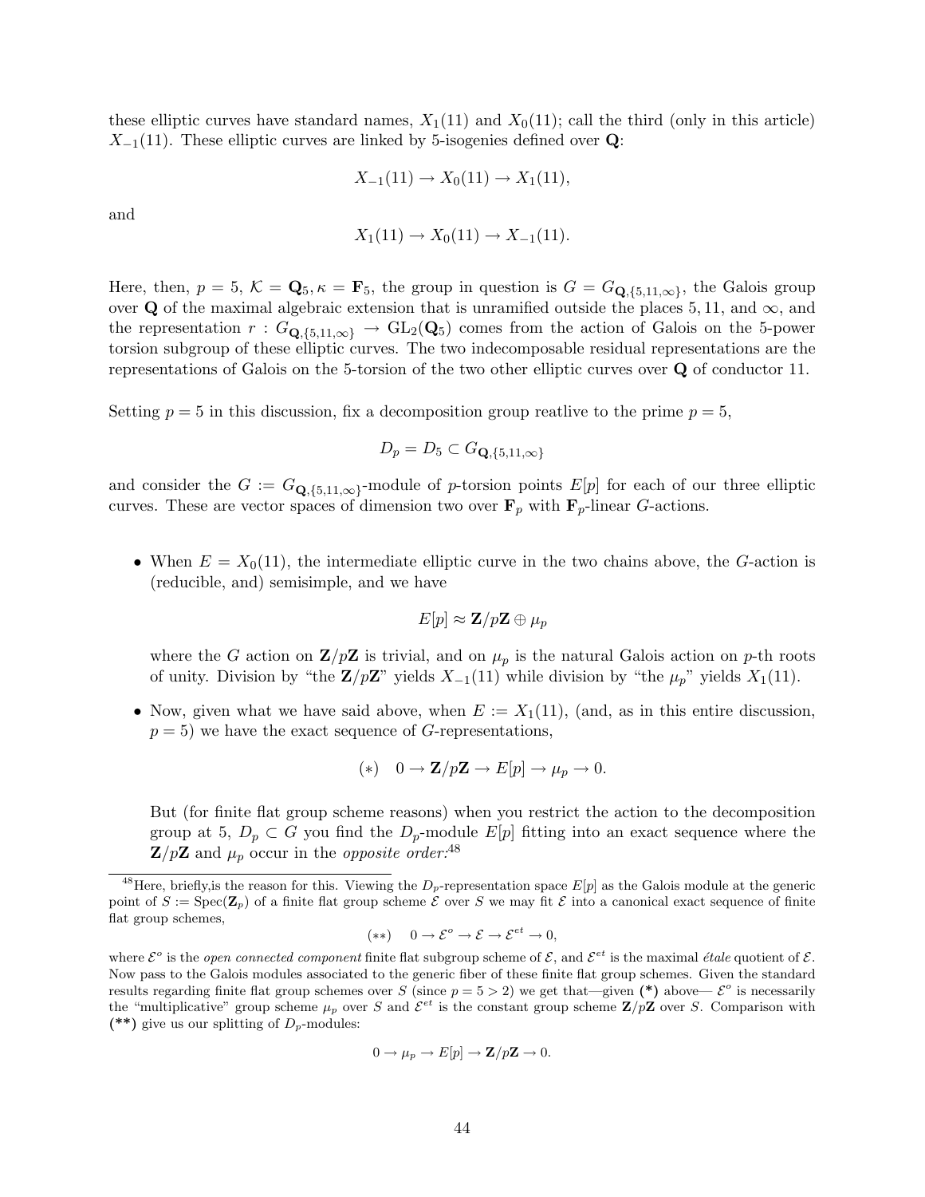these elliptic curves have standard names, $X_1(11)$ and $X_0(11)$; call the third (only in this article) $X_{-1}(11)$. These elliptic curves are linked by 5-isogenies defined over $\mathbf{Q}$:

$$X_{-1}(11) \to X_0(11) \to X_1(11),$$

and

$$X_1(11) \to X_0(11) \to X_{-1}(11).$$

Here, then, $p = 5$, $\mathcal{K} = \mathbf{Q}_5, \kappa = \mathbf{F}_5$, the group in question is $G = G_{\mathbf{Q},\{5,11,\infty\}}$, the Galois group over $\mathbf{Q}$ of the maximal algebraic extension that is unramified outside the places $5, 11$, and $\infty$, and the representation $r : G_{\mathbf{Q},\{5,11,\infty\}} \to \mathrm{GL}_2(\mathbf{Q}_5)$ comes from the action of Galois on the 5-power torsion subgroup of these elliptic curves. The two indecomposable residual representations are the representations of Galois on the 5-torsion of the two other elliptic curves over $\mathbf{Q}$ of conductor 11.

Setting $p = 5$ in this discussion, fix a decomposition group reatlive to the prime $p = 5$,

$$D_p = D_5 \subset G_{\mathbf{Q},\{5,11,\infty\}}$$

and consider the $G := G_{\mathbf{Q},\{5,11,\infty\}}$-module of $p$-torsion points $E[p]$ for each of our three elliptic curves. These are vector spaces of dimension two over $\mathbf{F}_p$ with $\mathbf{F}_p$-linear $G$-actions.

- When $E = X_0(11)$, the intermediate elliptic curve in the two chains above, the $G$-action is (reducible, and) semisimple, and we have

$$E[p] \approx \mathbf{Z}/p\mathbf{Z} \oplus \mu_p$$

  where the $G$ action on $\mathbf{Z}/p\mathbf{Z}$ is trivial, and on $\mu_p$ is the natural Galois action on $p$-th roots of unity. Division by "the $\mathbf{Z}/p\mathbf{Z}$" yields $X_{-1}(11)$ while division by "the $\mu_p$" yields $X_1(11)$.

- Now, given what we have said above, when $E := X_1(11)$, (and, as in this entire discussion, $p = 5$) we have the exact sequence of $G$-representations,

$$(*) \quad 0 \to \mathbf{Z}/p\mathbf{Z} \to E[p] \to \mu_p \to 0.$$

  But (for finite flat group scheme reasons) when you restrict the action to the decomposition group at 5, $D_p \subset G$ you find the $D_p$-module $E[p]$ fitting into an exact sequence where the $\mathbf{Z}/p\mathbf{Z}$ and $\mu_p$ occur in the *opposite order:*[48]

---

[48]Here, briefly,is the reason for this. Viewing the $D_p$-representation space $E[p]$ as the Galois module at the generic point of $S := \mathrm{Spec}(\mathbf{Z}_p)$ of a finite flat group scheme $\mathcal{E}$ over $S$ we may fit $\mathcal{E}$ into a canonical exact sequence of finite flat group schemes,

$$(**) \quad 0 \to \mathcal{E}^o \to \mathcal{E} \to \mathcal{E}^{et} \to 0,$$

where $\mathcal{E}^o$ is the *open connected component* finite flat subgroup scheme of $\mathcal{E}$, and $\mathcal{E}^{et}$ is the maximal *étale* quotient of $\mathcal{E}$. Now pass to the Galois modules associated to the generic fiber of these finite flat group schemes. Given the standard results regarding finite flat group schemes over $S$ (since $p = 5 > 2$) we get that—given **(\*)** above— $\mathcal{E}^o$ is necessarily the "multiplicative" group scheme $\mu_p$ over $S$ and $\mathcal{E}^{et}$ is the constant group scheme $\mathbf{Z}/p\mathbf{Z}$ over $S$. Comparison with **(\*\*)** give us our splitting of $D_p$-modules:

$$0 \to \mu_p \to E[p] \to \mathbf{Z}/p\mathbf{Z} \to 0.$$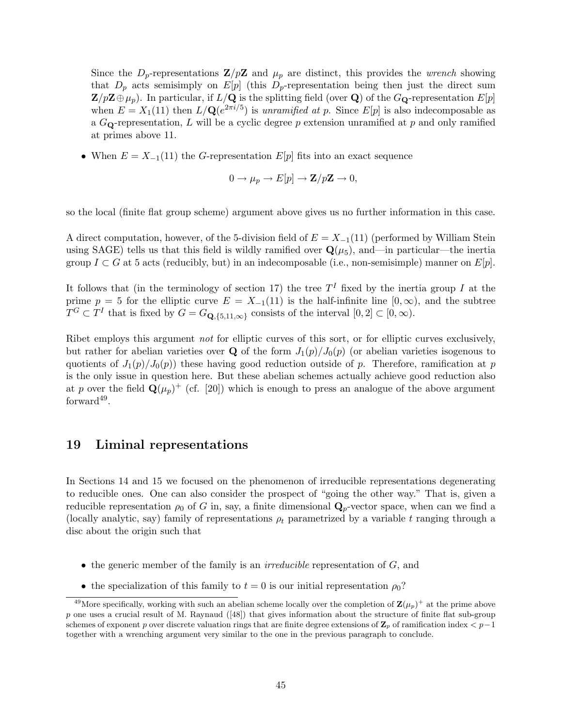Since the $D_p$-representations $\mathbf{Z}/p\mathbf{Z}$ and $\mu_p$ are distinct, this provides the *wrench* showing that $D_p$ acts semisimply on $E[p]$ (this $D_p$-representation being then just the direct sum $\mathbf{Z}/p\mathbf{Z} \oplus \mu_p$). In particular, if $L/\mathbf{Q}$ is the splitting field (over $\mathbf{Q}$) of the $G_{\mathbf{Q}}$-representation $E[p]$ when $E = X_1(11)$ then $L/\mathbf{Q}(e^{2\pi i/5})$ is *unramified at* $p$. Since $E[p]$ is also indecomposable as a $G_{\mathbf{Q}}$-representation, $L$ will be a cyclic degree $p$ extension unramified at $p$ and only ramified at primes above 11.

- When $E = X_{-1}(11)$ the $G$-representation $E[p]$ fits into an exact sequence

$$0 \to \mu_p \to E[p] \to \mathbf{Z}/p\mathbf{Z} \to 0,$$

so the local (finite flat group scheme) argument above gives us no further information in this case.

A direct computation, however, of the 5-division field of $E = X_{-1}(11)$ (performed by William Stein using SAGE) tells us that this field is wildly ramified over $\mathbf{Q}(\mu_5)$, and—in particular—the inertia group $I \subset G$ at 5 acts (reducibly, but) in an indecomposable (i.e., non-semisimple) manner on $E[p]$.

It follows that (in the terminology of section 17) the tree $T^I$ fixed by the inertia group $I$ at the prime $p = 5$ for the elliptic curve $E = X_{-1}(11)$ is the half-infinite line $[0, \infty)$, and the subtree $T^G \subset T^I$ that is fixed by $G = G_{\mathbf{Q},\{5,11,\infty\}}$ consists of the interval $[0, 2] \subset [0, \infty)$.

Ribet employs this argument *not* for elliptic curves of this sort, or for elliptic curves exclusively, but rather for abelian varieties over $\mathbf{Q}$ of the form $J_1(p)/J_0(p)$ (or abelian varieties isogenous to quotients of $J_1(p)/J_0(p)$) these having good reduction outside of $p$. Therefore, ramification at $p$ is the only issue in question here. But these abelian schemes actually achieve good reduction also at $p$ over the field $\mathbf{Q}(\mu_p)^+$ (cf. [20]) which is enough to press an analogue of the above argument forward[49].

## 19 Liminal representations

In Sections 14 and 15 we focused on the phenomenon of irreducible representations degenerating to reducible ones. One can also consider the prospect of "going the other way." That is, given a reducible representation $\rho_0$ of $G$ in, say, a finite dimensional $\mathbf{Q}_p$-vector space, when can we find a (locally analytic, say) family of representations $\rho_t$ parametrized by a variable $t$ ranging through a disc about the origin such that

- the generic member of the family is an *irreducible* representation of $G$, and
- the specialization of this family to $t = 0$ is our initial representation $\rho_0$?

[49] More specifically, working with such an abelian scheme locally over the completion of $\mathbf{Z}(\mu_p)^+$ at the prime above $p$ one uses a crucial result of M. Raynaud ([48]) that gives information about the structure of finite flat sub-group schemes of exponent $p$ over discrete valuation rings that are finite degree extensions of $\mathbf{Z}_p$ of ramification index $< p-1$ together with a wrenching argument very similar to the one in the previous paragraph to conclude.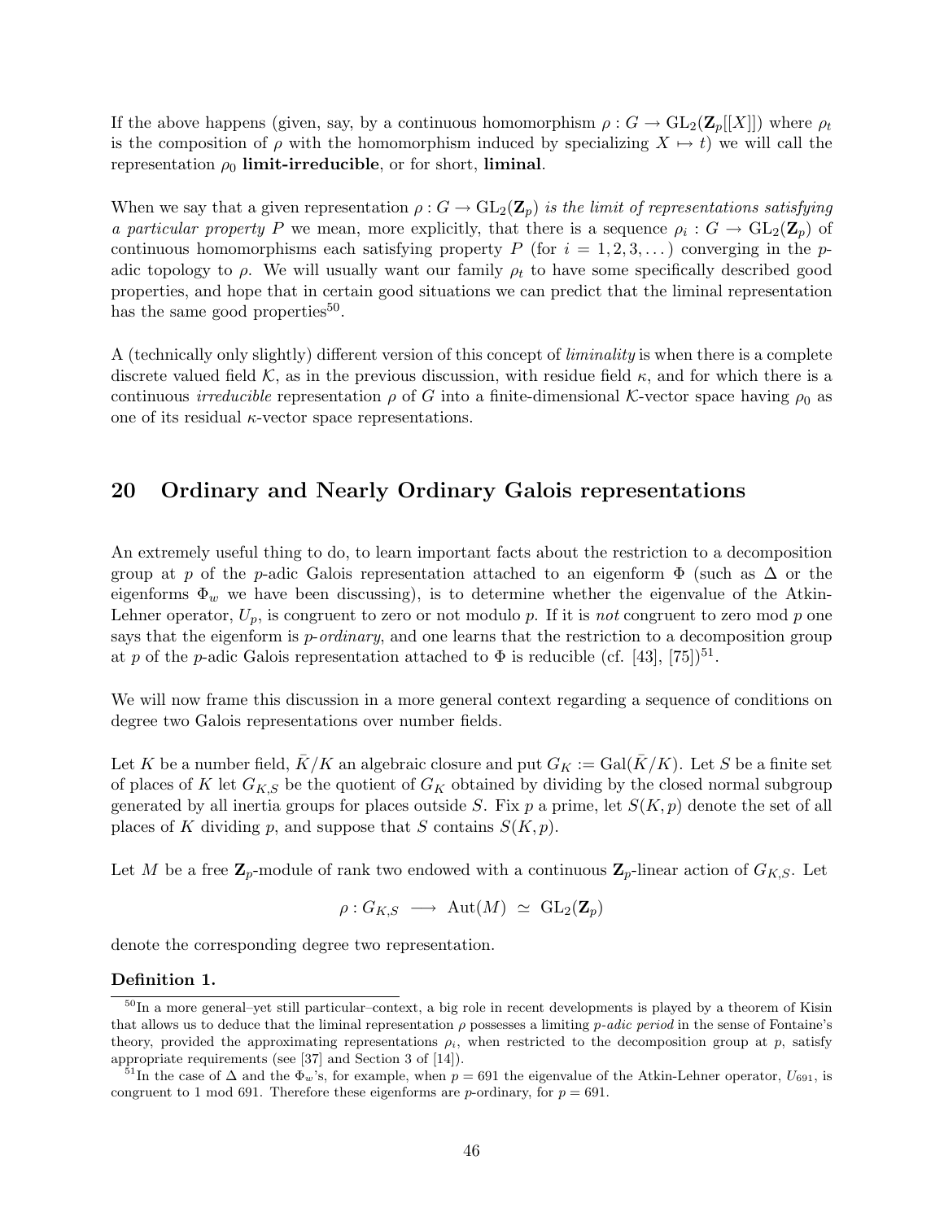If the above happens (given, say, by a continuous homomorphism $\rho : G \to \mathrm{GL}_2(\mathbf{Z}_p[[X]])$ where $\rho_t$ is the composition of $\rho$ with the homomorphism induced by specializing $X \mapsto t$) we will call the representation $\rho_0$ **limit-irreducible**, or for short, **liminal**.

When we say that a given representation $\rho : G \to \mathrm{GL}_2(\mathbf{Z}_p)$ *is the limit of representations satisfying a particular property* $P$ we mean, more explicitly, that there is a sequence $\rho_i : G \to \mathrm{GL}_2(\mathbf{Z}_p)$ of continuous homomorphisms each satisfying property $P$ (for $i = 1, 2, 3, \ldots$) converging in the $p$-adic topology to $\rho$. We will usually want our family $\rho_t$ to have some specifically described good properties, and hope that in certain good situations we can predict that the liminal representation has the same good properties[50].

A (technically only slightly) different version of this concept of *liminality* is when there is a complete discrete valued field $\mathcal{K}$, as in the previous discussion, with residue field $\kappa$, and for which there is a continuous *irreducible* representation $\rho$ of $G$ into a finite-dimensional $\mathcal{K}$-vector space having $\rho_0$ as one of its residual $\kappa$-vector space representations.

## 20 Ordinary and Nearly Ordinary Galois representations

An extremely useful thing to do, to learn important facts about the restriction to a decomposition group at $p$ of the $p$-adic Galois representation attached to an eigenform $\Phi$ (such as $\Delta$ or the eigenforms $\Phi_w$ we have been discussing), is to determine whether the eigenvalue of the Atkin-Lehner operator, $U_p$, is congruent to zero or not modulo $p$. If it is *not* congruent to zero mod $p$ one says that the eigenform is *$p$-ordinary*, and one learns that the restriction to a decomposition group at $p$ of the $p$-adic Galois representation attached to $\Phi$ is reducible (cf. [43], [75])[51].

We will now frame this discussion in a more general context regarding a sequence of conditions on degree two Galois representations over number fields.

Let $K$ be a number field, $\bar{K}/K$ an algebraic closure and put $G_K := \mathrm{Gal}(\bar{K}/K)$. Let $S$ be a finite set of places of $K$ let $G_{K,S}$ be the quotient of $G_K$ obtained by dividing by the closed normal subgroup generated by all inertia groups for places outside $S$. Fix $p$ a prime, let $S(K,p)$ denote the set of all places of $K$ dividing $p$, and suppose that $S$ contains $S(K,p)$.

Let $M$ be a free $\mathbf{Z}_p$-module of rank two endowed with a continuous $\mathbf{Z}_p$-linear action of $G_{K,S}$. Let

$$\rho : G_{K,S} \longrightarrow \mathrm{Aut}(M) \simeq \mathrm{GL}_2(\mathbf{Z}_p)$$

denote the corresponding degree two representation.

**Definition 1.**

---

[50] In a more general–yet still particular–context, a big role in recent developments is played by a theorem of Kisin that allows us to deduce that the liminal representation $\rho$ possesses a limiting *$p$-adic period* in the sense of Fontaine's theory, provided the approximating representations $\rho_i$, when restricted to the decomposition group at $p$, satisfy appropriate requirements (see [37] and Section 3 of [14]).

[51] In the case of $\Delta$ and the $\Phi_w$'s, for example, when $p = 691$ the eigenvalue of the Atkin-Lehner operator, $U_{691}$, is congruent to 1 mod 691. Therefore these eigenforms are $p$-ordinary, for $p = 691$.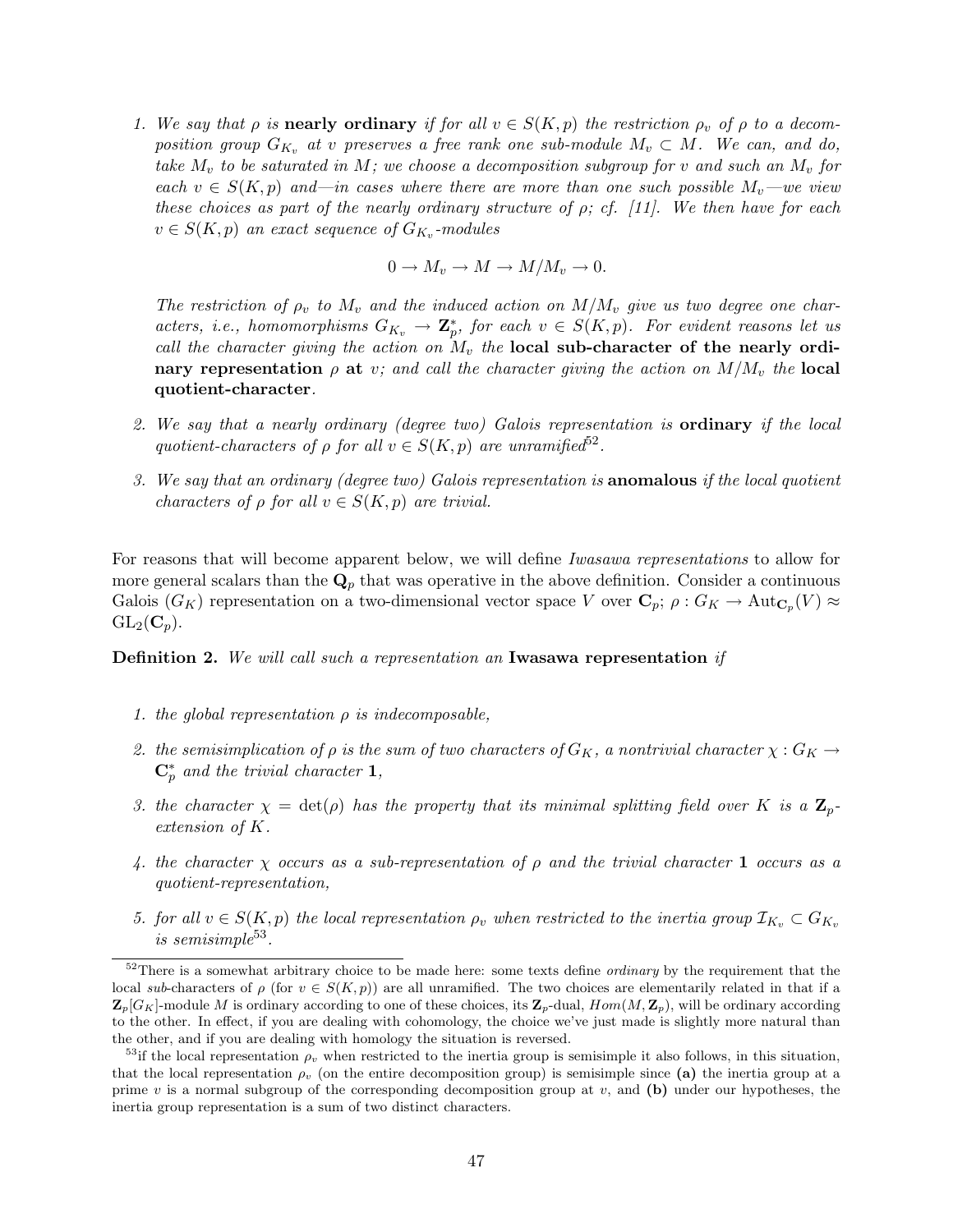1. *We say that $\rho$ is* **nearly ordinary** *if for all $v \in S(K,p)$ the restriction $\rho_v$ of $\rho$ to a decomposition group $G_{K_v}$ at $v$ preserves a free rank one sub-module $M_v \subset M$. We can, and do, take $M_v$ to be saturated in $M$; we choose a decomposition subgroup for $v$ and such an $M_v$ for each $v \in S(K,p)$ and—in cases where there are more than one such possible $M_v$—we view these choices as part of the nearly ordinary structure of $\rho$; cf. [11]. We then have for each $v \in S(K,p)$ an exact sequence of $G_{K_v}$-modules*

$$0 \to M_v \to M \to M/M_v \to 0.$$

*The restriction of $\rho_v$ to $M_v$ and the induced action on $M/M_v$ give us two degree one characters, i.e., homomorphisms $G_{K_v} \to \mathbf{Z}_p^*$, for each $v \in S(K,p)$. For evident reasons let us call the character giving the action on $M_v$ the* **local sub-character of the nearly ordinary representation $\rho$ at** *$v$; and call the character giving the action on $M/M_v$ the* **local quotient-character**.

2. *We say that a nearly ordinary (degree two) Galois representation is* **ordinary** *if the local quotient-characters of $\rho$ for all $v \in S(K,p)$ are unramified*[52].

3. *We say that an ordinary (degree two) Galois representation is* **anomalous** *if the local quotient characters of $\rho$ for all $v \in S(K,p)$ are trivial.*

For reasons that will become apparent below, we will define *Iwasawa representations* to allow for more general scalars than the $\mathbf{Q}_p$ that was operative in the above definition. Consider a continuous Galois ($G_K$) representation on a two-dimensional vector space $V$ over $\mathbf{C}_p$; $\rho : G_K \to \mathrm{Aut}_{\mathbf{C}_p}(V) \approx \mathrm{GL}_2(\mathbf{C}_p)$.

**Definition 2.** *We will call such a representation an* **Iwasawa representation** *if*

1. *the global representation $\rho$ is indecomposable,*

2. *the semisimplication of $\rho$ is the sum of two characters of $G_K$, a nontrivial character $\chi : G_K \to \mathbf{C}_p^*$ and the trivial character* $\mathbf{1}$,

3. *the character $\chi = \det(\rho)$ has the property that its minimal splitting field over $K$ is a $\mathbf{Z}_p$-extension of $K$.*

4. *the character $\chi$ occurs as a sub-representation of $\rho$ and the trivial character $\mathbf{1}$ occurs as a quotient-representation,*

5. *for all $v \in S(K,p)$ the local representation $\rho_v$ when restricted to the inertia group $\mathcal{I}_{K_v} \subset G_{K_v}$ is semisimple*[53].

---

[52] There is a somewhat arbitrary choice to be made here: some texts define *ordinary* by the requirement that the local *sub*-characters of $\rho$ (for $v \in S(K,p)$) are all unramified. The two choices are elementarily related in that if a $\mathbf{Z}_p[G_K]$-module $M$ is ordinary according to one of these choices, its $\mathbf{Z}_p$-dual, $Hom(M, \mathbf{Z}_p)$, will be ordinary according to the other. In effect, if you are dealing with cohomology, the choice we've just made is slightly more natural than the other, and if you are dealing with homology the situation is reversed.

[53] if the local representation $\rho_v$ when restricted to the inertia group is semisimple it also follows, in this situation, that the local representation $\rho_v$ (on the entire decomposition group) is semisimple since **(a)** the inertia group at a prime $v$ is a normal subgroup of the corresponding decomposition group at $v$, and **(b)** under our hypotheses, the inertia group representation is a sum of two distinct characters.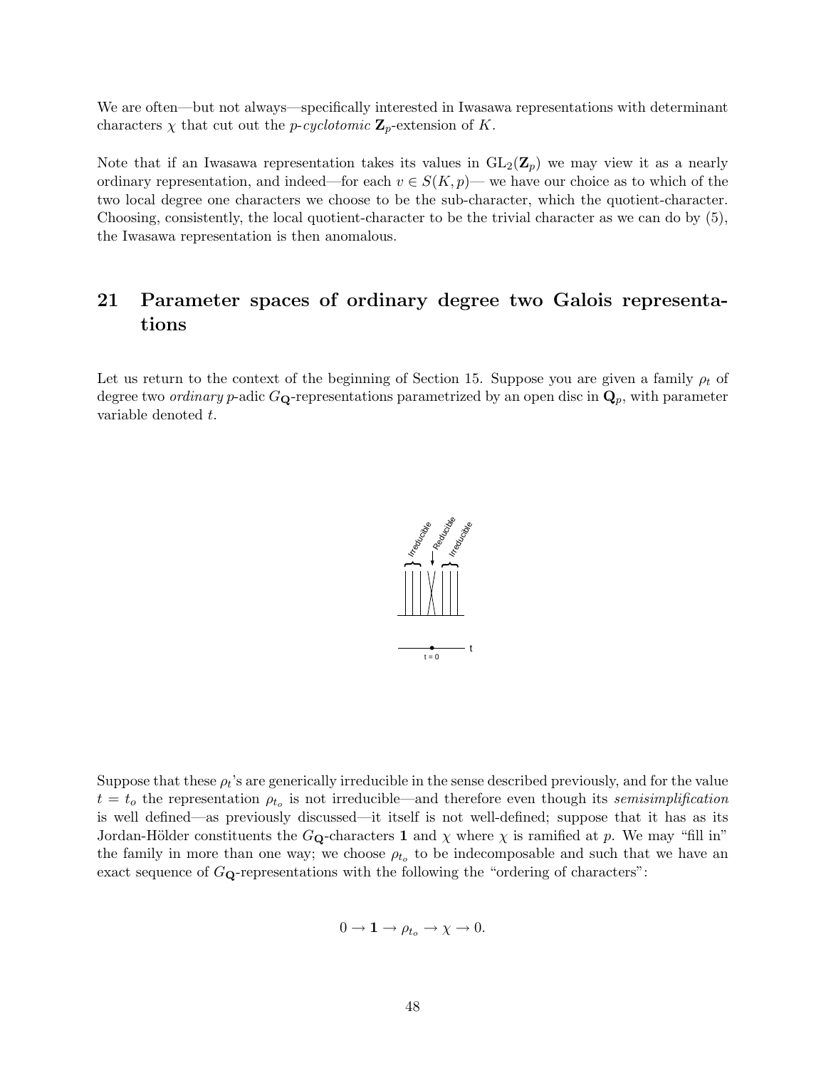We are often—but not always—specifically interested in Iwasawa representations with determinant characters $\chi$ that cut out the *p-cyclotomic* $\mathbf{Z}_p$-extension of $K$.

Note that if an Iwasawa representation takes its values in $\mathrm{GL}_2(\mathbf{Z}_p)$ we may view it as a nearly ordinary representation, and indeed—for each $v \in S(K,p)$— we have our choice as to which of the two local degree one characters we choose to be the sub-character, which the quotient-character. Choosing, consistently, the local quotient-character to be the trivial character as we can do by (5), the Iwasawa representation is then anomalous.

## 21 Parameter spaces of ordinary degree two Galois representations

Let us return to the context of the beginning of Section 15. Suppose you are given a family $\rho_t$ of degree two *ordinary* $p$-adic $G_{\mathbf{Q}}$-representations parametrized by an open disc in $\mathbf{Q}_p$, with parameter variable denoted $t$.

Suppose that these $\rho_t$'s are generically irreducible in the sense described previously, and for the value $t = t_o$ the representation $\rho_{t_o}$ is not irreducible—and therefore even though its *semisimplification* is well defined—as previously discussed—it itself is not well-defined; suppose that it has as its Jordan-Hölder constituents the $G_{\mathbf{Q}}$-characters $\mathbf{1}$ and $\chi$ where $\chi$ is ramified at $p$. We may "fill in" the family in more than one way; we choose $\rho_{t_o}$ to be indecomposable and such that we have an exact sequence of $G_{\mathbf{Q}}$-representations with the following the "ordering of characters":

$$0 \to \mathbf{1} \to \rho_{t_o} \to \chi \to 0.$$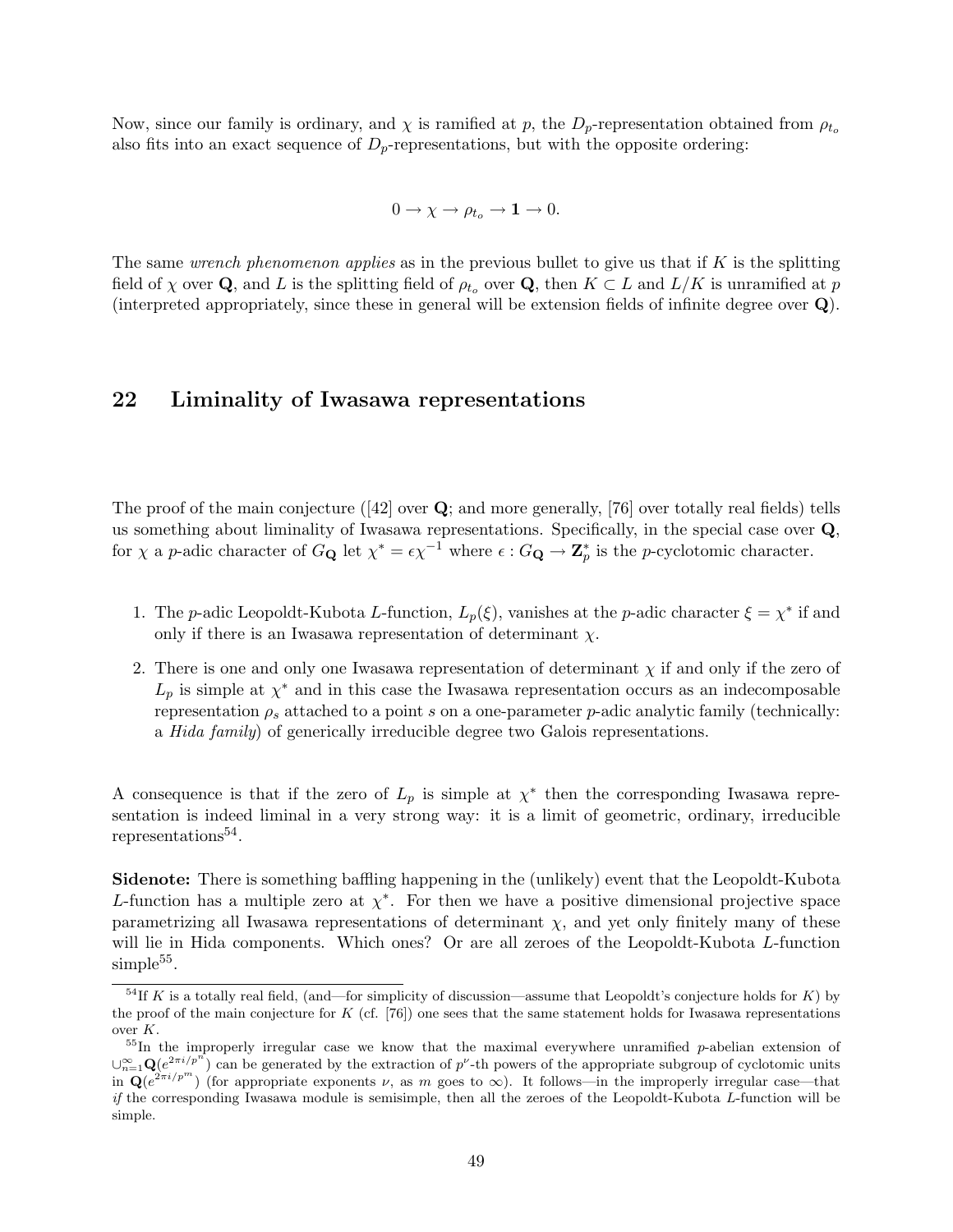Now, since our family is ordinary, and $\chi$ is ramified at $p$, the $D_p$-representation obtained from $\rho_{t_o}$ also fits into an exact sequence of $D_p$-representations, but with the opposite ordering:

$$0 \to \chi \to \rho_{t_o} \to \mathbf{1} \to 0.$$

The same *wrench phenomenon applies* as in the previous bullet to give us that if $K$ is the splitting field of $\chi$ over $\mathbf{Q}$, and $L$ is the splitting field of $\rho_{t_o}$ over $\mathbf{Q}$, then $K \subset L$ and $L/K$ is unramified at $p$ (interpreted appropriately, since these in general will be extension fields of infinite degree over $\mathbf{Q}$).

## 22 Liminality of Iwasawa representations

The proof of the main conjecture ([42] over $\mathbf{Q}$; and more generally, [76] over totally real fields) tells us something about liminality of Iwasawa representations. Specifically, in the special case over $\mathbf{Q}$, for $\chi$ a $p$-adic character of $G_{\mathbf{Q}}$ let $\chi^* = \epsilon\chi^{-1}$ where $\epsilon : G_{\mathbf{Q}} \to \mathbf{Z}_p^*$ is the $p$-cyclotomic character.

1. The $p$-adic Leopoldt-Kubota $L$-function, $L_p(\xi)$, vanishes at the $p$-adic character $\xi = \chi^*$ if and only if there is an Iwasawa representation of determinant $\chi$.
2. There is one and only one Iwasawa representation of determinant $\chi$ if and only if the zero of $L_p$ is simple at $\chi^*$ and in this case the Iwasawa representation occurs as an indecomposable representation $\rho_s$ attached to a point $s$ on a one-parameter $p$-adic analytic family (technically: a *Hida family*) of generically irreducible degree two Galois representations.

A consequence is that if the zero of $L_p$ is simple at $\chi^*$ then the corresponding Iwasawa representation is indeed liminal in a very strong way: it is a limit of geometric, ordinary, irreducible representations[54].

**Sidenote:** There is something baffling happening in the (unlikely) event that the Leopoldt-Kubota $L$-function has a multiple zero at $\chi^*$. For then we have a positive dimensional projective space parametrizing all Iwasawa representations of determinant $\chi$, and yet only finitely many of these will lie in Hida components. Which ones? Or are all zeroes of the Leopoldt-Kubota $L$-function simple[55].

[54] If $K$ is a totally real field, (and—for simplicity of discussion—assume that Leopoldt's conjecture holds for $K$) by the proof of the main conjecture for $K$ (cf. [76]) one sees that the same statement holds for Iwasawa representations over $K$.

[55] In the improperly irregular case we know that the maximal everywhere unramified $p$-abelian extension of $\cup_{n=1}^{\infty}\mathbf{Q}(e^{2\pi i/p^n})$ can be generated by the extraction of $p^\nu$-th powers of the appropriate subgroup of cyclotomic units in $\mathbf{Q}(e^{2\pi i/p^m})$ (for appropriate exponents $\nu$, as $m$ goes to $\infty$). It follows—in the improperly irregular case—that *if* the corresponding Iwasawa module is semisimple, then all the zeroes of the Leopoldt-Kubota $L$-function will be simple.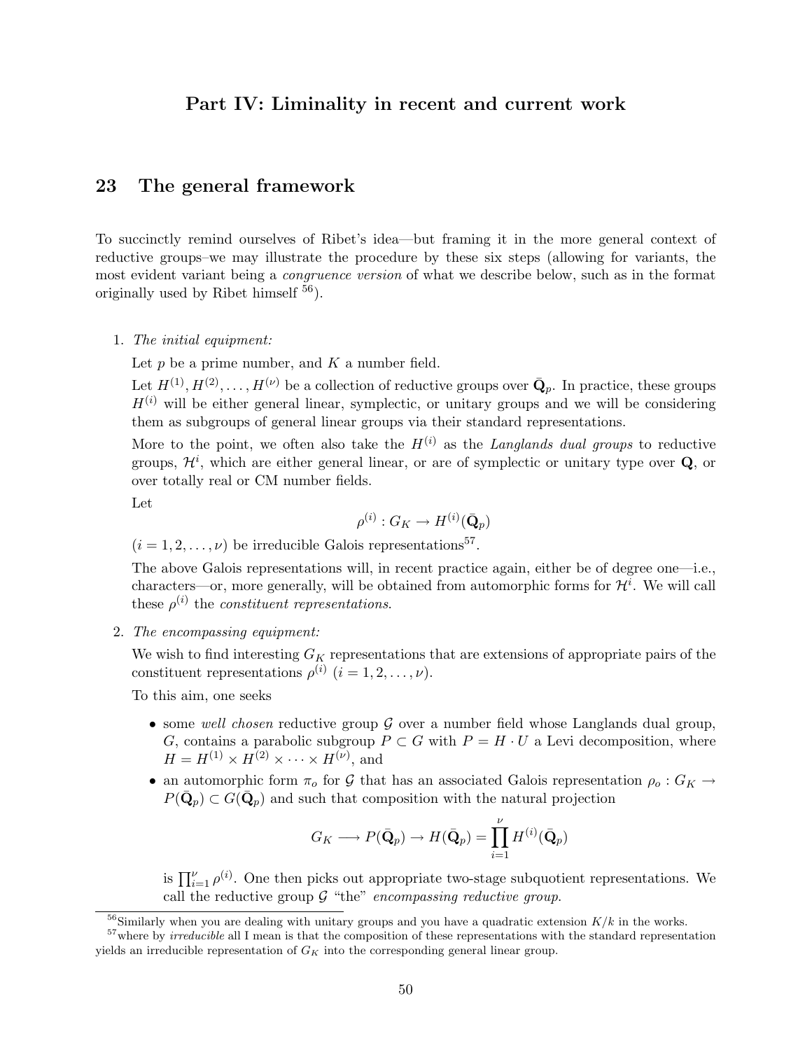# Part IV: Liminality in recent and current work

## 23 The general framework

To succinctly remind ourselves of Ribet's idea—but framing it in the more general context of reductive groups–we may illustrate the procedure by these six steps (allowing for variants, the most evident variant being a *congruence version* of what we describe below, such as in the format originally used by Ribet himself [56]).

1. *The initial equipment:*

   Let $p$ be a prime number, and $K$ a number field.

   Let $H^{(1)}, H^{(2)}, \ldots, H^{(\nu)}$ be a collection of reductive groups over $\bar{\mathbf{Q}}_p$. In practice, these groups $H^{(i)}$ will be either general linear, symplectic, or unitary groups and we will be considering them as subgroups of general linear groups via their standard representations.

   More to the point, we often also take the $H^{(i)}$ as the *Langlands dual groups* to reductive groups, $\mathcal{H}^i$, which are either general linear, or are of symplectic or unitary type over $\mathbf{Q}$, or over totally real or CM number fields.

   Let
   $$\rho^{(i)} : G_K \to H^{(i)}(\bar{\mathbf{Q}}_p)$$
   $(i = 1, 2, \ldots, \nu)$ be irreducible Galois representations[57].

   The above Galois representations will, in recent practice again, either be of degree one—i.e., characters—or, more generally, will be obtained from automorphic forms for $\mathcal{H}^i$. We will call these $\rho^{(i)}$ the *constituent representations*.

2. *The encompassing equipment:*

   We wish to find interesting $G_K$ representations that are extensions of appropriate pairs of the constituent representations $\rho^{(i)}$ $(i = 1, 2, \ldots, \nu)$.

   To this aim, one seeks

   - some *well chosen* reductive group $\mathcal{G}$ over a number field whose Langlands dual group, $G$, contains a parabolic subgroup $P \subset G$ with $P = H \cdot U$ a Levi decomposition, where $H = H^{(1)} \times H^{(2)} \times \cdots \times H^{(\nu)}$, and
   - an automorphic form $\pi_o$ for $\mathcal{G}$ that has an associated Galois representation $\rho_o : G_K \to P(\bar{\mathbf{Q}}_p) \subset G(\bar{\mathbf{Q}}_p)$ and such that composition with the natural projection
   $$G_K \longrightarrow P(\bar{\mathbf{Q}}_p) \to H(\bar{\mathbf{Q}}_p) = \prod_{i=1}^{\nu} H^{(i)}(\bar{\mathbf{Q}}_p)$$
   is $\prod_{i=1}^{\nu} \rho^{(i)}$. One then picks out appropriate two-stage subquotient representations. We call the reductive group $\mathcal{G}$ "the" *encompassing reductive group*.

[56] Similarly when you are dealing with unitary groups and you have a quadratic extension $K/k$ in the works.

[57] where by *irreducible* all I mean is that the composition of these representations with the standard representation yields an irreducible representation of $G_K$ into the corresponding general linear group.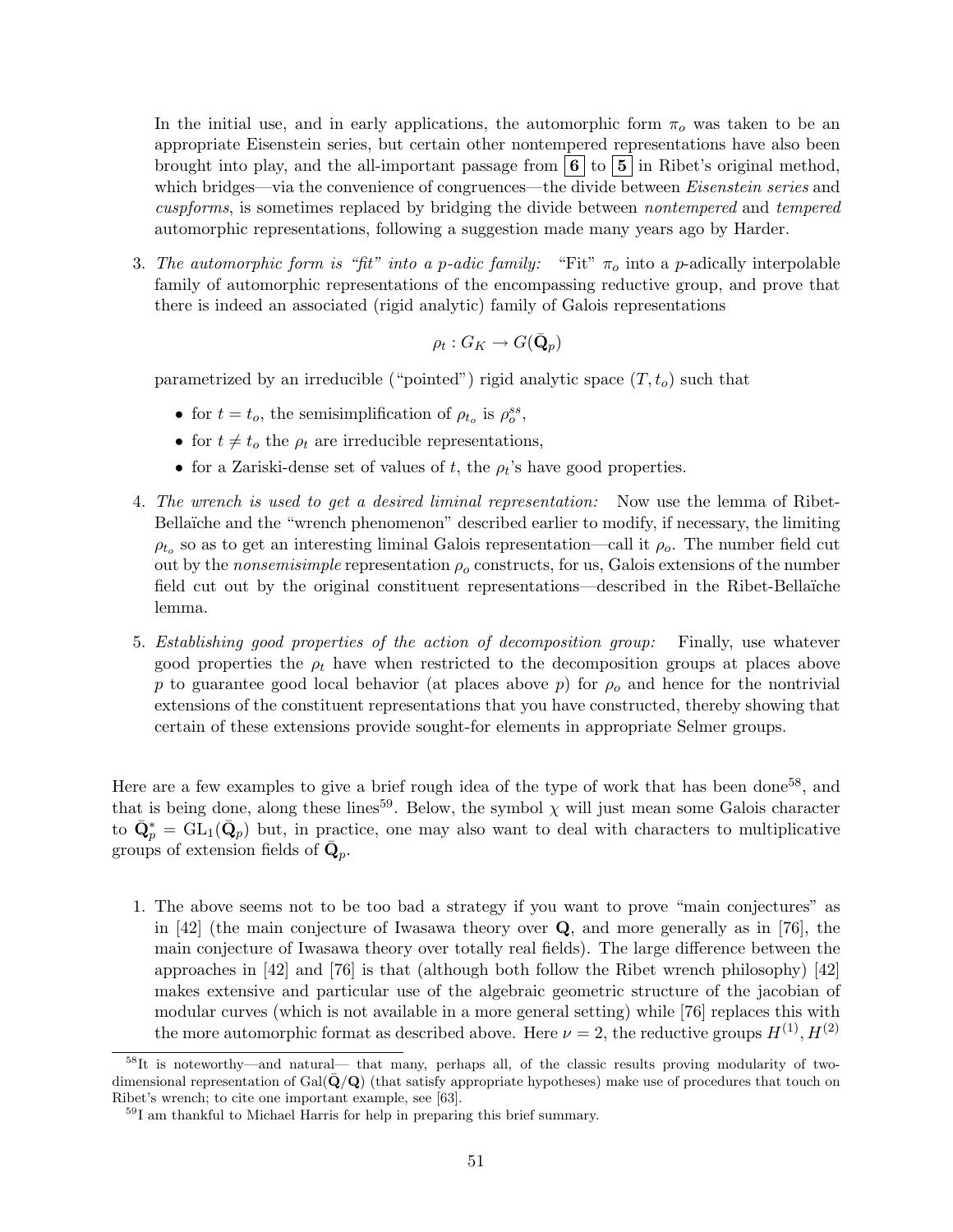In the initial use, and in early applications, the automorphic form $\pi_o$ was taken to be an appropriate Eisenstein series, but certain other nontempered representations have also been brought into play, and the all-important passage from **6** to **5** in Ribet's original method, which bridges—via the convenience of congruences—the divide between *Eisenstein series* and *cuspforms*, is sometimes replaced by bridging the divide between *nontempered* and *tempered* automorphic representations, following a suggestion made many years ago by Harder.

3. *The automorphic form is "fit" into a p-adic family:* "Fit" $\pi_o$ into a $p$-adically interpolable family of automorphic representations of the encompassing reductive group, and prove that there is indeed an associated (rigid analytic) family of Galois representations

$$\rho_t : G_K \to G(\bar{\mathbf{Q}}_p)$$

parametrized by an irreducible ("pointed") rigid analytic space $(T, t_o)$ such that

- for $t = t_o$, the semisimplification of $\rho_{t_o}$ is $\rho_o^{ss}$,
- for $t \neq t_o$ the $\rho_t$ are irreducible representations,
- for a Zariski-dense set of values of $t$, the $\rho_t$'s have good properties.

4. *The wrench is used to get a desired liminal representation:* Now use the lemma of Ribet-Bellaïche and the "wrench phenomenon" described earlier to modify, if necessary, the limiting $\rho_{t_o}$ so as to get an interesting liminal Galois representation—call it $\rho_o$. The number field cut out by the *nonsemisimple* representation $\rho_o$ constructs, for us, Galois extensions of the number field cut out by the original constituent representations—described in the Ribet-Bellaïche lemma.

5. *Establishing good properties of the action of decomposition group:* Finally, use whatever good properties the $\rho_t$ have when restricted to the decomposition groups at places above $p$ to guarantee good local behavior (at places above $p$) for $\rho_o$ and hence for the nontrivial extensions of the constituent representations that you have constructed, thereby showing that certain of these extensions provide sought-for elements in appropriate Selmer groups.

Here are a few examples to give a brief rough idea of the type of work that has been done[58], and that is being done, along these lines[59]. Below, the symbol $\chi$ will just mean some Galois character to $\bar{\mathbf{Q}}_p^* = \mathrm{GL}_1(\bar{\mathbf{Q}}_p)$ but, in practice, one may also want to deal with characters to multiplicative groups of extension fields of $\bar{\mathbf{Q}}_p$.

1. The above seems not to be too bad a strategy if you want to prove "main conjectures" as in [42] (the main conjecture of Iwasawa theory over $\mathbf{Q}$, and more generally as in [76], the main conjecture of Iwasawa theory over totally real fields). The large difference between the approaches in [42] and [76] is that (although both follow the Ribet wrench philosophy) [42] makes extensive and particular use of the algebraic geometric structure of the jacobian of modular curves (which is not available in a more general setting) while [76] replaces this with the more automorphic format as described above. Here $\nu = 2$, the reductive groups $H^{(1)}, H^{(2)}$

[58] It is noteworthy—and natural— that many, perhaps all, of the classic results proving modularity of two-dimensional representation of $\mathrm{Gal}(\bar{\mathbf{Q}}/\mathbf{Q})$ (that satisfy appropriate hypotheses) make use of procedures that touch on Ribet's wrench; to cite one important example, see [63].

[59] I am thankful to Michael Harris for help in preparing this brief summary.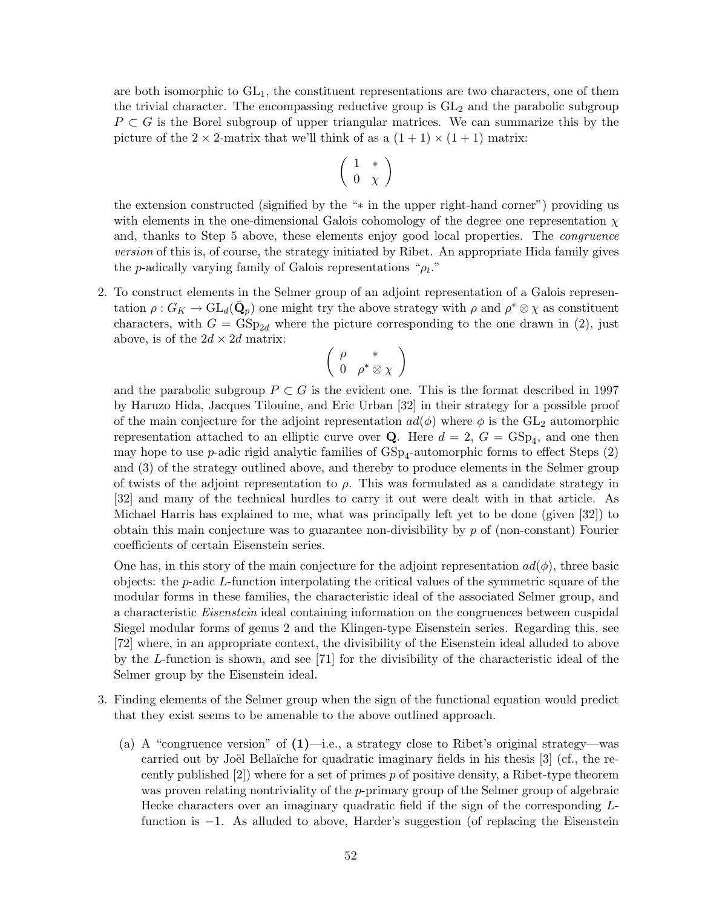are both isomorphic to $\mathrm{GL}_1$, the constituent representations are two characters, one of them the trivial character. The encompassing reductive group is $\mathrm{GL}_2$ and the parabolic subgroup $P \subset G$ is the Borel subgroup of upper triangular matrices. We can summarize this by the picture of the $2 \times 2$-matrix that we'll think of as a $(1+1) \times (1+1)$ matrix:

$$\begin{pmatrix} 1 & * \\ 0 & \chi \end{pmatrix}$$

the extension constructed (signified by the "$*$ in the upper right-hand corner") providing us with elements in the one-dimensional Galois cohomology of the degree one representation $\chi$ and, thanks to Step 5 above, these elements enjoy good local properties. The *congruence version* of this is, of course, the strategy initiated by Ribet. An appropriate Hida family gives the $p$-adically varying family of Galois representations "$\rho_t$."

2. To construct elements in the Selmer group of an adjoint representation of a Galois representation $\rho : G_K \to \mathrm{GL}_d(\bar{\mathbf{Q}}_p)$ one might try the above strategy with $\rho$ and $\rho^* \otimes \chi$ as constituent characters, with $G = \mathrm{GSp}_{2d}$ where the picture corresponding to the one drawn in (2), just above, is of the $2d \times 2d$ matrix:

$$\begin{pmatrix} \rho & * \\ 0 & \rho^* \otimes \chi \end{pmatrix}$$

and the parabolic subgroup $P \subset G$ is the evident one. This is the format described in 1997 by Haruzo Hida, Jacques Tilouine, and Eric Urban [32] in their strategy for a possible proof of the main conjecture for the adjoint representation $ad(\phi)$ where $\phi$ is the $\mathrm{GL}_2$ automorphic representation attached to an elliptic curve over $\mathbf{Q}$. Here $d = 2$, $G = \mathrm{GSp}_4$, and one then may hope to use $p$-adic rigid analytic families of $\mathrm{GSp}_4$-automorphic forms to effect Steps (2) and (3) of the strategy outlined above, and thereby to produce elements in the Selmer group of twists of the adjoint representation to $\rho$. This was formulated as a candidate strategy in [32] and many of the technical hurdles to carry it out were dealt with in that article. As Michael Harris has explained to me, what was principally left yet to be done (given [32]) to obtain this main conjecture was to guarantee non-divisibility by $p$ of (non-constant) Fourier coefficients of certain Eisenstein series.

   One has, in this story of the main conjecture for the adjoint representation $ad(\phi)$, three basic objects: the $p$-adic $L$-function interpolating the critical values of the symmetric square of the modular forms in these families, the characteristic ideal of the associated Selmer group, and a characteristic *Eisenstein* ideal containing information on the congruences between cuspidal Siegel modular forms of genus 2 and the Klingen-type Eisenstein series. Regarding this, see [72] where, in an appropriate context, the divisibility of the Eisenstein ideal alluded to above by the $L$-function is shown, and see [71] for the divisibility of the characteristic ideal of the Selmer group by the Eisenstein ideal.

3. Finding elements of the Selmer group when the sign of the functional equation would predict that they exist seems to be amenable to the above outlined approach.

   (a) A "congruence version" of **(1)**—i.e., a strategy close to Ribet's original strategy—was carried out by Joël Bellaïche for quadratic imaginary fields in his thesis [3] (cf., the recently published [2]) where for a set of primes $p$ of positive density, a Ribet-type theorem was proven relating nontriviality of the $p$-primary group of the Selmer group of algebraic Hecke characters over an imaginary quadratic field if the sign of the corresponding $L$-function is $-1$. As alluded to above, Harder's suggestion (of replacing the Eisenstein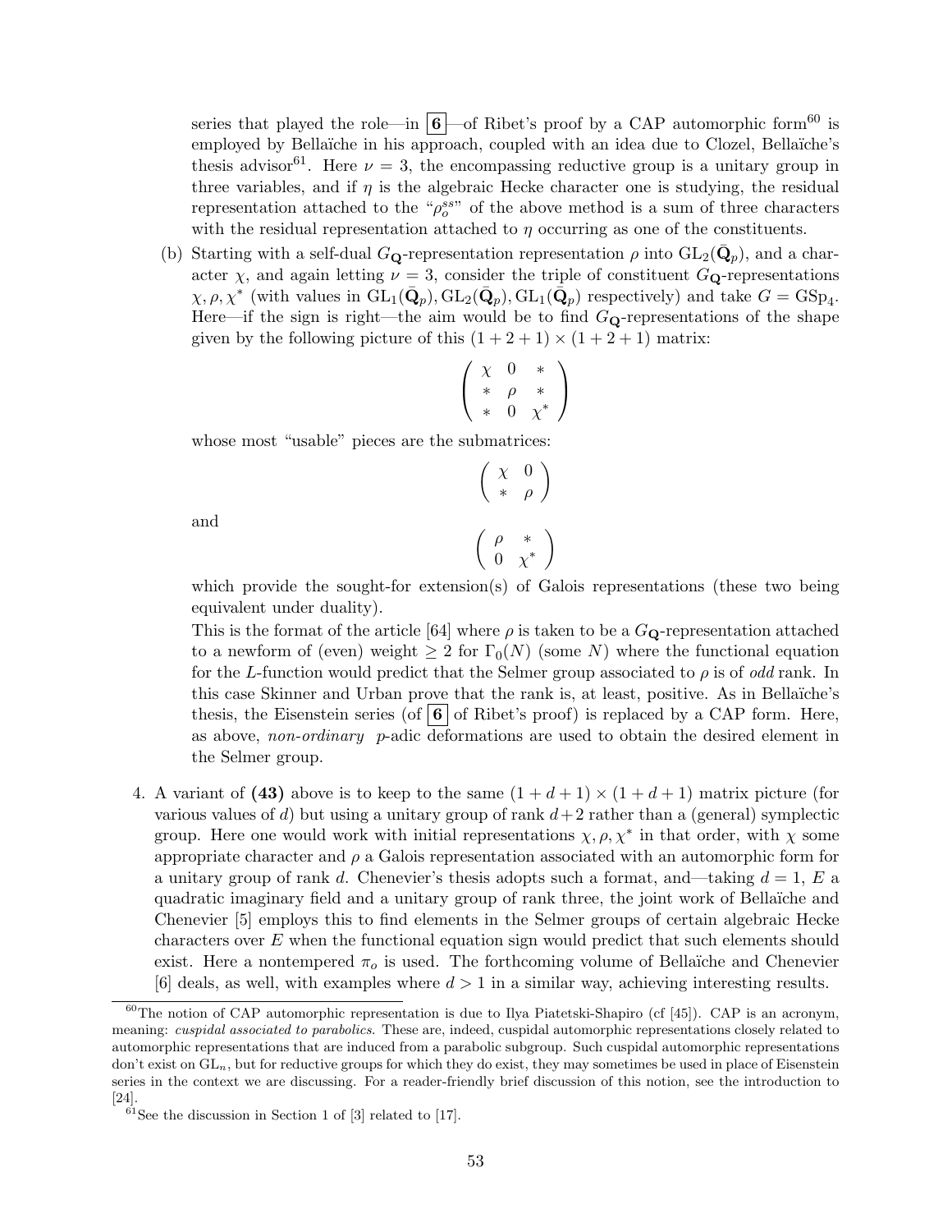series that played the role—in **6**—of Ribet's proof by a CAP automorphic form[60] is employed by Bellaïche in his approach, coupled with an idea due to Clozel, Bellaïche's thesis advisor[61]. Here $\nu = 3$, the encompassing reductive group is a unitary group in three variables, and if $\eta$ is the algebraic Hecke character one is studying, the residual representation attached to the "$\rho_o^{ss}$" of the above method is a sum of three characters with the residual representation attached to $\eta$ occurring as one of the constituents.

(b) Starting with a self-dual $G_{\mathbf{Q}}$-representation representation $\rho$ into $\mathrm{GL}_2(\bar{\mathbf{Q}}_p)$, and a character $\chi$, and again letting $\nu = 3$, consider the triple of constituent $G_{\mathbf{Q}}$-representations $\chi, \rho, \chi^*$ (with values in $\mathrm{GL}_1(\bar{\mathbf{Q}}_p), \mathrm{GL}_2(\bar{\mathbf{Q}}_p), \mathrm{GL}_1(\bar{\mathbf{Q}}_p)$ respectively) and take $G = \mathrm{GSp}_4$. Here—if the sign is right—the aim would be to find $G_{\mathbf{Q}}$-representations of the shape given by the following picture of this $(1+2+1)\times(1+2+1)$ matrix:

$$\begin{pmatrix} \chi & 0 & * \\ * & \rho & * \\ * & 0 & \chi^* \end{pmatrix}$$

whose most "usable" pieces are the submatrices:

$$\begin{pmatrix} \chi & 0 \\ * & \rho \end{pmatrix}$$

and

$$\begin{pmatrix} \rho & * \\ 0 & \chi^* \end{pmatrix}$$

which provide the sought-for extension(s) of Galois representations (these two being equivalent under duality).

This is the format of the article [64] where $\rho$ is taken to be a $G_{\mathbf{Q}}$-representation attached to a newform of (even) weight $\geq 2$ for $\Gamma_0(N)$ (some $N$) where the functional equation for the $L$-function would predict that the Selmer group associated to $\rho$ is of *odd* rank. In this case Skinner and Urban prove that the rank is, at least, positive. As in Bellaïche's thesis, the Eisenstein series (of **6** of Ribet's proof) is replaced by a CAP form. Here, as above, *non-ordinary* $p$-adic deformations are used to obtain the desired element in the Selmer group.

4. A variant of **(43)** above is to keep to the same $(1+d+1)\times(1+d+1)$ matrix picture (for various values of $d$) but using a unitary group of rank $d+2$ rather than a (general) symplectic group. Here one would work with initial representations $\chi, \rho, \chi^*$ in that order, with $\chi$ some appropriate character and $\rho$ a Galois representation associated with an automorphic form for a unitary group of rank $d$. Chenevier's thesis adopts such a format, and—taking $d = 1$, $E$ a quadratic imaginary field and a unitary group of rank three, the joint work of Bellaïche and Chenevier [5] employs this to find elements in the Selmer groups of certain algebraic Hecke characters over $E$ when the functional equation sign would predict that such elements should exist. Here a nontempered $\pi_o$ is used. The forthcoming volume of Bellaïche and Chenevier [6] deals, as well, with examples where $d > 1$ in a similar way, achieving interesting results.

[60] The notion of CAP automorphic representation is due to Ilya Piatetski-Shapiro (cf [45]). CAP is an acronym, meaning: *cuspidal associated to parabolics.* These are, indeed, cuspidal automorphic representations closely related to automorphic representations that are induced from a parabolic subgroup. Such cuspidal automorphic representations don't exist on $\mathrm{GL}_n$, but for reductive groups for which they do exist, they may sometimes be used in place of Eisenstein series in the context we are discussing. For a reader-friendly brief discussion of this notion, see the introduction to [24].

[61] See the discussion in Section 1 of [3] related to [17].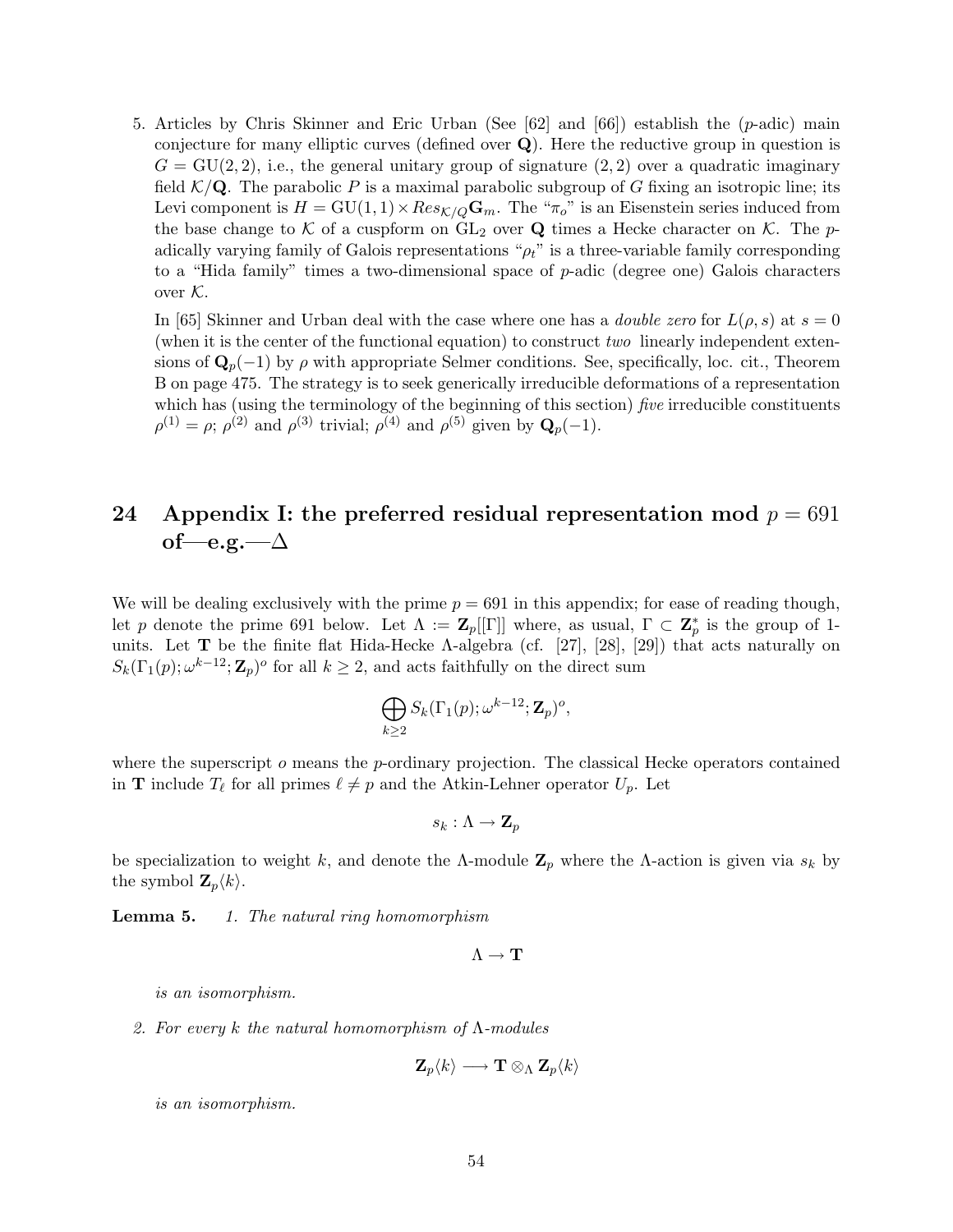5. Articles by Chris Skinner and Eric Urban (See [62] and [66]) establish the ($p$-adic) main conjecture for many elliptic curves (defined over $\mathbf{Q}$). Here the reductive group in question is $G = \mathrm{GU}(2,2)$, i.e., the general unitary group of signature $(2,2)$ over a quadratic imaginary field $\mathcal{K}/\mathbf{Q}$. The parabolic $P$ is a maximal parabolic subgroup of $G$ fixing an isotropic line; its Levi component is $H = \mathrm{GU}(1,1) \times Res_{\mathcal{K}/Q}\mathbf{G}_m$. The "$\pi_o$" is an Eisenstein series induced from the base change to $\mathcal{K}$ of a cuspform on $\mathrm{GL}_2$ over $\mathbf{Q}$ times a Hecke character on $\mathcal{K}$. The $p$-adically varying family of Galois representations "$\rho_t$" is a three-variable family corresponding to a "Hida family" times a two-dimensional space of $p$-adic (degree one) Galois characters over $\mathcal{K}$.

   In [65] Skinner and Urban deal with the case where one has a *double zero* for $L(\rho, s)$ at $s = 0$ (when it is the center of the functional equation) to construct *two* linearly independent extensions of $\mathbf{Q}_p(-1)$ by $\rho$ with appropriate Selmer conditions. See, specifically, loc. cit., Theorem B on page 475. The strategy is to seek generically irreducible deformations of a representation which has (using the terminology of the beginning of this section) *five* irreducible constituents $\rho^{(1)} = \rho$; $\rho^{(2)}$ and $\rho^{(3)}$ trivial; $\rho^{(4)}$ and $\rho^{(5)}$ given by $\mathbf{Q}_p(-1)$.

# 24 Appendix I: the preferred residual representation mod $p = 691$ of—e.g.—$\Delta$

We will be dealing exclusively with the prime $p = 691$ in this appendix; for ease of reading though, let $p$ denote the prime 691 below. Let $\Lambda := \mathbf{Z}_p[[\Gamma]]$ where, as usual, $\Gamma \subset \mathbf{Z}_p^*$ is the group of 1-units. Let $\mathbf{T}$ be the finite flat Hida-Hecke $\Lambda$-algebra (cf. [27], [28], [29]) that acts naturally on $S_k(\Gamma_1(p); \omega^{k-12}; \mathbf{Z}_p)^o$ for all $k \geq 2$, and acts faithfully on the direct sum

$$\bigoplus_{k \geq 2} S_k(\Gamma_1(p); \omega^{k-12}; \mathbf{Z}_p)^o,$$

where the superscript $o$ means the $p$-ordinary projection. The classical Hecke operators contained in $\mathbf{T}$ include $T_\ell$ for all primes $\ell \neq p$ and the Atkin-Lehner operator $U_p$. Let

$$s_k : \Lambda \to \mathbf{Z}_p$$

be specialization to weight $k$, and denote the $\Lambda$-module $\mathbf{Z}_p$ where the $\Lambda$-action is given via $s_k$ by the symbol $\mathbf{Z}_p\langle k \rangle$.

**Lemma 5.** *1. The natural ring homomorphism*

$$\Lambda \to \mathbf{T}$$

*is an isomorphism.*

*2. For every $k$ the natural homomorphism of $\Lambda$-modules*

$$\mathbf{Z}_p\langle k \rangle \longrightarrow \mathbf{T} \otimes_\Lambda \mathbf{Z}_p\langle k \rangle$$

*is an isomorphism.*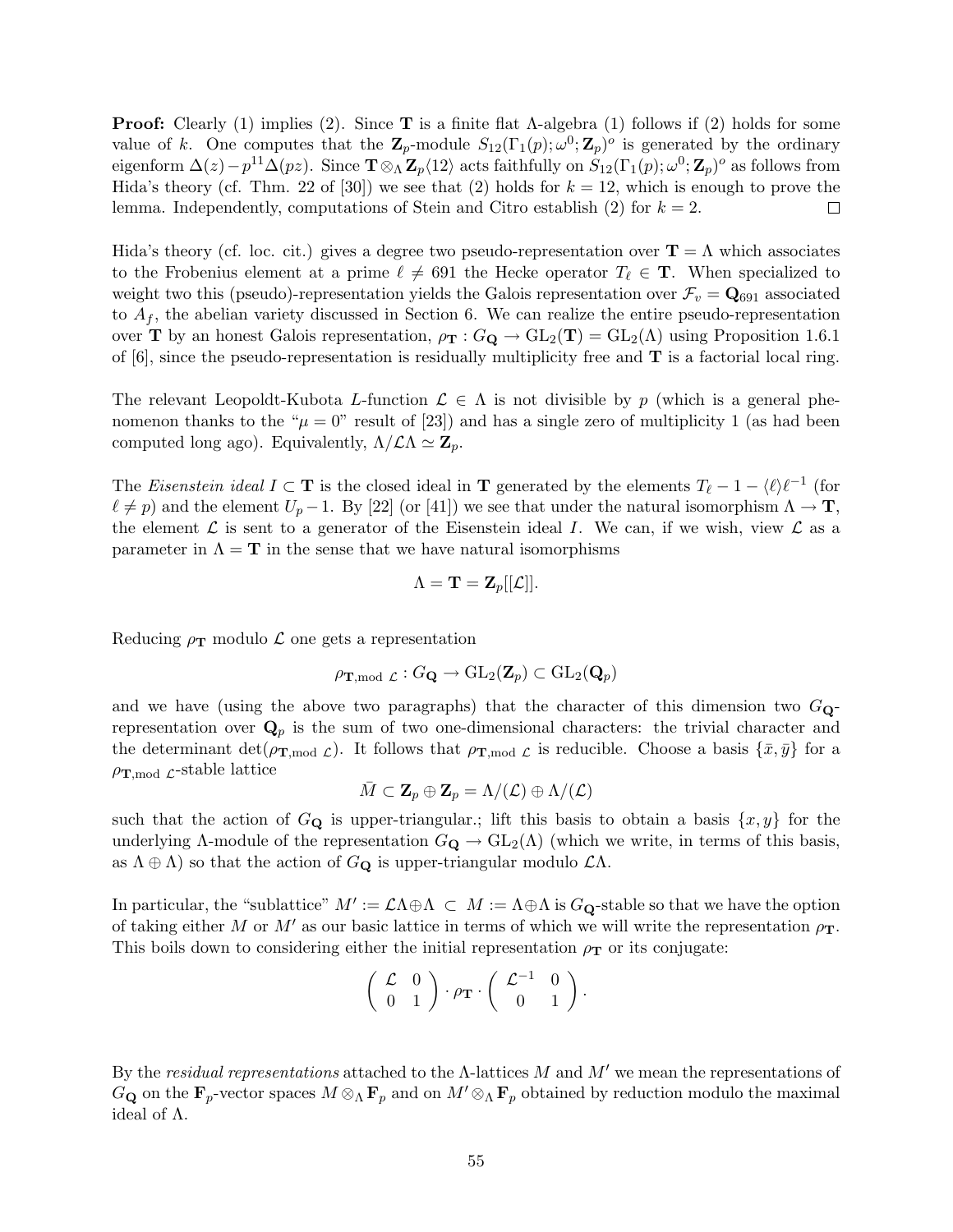**Proof:** Clearly (1) implies (2). Since $\mathbf{T}$ is a finite flat $\Lambda$-algebra (1) follows if (2) holds for some value of $k$. One computes that the $\mathbf{Z}_p$-module $S_{12}(\Gamma_1(p);\omega^0;\mathbf{Z}_p)^o$ is generated by the ordinary eigenform $\Delta(z) - p^{11}\Delta(pz)$. Since $\mathbf{T}\otimes_\Lambda \mathbf{Z}_p\langle 12\rangle$ acts faithfully on $S_{12}(\Gamma_1(p);\omega^0;\mathbf{Z}_p)^o$ as follows from Hida's theory (cf. Thm. 22 of [30]) we see that (2) holds for $k = 12$, which is enough to prove the lemma. Independently, computations of Stein and Citro establish (2) for $k = 2$. $\square$

Hida's theory (cf. loc. cit.) gives a degree two pseudo-representation over $\mathbf{T} = \Lambda$ which associates to the Frobenius element at a prime $\ell \neq 691$ the Hecke operator $T_\ell \in \mathbf{T}$. When specialized to weight two this (pseudo)-representation yields the Galois representation over $\mathcal{F}_v = \mathbf{Q}_{691}$ associated to $A_f$, the abelian variety discussed in Section 6. We can realize the entire pseudo-representation over $\mathbf{T}$ by an honest Galois representation, $\rho_{\mathbf{T}} : G_{\mathbf{Q}} \to \mathrm{GL}_2(\mathbf{T}) = \mathrm{GL}_2(\Lambda)$ using Proposition 1.6.1 of [6], since the pseudo-representation is residually multiplicity free and $\mathbf{T}$ is a factorial local ring.

The relevant Leopoldt-Kubota $L$-function $\mathcal{L} \in \Lambda$ is not divisible by $p$ (which is a general phenomenon thanks to the "$\mu = 0$" result of [23]) and has a single zero of multiplicity 1 (as had been computed long ago). Equivalently, $\Lambda/\mathcal{L}\Lambda \simeq \mathbf{Z}_p$.

The *Eisenstein ideal* $I \subset \mathbf{T}$ is the closed ideal in $\mathbf{T}$ generated by the elements $T_\ell - 1 - \langle\ell\rangle\ell^{-1}$ (for $\ell \neq p$) and the element $U_p - 1$. By [22] (or [41]) we see that under the natural isomorphism $\Lambda \to \mathbf{T}$, the element $\mathcal{L}$ is sent to a generator of the Eisenstein ideal $I$. We can, if we wish, view $\mathcal{L}$ as a parameter in $\Lambda = \mathbf{T}$ in the sense that we have natural isomorphisms

$$\Lambda = \mathbf{T} = \mathbf{Z}_p[[\mathcal{L}]].$$

Reducing $\rho_{\mathbf{T}}$ modulo $\mathcal{L}$ one gets a representation

$$\rho_{\mathbf{T},\mathrm{mod}\ \mathcal{L}} : G_{\mathbf{Q}} \to \mathrm{GL}_2(\mathbf{Z}_p) \subset \mathrm{GL}_2(\mathbf{Q}_p)$$

and we have (using the above two paragraphs) that the character of this dimension two $G_{\mathbf{Q}}$-representation over $\mathbf{Q}_p$ is the sum of two one-dimensional characters: the trivial character and the determinant $\det(\rho_{\mathbf{T},\mathrm{mod}\ \mathcal{L}})$. It follows that $\rho_{\mathbf{T},\mathrm{mod}\ \mathcal{L}}$ is reducible. Choose a basis $\{\bar{x},\bar{y}\}$ for a $\rho_{\mathbf{T},\mathrm{mod}\ \mathcal{L}}$-stable lattice

$$\bar{M} \subset \mathbf{Z}_p \oplus \mathbf{Z}_p = \Lambda/(\mathcal{L}) \oplus \Lambda/(\mathcal{L})$$

such that the action of $G_{\mathbf{Q}}$ is upper-triangular.; lift this basis to obtain a basis $\{x, y\}$ for the underlying $\Lambda$-module of the representation $G_{\mathbf{Q}} \to \mathrm{GL}_2(\Lambda)$ (which we write, in terms of this basis, as $\Lambda \oplus \Lambda$) so that the action of $G_{\mathbf{Q}}$ is upper-triangular modulo $\mathcal{L}\Lambda$.

In particular, the "sublattice" $M' := \mathcal{L}\Lambda \oplus \Lambda \ \subset\ M := \Lambda\oplus\Lambda$ is $G_{\mathbf{Q}}$-stable so that we have the option of taking either $M$ or $M'$ as our basic lattice in terms of which we will write the representation $\rho_{\mathbf{T}}$. This boils down to considering either the initial representation $\rho_{\mathbf{T}}$ or its conjugate:

$$\begin{pmatrix} \mathcal{L} & 0 \\ 0 & 1 \end{pmatrix} \cdot \rho_{\mathbf{T}} \cdot \begin{pmatrix} \mathcal{L}^{-1} & 0 \\ 0 & 1 \end{pmatrix}.$$

By the *residual representations* attached to the $\Lambda$-lattices $M$ and $M'$ we mean the representations of $G_{\mathbf{Q}}$ on the $\mathbf{F}_p$-vector spaces $M \otimes_\Lambda \mathbf{F}_p$ and on $M' \otimes_\Lambda \mathbf{F}_p$ obtained by reduction modulo the maximal ideal of $\Lambda$.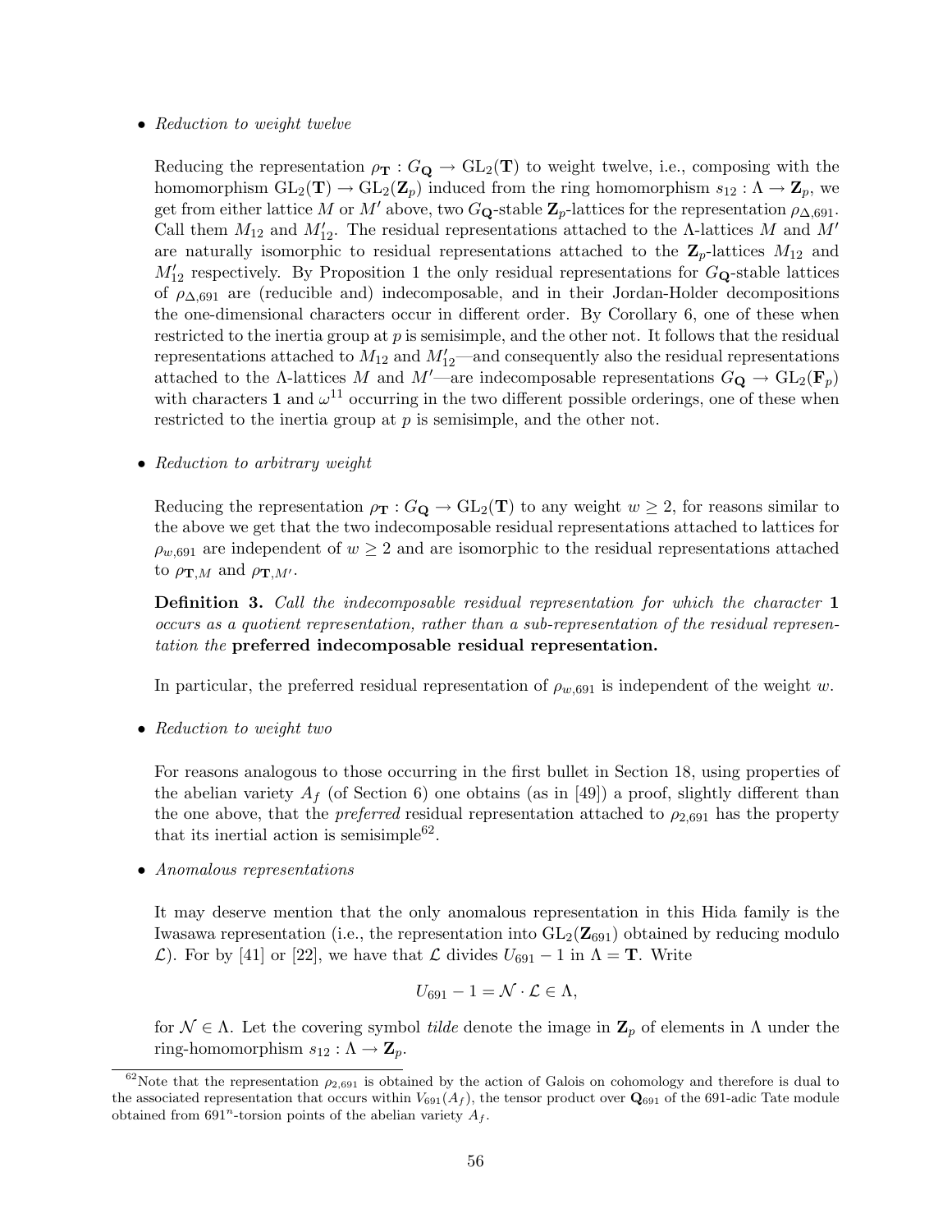- *Reduction to weight twelve*

  Reducing the representation $\rho_{\mathbf{T}} : G_{\mathbf{Q}} \to \mathrm{GL}_2(\mathbf{T})$ to weight twelve, i.e., composing with the homomorphism $\mathrm{GL}_2(\mathbf{T}) \to \mathrm{GL}_2(\mathbf{Z}_p)$ induced from the ring homomorphism $s_{12} : \Lambda \to \mathbf{Z}_p$, we get from either lattice $M$ or $M'$ above, two $G_{\mathbf{Q}}$-stable $\mathbf{Z}_p$-lattices for the representation $\rho_{\Delta,691}$. Call them $M_{12}$ and $M'_{12}$. The residual representations attached to the $\Lambda$-lattices $M$ and $M'$ are naturally isomorphic to residual representations attached to the $\mathbf{Z}_p$-lattices $M_{12}$ and $M'_{12}$ respectively. By Proposition 1 the only residual representations for $G_{\mathbf{Q}}$-stable lattices of $\rho_{\Delta,691}$ are (reducible and) indecomposable, and in their Jordan-Holder decompositions the one-dimensional characters occur in different order. By Corollary 6, one of these when restricted to the inertia group at $p$ is semisimple, and the other not. It follows that the residual representations attached to $M_{12}$ and $M'_{12}$—and consequently also the residual representations attached to the $\Lambda$-lattices $M$ and $M'$—are indecomposable representations $G_{\mathbf{Q}} \to \mathrm{GL}_2(\mathbf{F}_p)$ with characters $\mathbf{1}$ and $\omega^{11}$ occurring in the two different possible orderings, one of these when restricted to the inertia group at $p$ is semisimple, and the other not.

- *Reduction to arbitrary weight*

  Reducing the representation $\rho_{\mathbf{T}} : G_{\mathbf{Q}} \to \mathrm{GL}_2(\mathbf{T})$ to any weight $w \geq 2$, for reasons similar to the above we get that the two indecomposable residual representations attached to lattices for $\rho_{w,691}$ are independent of $w \geq 2$ and are isomorphic to the residual representations attached to $\rho_{\mathbf{T},M}$ and $\rho_{\mathbf{T},M'}$.

  **Definition 3.** *Call the indecomposable residual representation for which the character* $\mathbf{1}$ *occurs as a quotient representation, rather than a sub-representation of the residual representation the* **preferred indecomposable residual representation.**

  In particular, the preferred residual representation of $\rho_{w,691}$ is independent of the weight $w$.

- *Reduction to weight two*

  For reasons analogous to those occurring in the first bullet in Section 18, using properties of the abelian variety $A_f$ (of Section 6) one obtains (as in [49]) a proof, slightly different than the one above, that the *preferred* residual representation attached to $\rho_{2,691}$ has the property that its inertial action is semisimple[62].

- *Anomalous representations*

  It may deserve mention that the only anomalous representation in this Hida family is the Iwasawa representation (i.e., the representation into $\mathrm{GL}_2(\mathbf{Z}_{691})$ obtained by reducing modulo $\mathcal{L}$). For by [41] or [22], we have that $\mathcal{L}$ divides $U_{691} - 1$ in $\Lambda = \mathbf{T}$. Write

  $$U_{691} - 1 = \mathcal{N} \cdot \mathcal{L} \in \Lambda,$$

  for $\mathcal{N} \in \Lambda$. Let the covering symbol *tilde* denote the image in $\mathbf{Z}_p$ of elements in $\Lambda$ under the ring-homomorphism $s_{12} : \Lambda \to \mathbf{Z}_p$.

[62] Note that the representation $\rho_{2,691}$ is obtained by the action of Galois on cohomology and therefore is dual to the associated representation that occurs within $V_{691}(A_f)$, the tensor product over $\mathbf{Q}_{691}$ of the 691-adic Tate module obtained from $691^n$-torsion points of the abelian variety $A_f$.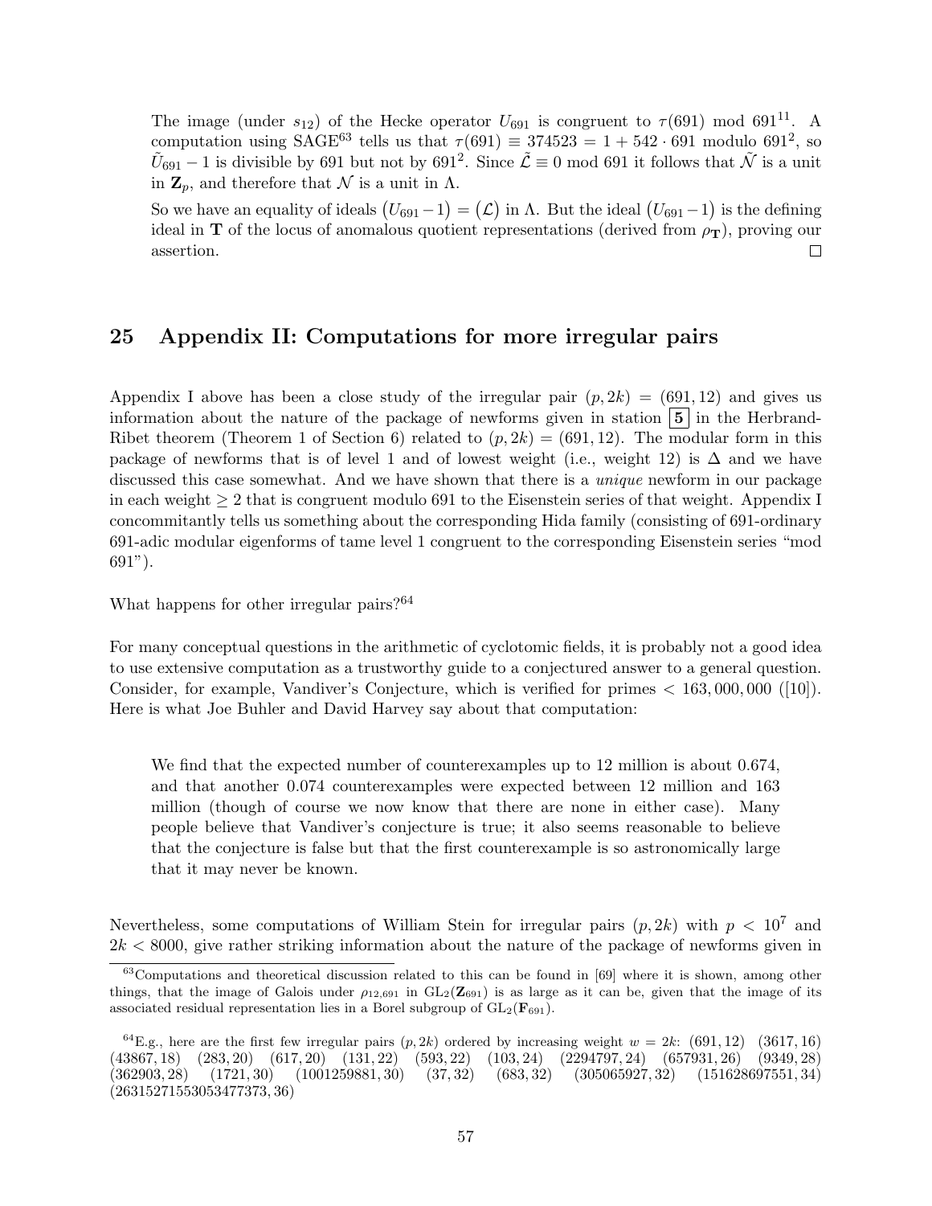The image (under $s_{12}$) of the Hecke operator $U_{691}$ is congruent to $\tau(691)$ mod $691^{11}$. A computation using SAGE[63] tells us that $\tau(691) \equiv 374523 = 1 + 542 \cdot 691$ modulo $691^2$, so $\tilde{U}_{691} - 1$ is divisible by 691 but not by $691^2$. Since $\tilde{\mathcal{L}} \equiv 0$ mod 691 it follows that $\tilde{\mathcal{N}}$ is a unit in $\mathbf{Z}_p$, and therefore that $\mathcal{N}$ is a unit in $\Lambda$.

So we have an equality of ideals $\big(U_{691} - 1\big) = \big(\mathcal{L}\big)$ in $\Lambda$. But the ideal $\big(U_{691} - 1\big)$ is the defining ideal in $\mathbf{T}$ of the locus of anomalous quotient representations (derived from $\rho_{\mathbf{T}}$), proving our assertion. □

## 25 Appendix II: Computations for more irregular pairs

Appendix I above has been a close study of the irregular pair $(p, 2k) = (691, 12)$ and gives us information about the nature of the package of newforms given in station **5** in the Herbrand-Ribet theorem (Theorem 1 of Section 6) related to $(p, 2k) = (691, 12)$. The modular form in this package of newforms that is of level 1 and of lowest weight (i.e., weight 12) is $\Delta$ and we have discussed this case somewhat. And we have shown that there is a *unique* newform in our package in each weight $\geq 2$ that is congruent modulo 691 to the Eisenstein series of that weight. Appendix I concommitantly tells us something about the corresponding Hida family (consisting of 691-ordinary 691-adic modular eigenforms of tame level 1 congruent to the corresponding Eisenstein series "mod 691").

What happens for other irregular pairs?[64]

For many conceptual questions in the arithmetic of cyclotomic fields, it is probably not a good idea to use extensive computation as a trustworthy guide to a conjectured answer to a general question. Consider, for example, Vandiver's Conjecture, which is verified for primes $< 163,000,000$ ([10]). Here is what Joe Buhler and David Harvey say about that computation:

> We find that the expected number of counterexamples up to 12 million is about 0.674, and that another 0.074 counterexamples were expected between 12 million and 163 million (though of course we now know that there are none in either case). Many people believe that Vandiver's conjecture is true; it also seems reasonable to believe that the conjecture is false but that the first counterexample is so astronomically large that it may never be known.

Nevertheless, some computations of William Stein for irregular pairs $(p, 2k)$ with $p < 10^7$ and $2k < 8000$, give rather striking information about the nature of the package of newforms given in

[63] Computations and theoretical discussion related to this can be found in [69] where it is shown, among other things, that the image of Galois under $\rho_{12,691}$ in $\mathrm{GL}_2(\mathbf{Z}_{691})$ is as large as it can be, given that the image of its associated residual representation lies in a Borel subgroup of $\mathrm{GL}_2(\mathbf{F}_{691})$.

[64] E.g., here are the first few irregular pairs $(p, 2k)$ ordered by increasing weight $w = 2k$: $(691, 12)$ $(3617, 16)$ $(43867, 18)$ $(283, 20)$ $(617, 20)$ $(131, 22)$ $(593, 22)$ $(103, 24)$ $(2294797, 24)$ $(657931, 26)$ $(9349, 28)$ $(362903, 28)$ $(1721, 30)$ $(1001259881, 30)$ $(37, 32)$ $(683, 32)$ $(305065927, 32)$ $(151628697551, 34)$ $(26315271553053477373, 36)$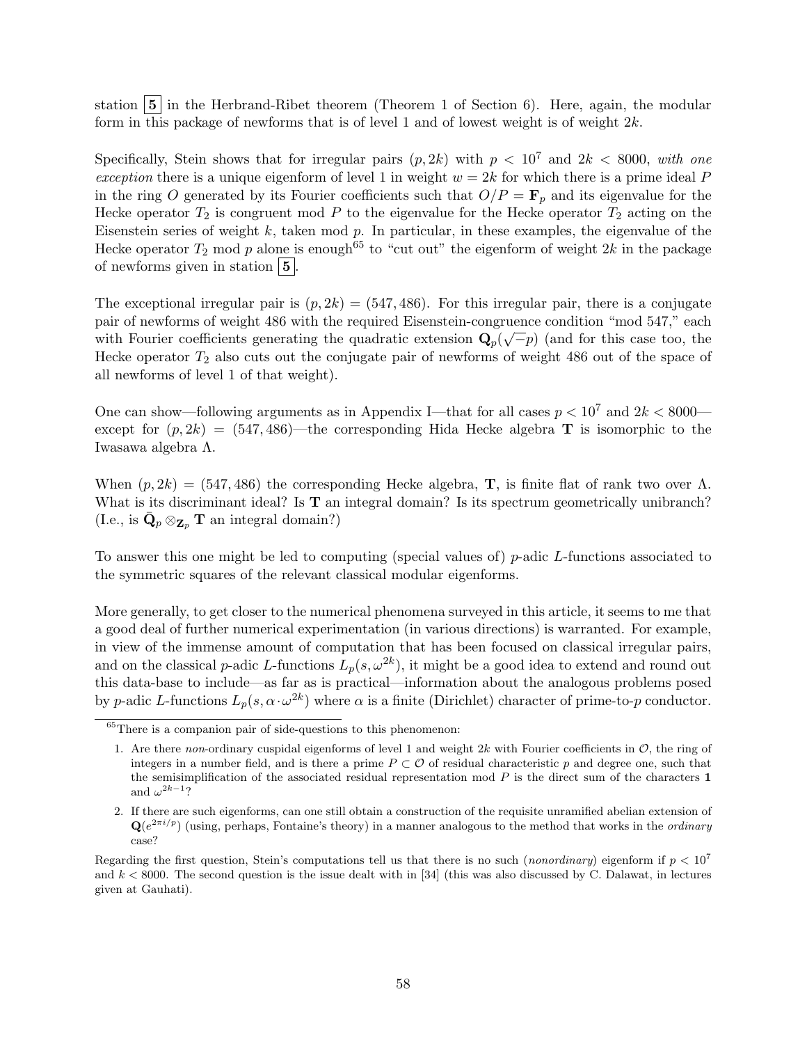station **5** in the Herbrand-Ribet theorem (Theorem 1 of Section 6). Here, again, the modular form in this package of newforms that is of level 1 and of lowest weight is of weight $2k$.

Specifically, Stein shows that for irregular pairs $(p, 2k)$ with $p < 10^7$ and $2k < 8000$, *with one exception* there is a unique eigenform of level 1 in weight $w = 2k$ for which there is a prime ideal $P$ in the ring $O$ generated by its Fourier coefficients such that $O/P = \mathbf{F}_p$ and its eigenvalue for the Hecke operator $T_2$ is congruent mod $P$ to the eigenvalue for the Hecke operator $T_2$ acting on the Eisenstein series of weight $k$, taken mod $p$. In particular, in these examples, the eigenvalue of the Hecke operator $T_2$ mod $p$ alone is enough[65] to "cut out" the eigenform of weight $2k$ in the package of newforms given in station **5**.

The exceptional irregular pair is $(p, 2k) = (547, 486)$. For this irregular pair, there is a conjugate pair of newforms of weight 486 with the required Eisenstein-congruence condition "mod 547," each with Fourier coefficients generating the quadratic extension $\mathbf{Q}_p(\sqrt{-p})$ (and for this case too, the Hecke operator $T_2$ also cuts out the conjugate pair of newforms of weight 486 out of the space of all newforms of level 1 of that weight).

One can show—following arguments as in Appendix I—that for all cases $p < 10^7$ and $2k < 8000$—except for $(p, 2k) = (547, 486)$—the corresponding Hida Hecke algebra $\mathbf{T}$ is isomorphic to the Iwasawa algebra $\Lambda$.

When $(p, 2k) = (547, 486)$ the corresponding Hecke algebra, $\mathbf{T}$, is finite flat of rank two over $\Lambda$. What is its discriminant ideal? Is $\mathbf{T}$ an integral domain? Is its spectrum geometrically unibranch? (I.e., is $\bar{\mathbf{Q}}_p \otimes_{\mathbf{Z}_p} \mathbf{T}$ an integral domain?)

To answer this one might be led to computing (special values of) $p$-adic $L$-functions associated to the symmetric squares of the relevant classical modular eigenforms.

More generally, to get closer to the numerical phenomena surveyed in this article, it seems to me that a good deal of further numerical experimentation (in various directions) is warranted. For example, in view of the immense amount of computation that has been focused on classical irregular pairs, and on the classical $p$-adic $L$-functions $L_p(s, \omega^{2k})$, it might be a good idea to extend and round out this data-base to include—as far as is practical—information about the analogous problems posed by $p$-adic $L$-functions $L_p(s, \alpha \cdot \omega^{2k})$ where $\alpha$ is a finite (Dirichlet) character of prime-to-$p$ conductor.

---

[65] There is a companion pair of side-questions to this phenomenon:

1. Are there *non*-ordinary cuspidal eigenforms of level 1 and weight $2k$ with Fourier coefficients in $\mathcal{O}$, the ring of integers in a number field, and is there a prime $P \subset \mathcal{O}$ of residual characteristic $p$ and degree one, such that the semisimplification of the associated residual representation mod $P$ is the direct sum of the characters $\mathbf{1}$ and $\omega^{2k-1}$?

2. If there are such eigenforms, can one still obtain a construction of the requisite unramified abelian extension of $\mathbf{Q}(e^{2\pi i/p})$ (using, perhaps, Fontaine's theory) in a manner analogous to the method that works in the *ordinary* case?

Regarding the first question, Stein's computations tell us that there is no such (*nonordinary*) eigenform if $p < 10^7$ and $k < 8000$. The second question is the issue dealt with in [34] (this was also discussed by C. Dalawat, in lectures given at Gauhati).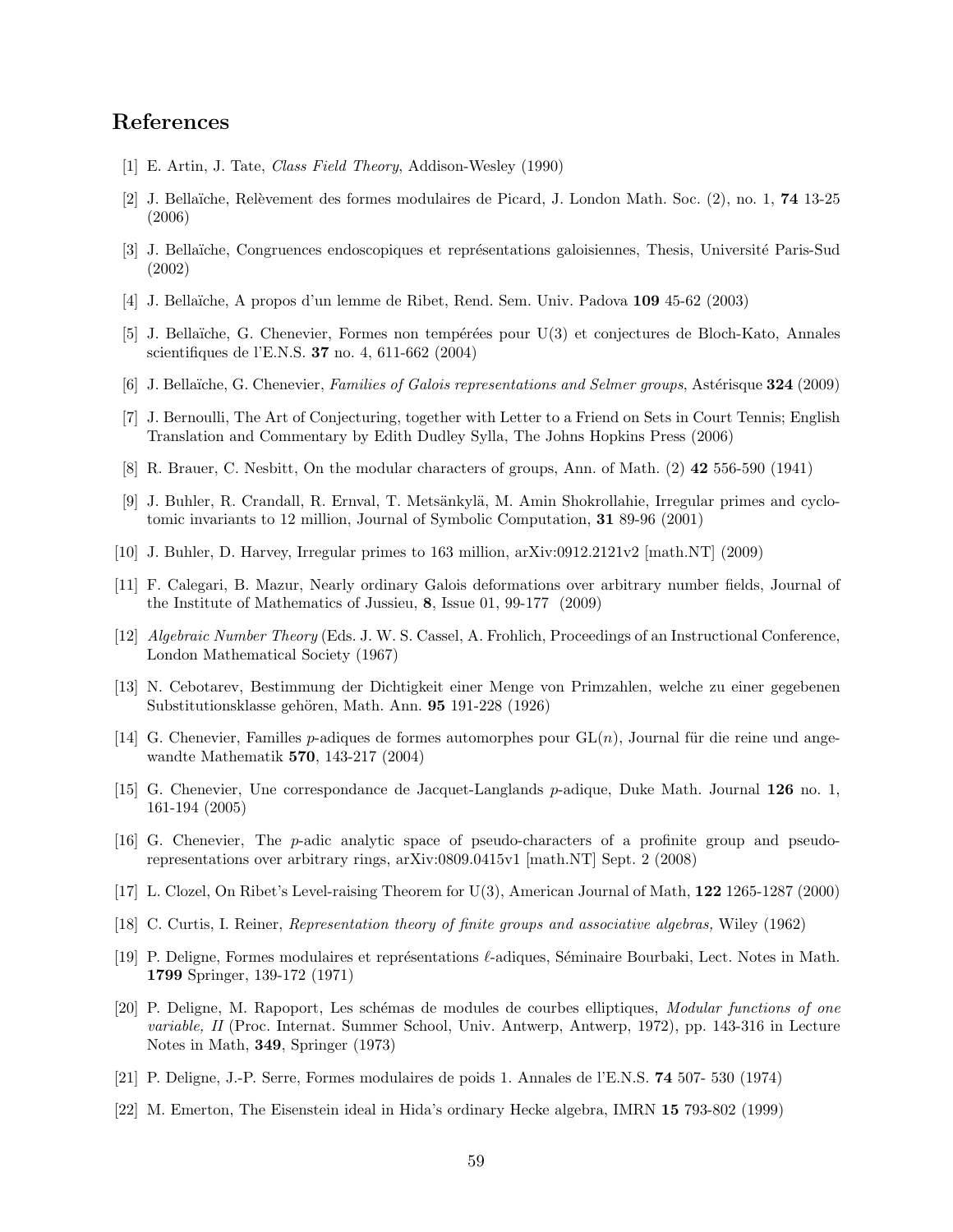## References

[1] E. Artin, J. Tate, *Class Field Theory*, Addison-Wesley (1990)

[2] J. Bellaïche, Relèvement des formes modulaires de Picard, J. London Math. Soc. (2), no. 1, **74** 13-25 (2006)

[3] J. Bellaïche, Congruences endoscopiques et représentations galoisiennes, Thesis, Université Paris-Sud (2002)

[4] J. Bellaïche, A propos d'un lemme de Ribet, Rend. Sem. Univ. Padova **109** 45-62 (2003)

[5] J. Bellaïche, G. Chenevier, Formes non tempérées pour U(3) et conjectures de Bloch-Kato, Annales scientifiques de l'E.N.S. **37** no. 4, 611-662 (2004)

[6] J. Bellaïche, G. Chenevier, *Families of Galois representations and Selmer groups*, Astérisque **324** (2009)

[7] J. Bernoulli, The Art of Conjecturing, together with Letter to a Friend on Sets in Court Tennis; English Translation and Commentary by Edith Dudley Sylla, The Johns Hopkins Press (2006)

[8] R. Brauer, C. Nesbitt, On the modular characters of groups, Ann. of Math. (2) **42** 556-590 (1941)

[9] J. Buhler, R. Crandall, R. Ernval, T. Metsänkylä, M. Amin Shokrollahie, Irregular primes and cyclotomic invariants to 12 million, Journal of Symbolic Computation, **31** 89-96 (2001)

[10] J. Buhler, D. Harvey, Irregular primes to 163 million, arXiv:0912.2121v2 [math.NT] (2009)

[11] F. Calegari, B. Mazur, Nearly ordinary Galois deformations over arbitrary number fields, Journal of the Institute of Mathematics of Jussieu, **8**, Issue 01, 99-177 (2009)

[12] *Algebraic Number Theory* (Eds. J. W. S. Cassel, A. Frohlich, Proceedings of an Instructional Conference, London Mathematical Society (1967)

[13] N. Cebotarev, Bestimmung der Dichtigkeit einer Menge von Primzahlen, welche zu einer gegebenen Substitutionsklasse gehören, Math. Ann. **95** 191-228 (1926)

[14] G. Chenevier, Familles $p$-adiques de formes automorphes pour $\mathrm{GL}(n)$, Journal für die reine und angewandte Mathematik **570**, 143-217 (2004)

[15] G. Chenevier, Une correspondance de Jacquet-Langlands $p$-adique, Duke Math. Journal **126** no. 1, 161-194 (2005)

[16] G. Chenevier, The $p$-adic analytic space of pseudo-characters of a profinite group and pseudo-representations over arbitrary rings, arXiv:0809.0415v1 [math.NT] Sept. 2 (2008)

[17] L. Clozel, On Ribet's Level-raising Theorem for U(3), American Journal of Math, **122** 1265-1287 (2000)

[18] C. Curtis, I. Reiner, *Representation theory of finite groups and associative algebras,* Wiley (1962)

[19] P. Deligne, Formes modulaires et représentations $\ell$-adiques, Séminaire Bourbaki, Lect. Notes in Math. **1799** Springer, 139-172 (1971)

[20] P. Deligne, M. Rapoport, Les schémas de modules de courbes elliptiques, *Modular functions of one variable, II* (Proc. Internat. Summer School, Univ. Antwerp, Antwerp, 1972), pp. 143-316 in Lecture Notes in Math, **349**, Springer (1973)

[21] P. Deligne, J.-P. Serre, Formes modulaires de poids 1. Annales de l'E.N.S. **74** 507- 530 (1974)

[22] M. Emerton, The Eisenstein ideal in Hida's ordinary Hecke algebra, IMRN **15** 793-802 (1999)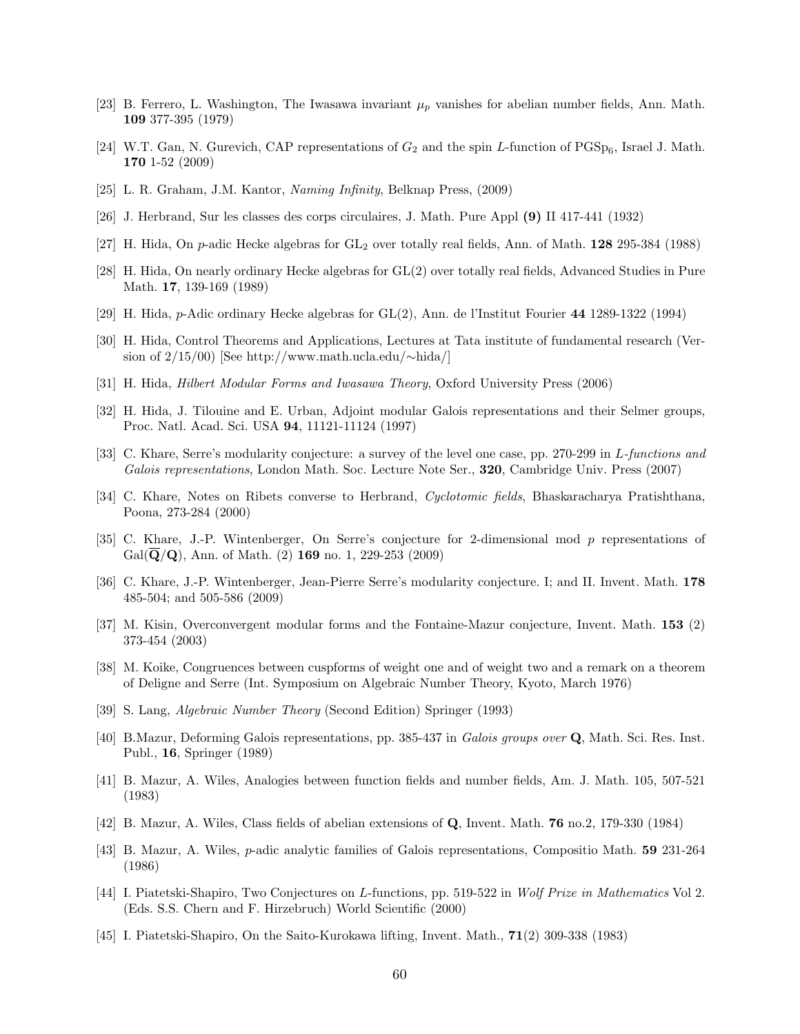[23] B. Ferrero, L. Washington, The Iwasawa invariant $\mu_p$ vanishes for abelian number fields, Ann. Math. **109** 377-395 (1979)

[24] W.T. Gan, N. Gurevich, CAP representations of $G_2$ and the spin $L$-function of $\mathrm{PGSp}_6$, Israel J. Math. **170** 1-52 (2009)

[25] L. R. Graham, J.M. Kantor, *Naming Infinity*, Belknap Press, (2009)

[26] J. Herbrand, Sur les classes des corps circulaires, J. Math. Pure Appl **(9)** II 417-441 (1932)

[27] H. Hida, On $p$-adic Hecke algebras for $\mathrm{GL}_2$ over totally real fields, Ann. of Math. **128** 295-384 (1988)

[28] H. Hida, On nearly ordinary Hecke algebras for GL(2) over totally real fields, Advanced Studies in Pure Math. **17**, 139-169 (1989)

[29] H. Hida, $p$-Adic ordinary Hecke algebras for GL(2), Ann. de l'Institut Fourier **44** 1289-1322 (1994)

[30] H. Hida, Control Theorems and Applications, Lectures at Tata institute of fundamental research (Version of 2/15/00) [See http://www.math.ucla.edu/∼hida/]

[31] H. Hida, *Hilbert Modular Forms and Iwasawa Theory*, Oxford University Press (2006)

[32] H. Hida, J. Tilouine and E. Urban, Adjoint modular Galois representations and their Selmer groups, Proc. Natl. Acad. Sci. USA **94**, 11121-11124 (1997)

[33] C. Khare, Serre's modularity conjecture: a survey of the level one case, pp. 270-299 in *L-functions and Galois representations*, London Math. Soc. Lecture Note Ser., **320**, Cambridge Univ. Press (2007)

[34] C. Khare, Notes on Ribets converse to Herbrand, *Cyclotomic fields*, Bhaskaracharya Pratishthana, Poona, 273-284 (2000)

[35] C. Khare, J.-P. Wintenberger, On Serre's conjecture for 2-dimensional mod $p$ representations of $\mathrm{Gal}(\overline{\mathbf{Q}}/\mathbf{Q})$, Ann. of Math. (2) **169** no. 1, 229-253 (2009)

[36] C. Khare, J.-P. Wintenberger, Jean-Pierre Serre's modularity conjecture. I; and II. Invent. Math. **178** 485-504; and 505-586 (2009)

[37] M. Kisin, Overconvergent modular forms and the Fontaine-Mazur conjecture, Invent. Math. **153** (2) 373-454 (2003)

[38] M. Koike, Congruences between cuspforms of weight one and of weight two and a remark on a theorem of Deligne and Serre (Int. Symposium on Algebraic Number Theory, Kyoto, March 1976)

[39] S. Lang, *Algebraic Number Theory* (Second Edition) Springer (1993)

[40] B.Mazur, Deforming Galois representations, pp. 385-437 in *Galois groups over* $\mathbf{Q}$, Math. Sci. Res. Inst. Publ., **16**, Springer (1989)

[41] B. Mazur, A. Wiles, Analogies between function fields and number fields, Am. J. Math. 105, 507-521 (1983)

[42] B. Mazur, A. Wiles, Class fields of abelian extensions of $\mathbf{Q}$, Invent. Math. **76** no.2, 179-330 (1984)

[43] B. Mazur, A. Wiles, $p$-adic analytic families of Galois representations, Compositio Math. **59** 231-264 (1986)

[44] I. Piatetski-Shapiro, Two Conjectures on $L$-functions, pp. 519-522 in *Wolf Prize in Mathematics* Vol 2. (Eds. S.S. Chern and F. Hirzebruch) World Scientific (2000)

[45] I. Piatetski-Shapiro, On the Saito-Kurokawa lifting, Invent. Math., **71**(2) 309-338 (1983)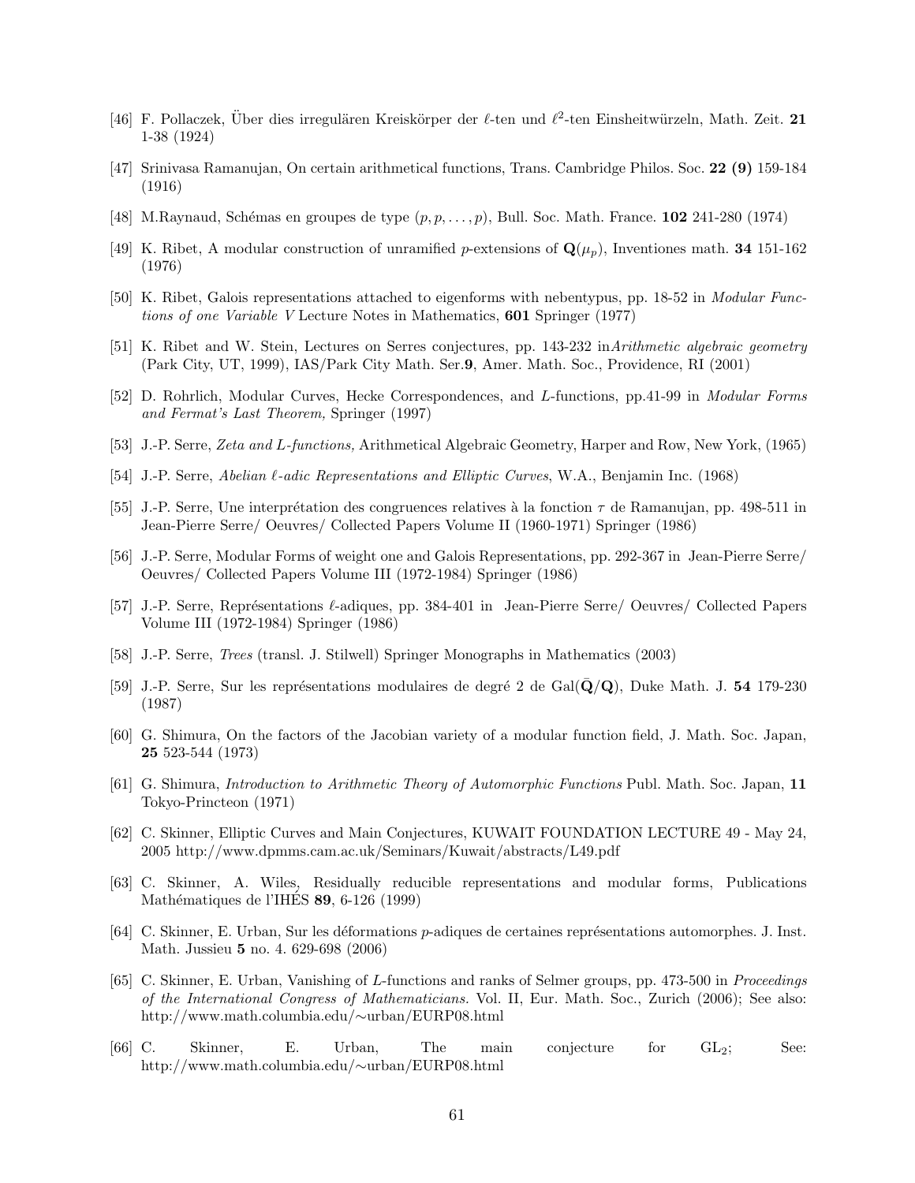[46] F. Pollaczek, Über dies irregulären Kreiskörper der $\ell$-ten und $\ell^2$-ten Einsheitwürzeln, Math. Zeit. **21** 1-38 (1924)

[47] Srinivasa Ramanujan, On certain arithmetical functions, Trans. Cambridge Philos. Soc. **22 (9)** 159-184 (1916)

[48] M.Raynaud, Schémas en groupes de type $(p, p, \ldots, p)$, Bull. Soc. Math. France. **102** 241-280 (1974)

[49] K. Ribet, A modular construction of unramified $p$-extensions of $\mathbf{Q}(\mu_p)$, Inventiones math. **34** 151-162 (1976)

[50] K. Ribet, Galois representations attached to eigenforms with nebentypus, pp. 18-52 in *Modular Functions of one Variable V* Lecture Notes in Mathematics, **601** Springer (1977)

[51] K. Ribet and W. Stein, Lectures on Serres conjectures, pp. 143-232 in*Arithmetic algebraic geometry* (Park City, UT, 1999), IAS/Park City Math. Ser.**9**, Amer. Math. Soc., Providence, RI (2001)

[52] D. Rohrlich, Modular Curves, Hecke Correspondences, and $L$-functions, pp.41-99 in *Modular Forms and Fermat's Last Theorem,* Springer (1997)

[53] J.-P. Serre, *Zeta and L-functions,* Arithmetical Algebraic Geometry, Harper and Row, New York, (1965)

[54] J.-P. Serre, *Abelian $\ell$-adic Representations and Elliptic Curves*, W.A., Benjamin Inc. (1968)

[55] J.-P. Serre, Une interprétation des congruences relatives à la fonction $\tau$ de Ramanujan, pp. 498-511 in Jean-Pierre Serre/ Oeuvres/ Collected Papers Volume II (1960-1971) Springer (1986)

[56] J.-P. Serre, Modular Forms of weight one and Galois Representations, pp. 292-367 in Jean-Pierre Serre/ Oeuvres/ Collected Papers Volume III (1972-1984) Springer (1986)

[57] J.-P. Serre, Représentations $\ell$-adiques, pp. 384-401 in Jean-Pierre Serre/ Oeuvres/ Collected Papers Volume III (1972-1984) Springer (1986)

[58] J.-P. Serre, *Trees* (transl. J. Stilwell) Springer Monographs in Mathematics (2003)

[59] J.-P. Serre, Sur les représentations modulaires de degré 2 de $\mathrm{Gal}(\bar{\mathbf{Q}}/\mathbf{Q})$, Duke Math. J. **54** 179-230 (1987)

[60] G. Shimura, On the factors of the Jacobian variety of a modular function field, J. Math. Soc. Japan, **25** 523-544 (1973)

[61] G. Shimura, *Introduction to Arithmetic Theory of Automorphic Functions* Publ. Math. Soc. Japan, **11** Tokyo-Princteon (1971)

[62] C. Skinner, Elliptic Curves and Main Conjectures, KUWAIT FOUNDATION LECTURE 49 - May 24, 2005 http://www.dpmms.cam.ac.uk/Seminars/Kuwait/abstracts/L49.pdf

[63] C. Skinner, A. Wiles, Residually reducible representations and modular forms, Publications Mathématiques de l'IHÉS **89**, 6-126 (1999)

[64] C. Skinner, E. Urban, Sur les déformations $p$-adiques de certaines représentations automorphes. J. Inst. Math. Jussieu **5** no. 4. 629-698 (2006)

[65] C. Skinner, E. Urban, Vanishing of $L$-functions and ranks of Selmer groups, pp. 473-500 in *Proceedings of the International Congress of Mathematicians.* Vol. II, Eur. Math. Soc., Zurich (2006); See also: http://www.math.columbia.edu/∼urban/EURP08.html

[66] C. Skinner, E. Urban, The main conjecture for $\mathrm{GL}_2$; See: http://www.math.columbia.edu/∼urban/EURP08.html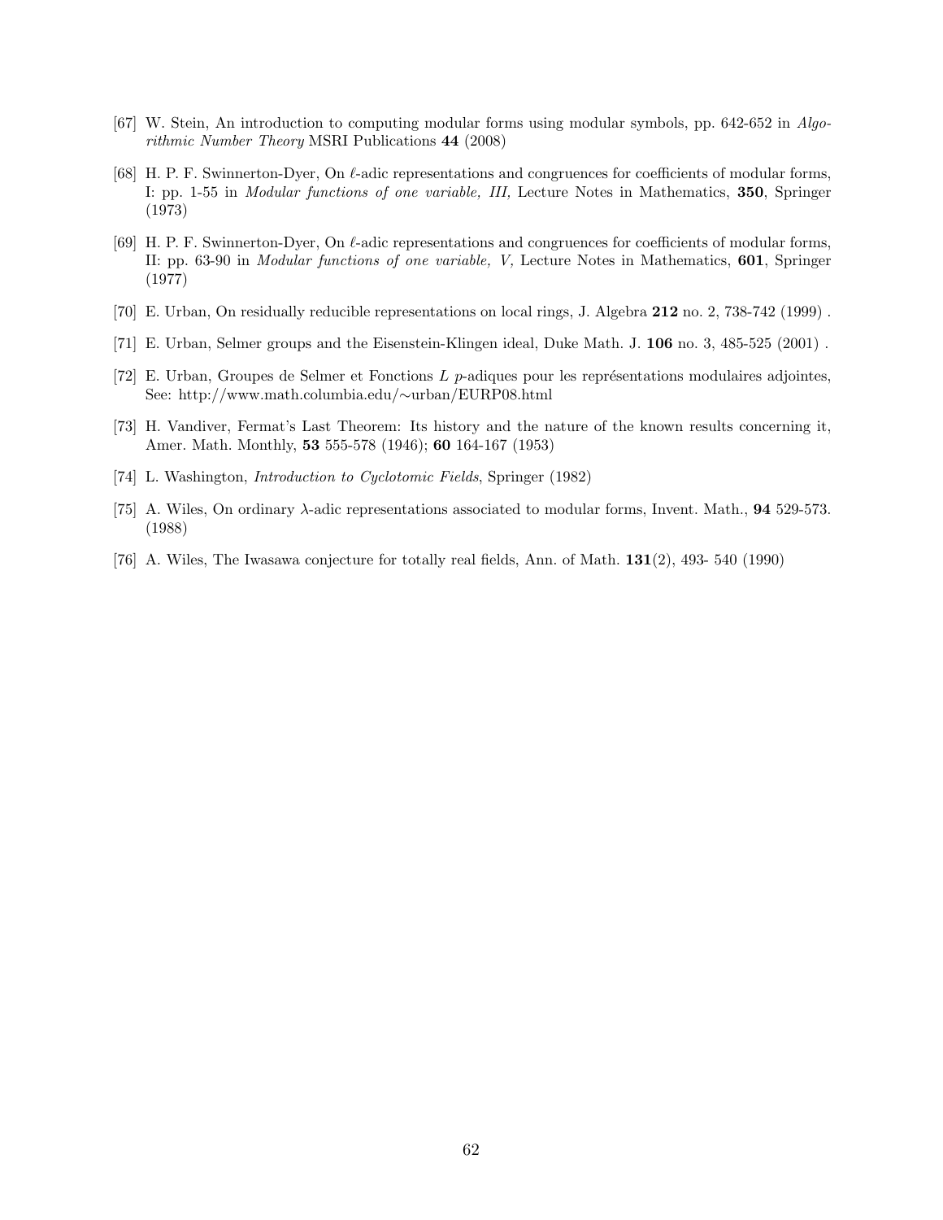[67] W. Stein, An introduction to computing modular forms using modular symbols, pp. 642-652 in *Algorithmic Number Theory* MSRI Publications **44** (2008)

[68] H. P. F. Swinnerton-Dyer, On $\ell$-adic representations and congruences for coefficients of modular forms, I: pp. 1-55 in *Modular functions of one variable, III,* Lecture Notes in Mathematics, **350**, Springer (1973)

[69] H. P. F. Swinnerton-Dyer, On $\ell$-adic representations and congruences for coefficients of modular forms, II: pp. 63-90 in *Modular functions of one variable, V,* Lecture Notes in Mathematics, **601**, Springer (1977)

[70] E. Urban, On residually reducible representations on local rings, J. Algebra **212** no. 2, 738-742 (1999) .

[71] E. Urban, Selmer groups and the Eisenstein-Klingen ideal, Duke Math. J. **106** no. 3, 485-525 (2001) .

[72] E. Urban, Groupes de Selmer et Fonctions $L$ $p$-adiques pour les représentations modulaires adjointes, See: http://www.math.columbia.edu/∼urban/EURP08.html

[73] H. Vandiver, Fermat's Last Theorem: Its history and the nature of the known results concerning it, Amer. Math. Monthly, **53** 555-578 (1946); **60** 164-167 (1953)

[74] L. Washington, *Introduction to Cyclotomic Fields*, Springer (1982)

[75] A. Wiles, On ordinary $\lambda$-adic representations associated to modular forms, Invent. Math., **94** 529-573. (1988)

[76] A. Wiles, The Iwasawa conjecture for totally real fields, Ann. of Math. **131**(2), 493- 540 (1990)